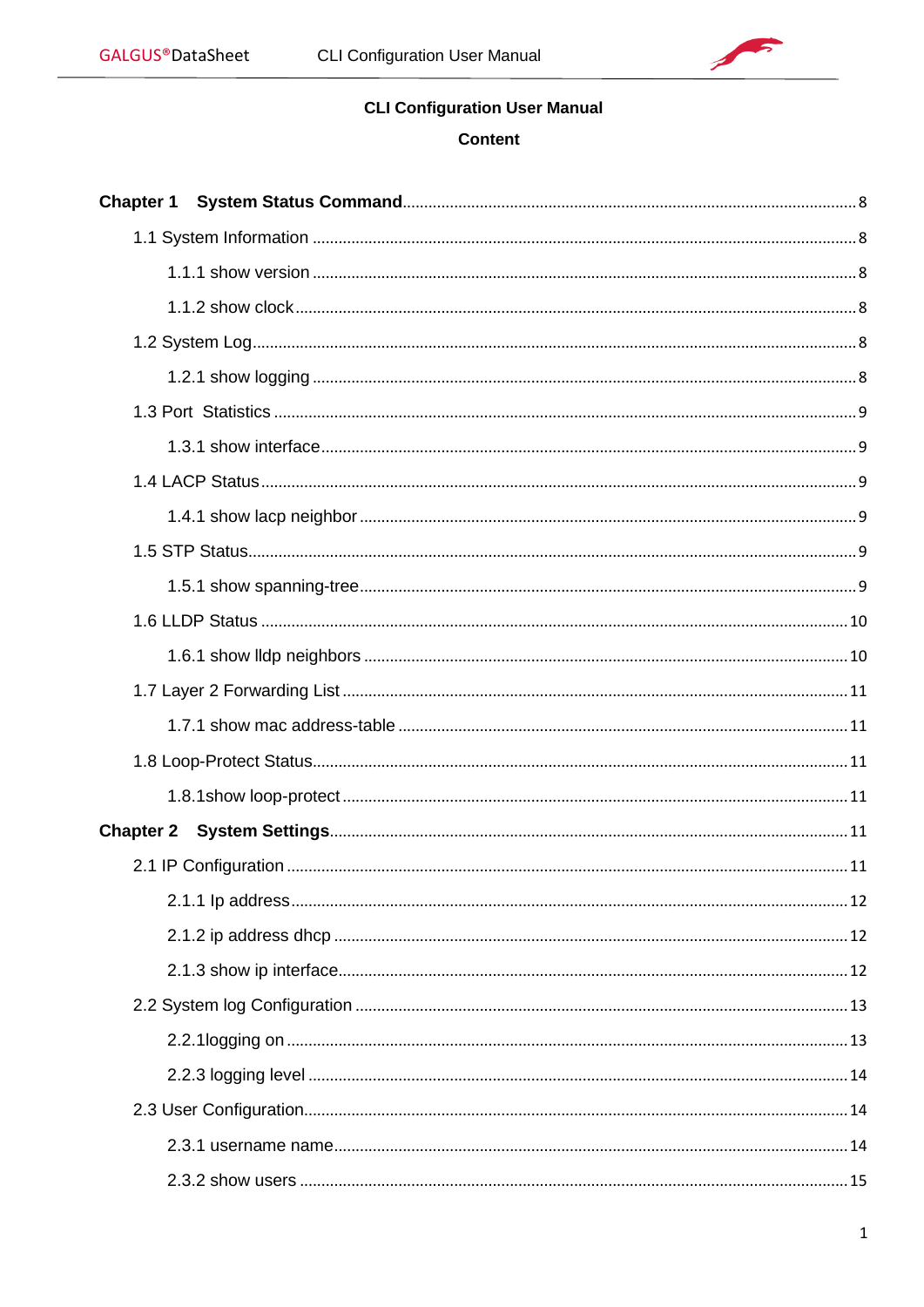**CLI Configuration User Manual**

**Content**

**Chapter 1 System Status Command** ........ 8

- 1.1 System Information ........ 8
  - 1.1.1 show version ........ 8
  - 1.1.2 show clock ........ 8
- 1.2 System Log ........ 8
  - 1.2.1 show logging ........ 8
- 1.3 Port Statistics ........ 9
  - 1.3.1 show interface ........ 9
- 1.4 LACP Status ........ 9
  - 1.4.1 show lacp neighbor ........ 9
- 1.5 STP Status ........ 9
  - 1.5.1 show spanning-tree ........ 9
- 1.6 LLDP Status ........ 10
  - 1.6.1 show lldp neighbors ........ 10
- 1.7 Layer 2 Forwarding List ........ 11
  - 1.7.1 show mac address-table ........ 11
- 1.8 Loop-Protect Status ........ 11
  - 1.8.1show loop-protect ........ 11

**Chapter 2 System Settings** ........ 11

- 2.1 IP Configuration ........ 11
  - 2.1.1 Ip address ........ 12
  - 2.1.2 ip address dhcp ........ 12
  - 2.1.3 show ip interface ........ 12
- 2.2 System log Configuration ........ 13
  - 2.2.1logging on ........ 13
  - 2.2.3 logging level ........ 14
- 2.3 User Configuration ........ 14
  - 2.3.1 username name ........ 14
  - 2.3.2 show users ........ 15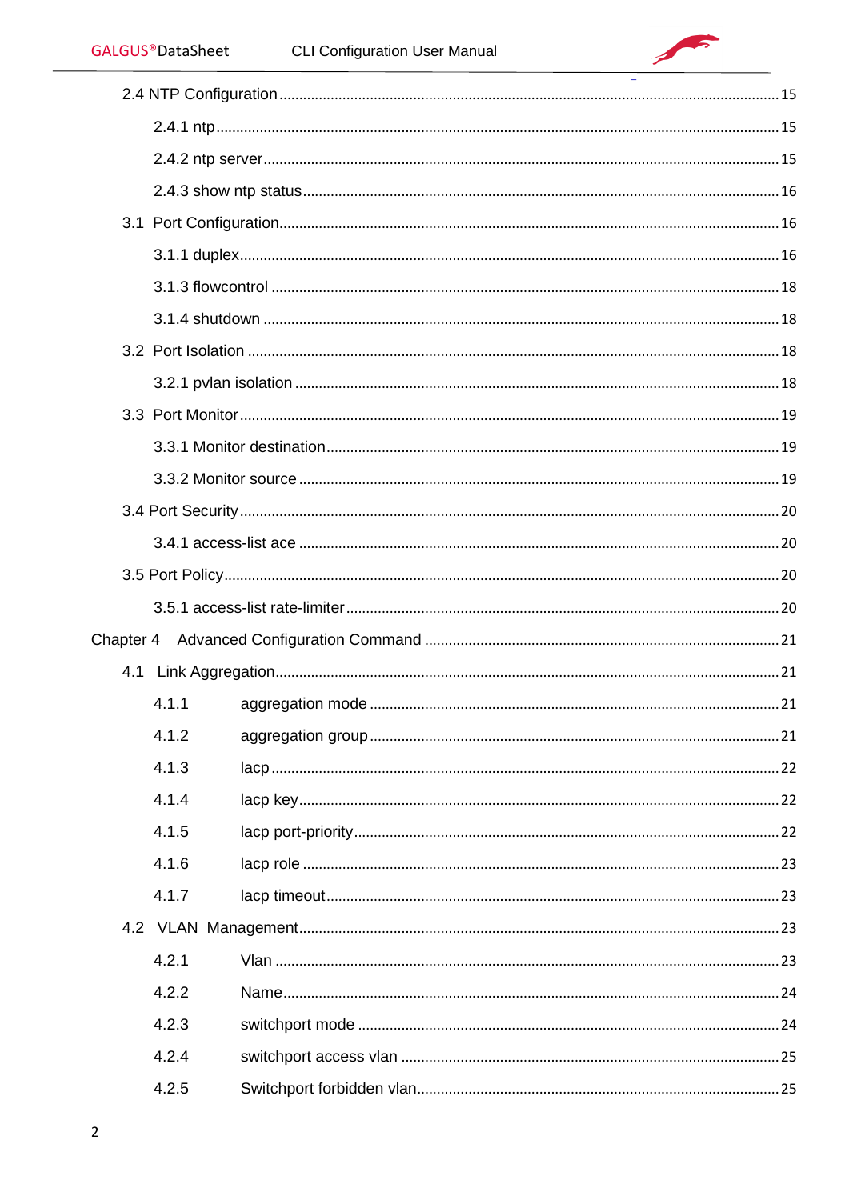2.4 NTP Configuration ........................................................................................................ 15

2.4.1 ntp ........................................................................................................................ 15

2.4.2 ntp server .............................................................................................................. 15

2.4.3 show ntp status ..................................................................................................... 16

3.1 Port Configuration ........................................................................................................ 16

3.1.1 duplex ................................................................................................................... 16

3.1.3 flowcontrol ............................................................................................................ 18

3.1.4 shutdown .............................................................................................................. 18

3.2 Port Isolation ................................................................................................................ 18

3.2.1 pvlan isolation ....................................................................................................... 18

3.3 Port Monitor .................................................................................................................. 19

3.3.1 Monitor destination ............................................................................................... 19

3.3.2 Monitor source ...................................................................................................... 19

3.4 Port Security .................................................................................................................. 20

3.4.1 access-list ace ....................................................................................................... 20

3.5 Port Policy ..................................................................................................................... 20

3.5.1 access-list rate-limiter ........................................................................................... 20

Chapter 4 Advanced Configuration Command ..................................................................... 21

4.1 Link Aggregation ............................................................................................................ 21

4.1.1 aggregation mode .................................................................................................... 21

4.1.2 aggregation group .................................................................................................... 21

4.1.3 lacp .......................................................................................................................... 22

4.1.4 lacp key .................................................................................................................... 22

4.1.5 lacp port-priority ...................................................................................................... 22

4.1.6 lacp role ................................................................................................................... 23

4.1.7 lacp timeout ............................................................................................................. 23

4.2 VLAN Management ........................................................................................................ 23

4.2.1 Vlan .......................................................................................................................... 23

4.2.2 Name ........................................................................................................................ 24

4.2.3 switchport mode ...................................................................................................... 24

4.2.4 switchport access vlan ............................................................................................. 25

4.2.5 Switchport forbidden vlan ........................................................................................ 25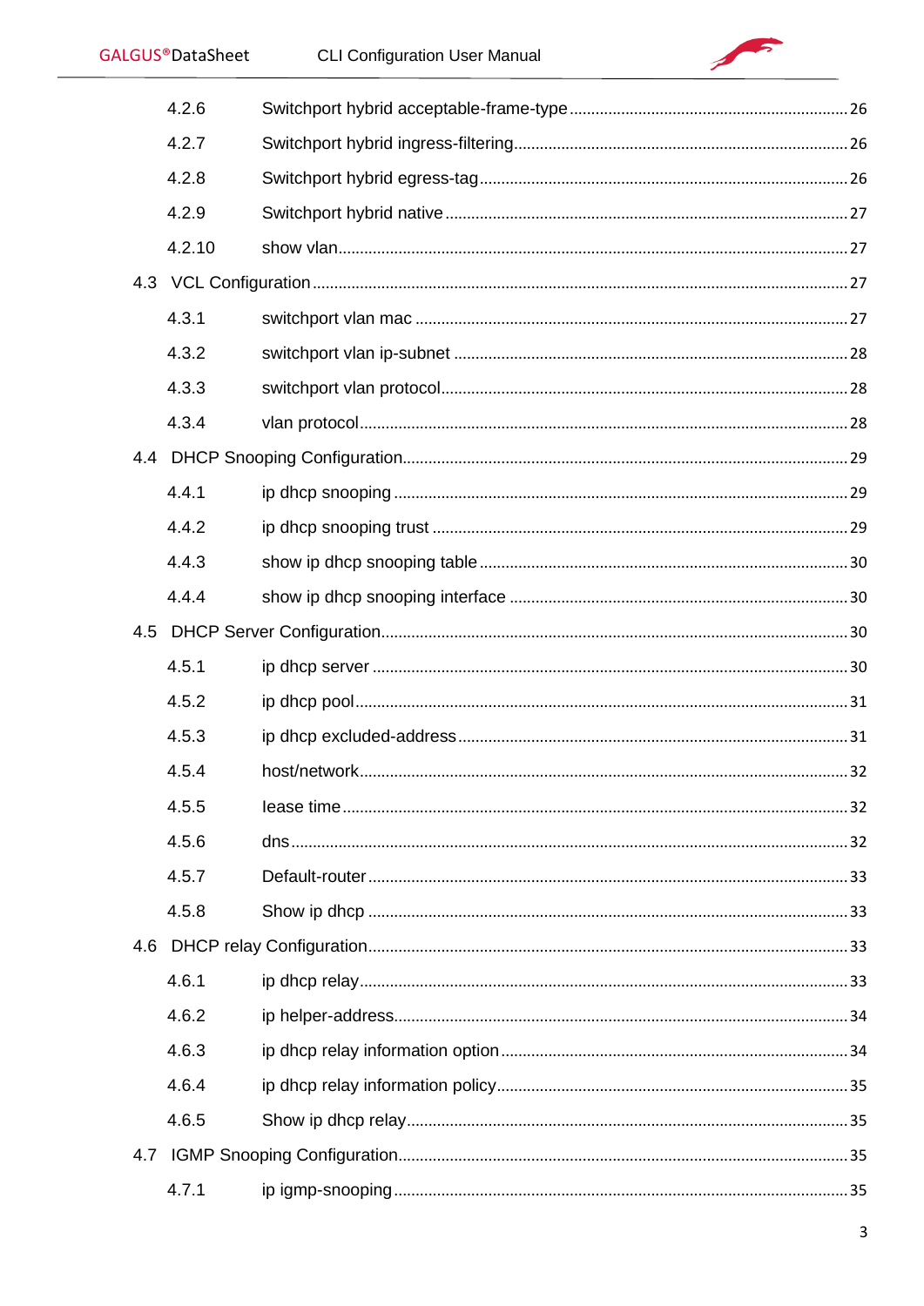| | | |
|---|---|---|
| 4.2.6 | Switchport hybrid acceptable-frame-type | 26 |
| 4.2.7 | Switchport hybrid ingress-filtering | 26 |
| 4.2.8 | Switchport hybrid egress-tag | 26 |
| 4.2.9 | Switchport hybrid native | 27 |
| 4.2.10 | show vlan | 27 |
| 4.3 | VCL Configuration | 27 |
| 4.3.1 | switchport vlan mac | 27 |
| 4.3.2 | switchport vlan ip-subnet | 28 |
| 4.3.3 | switchport vlan protocol | 28 |
| 4.3.4 | vlan protocol | 28 |
| 4.4 | DHCP Snooping Configuration | 29 |
| 4.4.1 | ip dhcp snooping | 29 |
| 4.4.2 | ip dhcp snooping trust | 29 |
| 4.4.3 | show ip dhcp snooping table | 30 |
| 4.4.4 | show ip dhcp snooping interface | 30 |
| 4.5 | DHCP Server Configuration | 30 |
| 4.5.1 | ip dhcp server | 30 |
| 4.5.2 | ip dhcp pool | 31 |
| 4.5.3 | ip dhcp excluded-address | 31 |
| 4.5.4 | host/network | 32 |
| 4.5.5 | lease time | 32 |
| 4.5.6 | dns | 32 |
| 4.5.7 | Default-router | 33 |
| 4.5.8 | Show ip dhcp | 33 |
| 4.6 | DHCP relay Configuration | 33 |
| 4.6.1 | ip dhcp relay | 33 |
| 4.6.2 | ip helper-address | 34 |
| 4.6.3 | ip dhcp relay information option | 34 |
| 4.6.4 | ip dhcp relay information policy | 35 |
| 4.6.5 | Show ip dhcp relay | 35 |
| 4.7 | IGMP Snooping Configuration | 35 |
| 4.7.1 | ip igmp-snooping | 35 |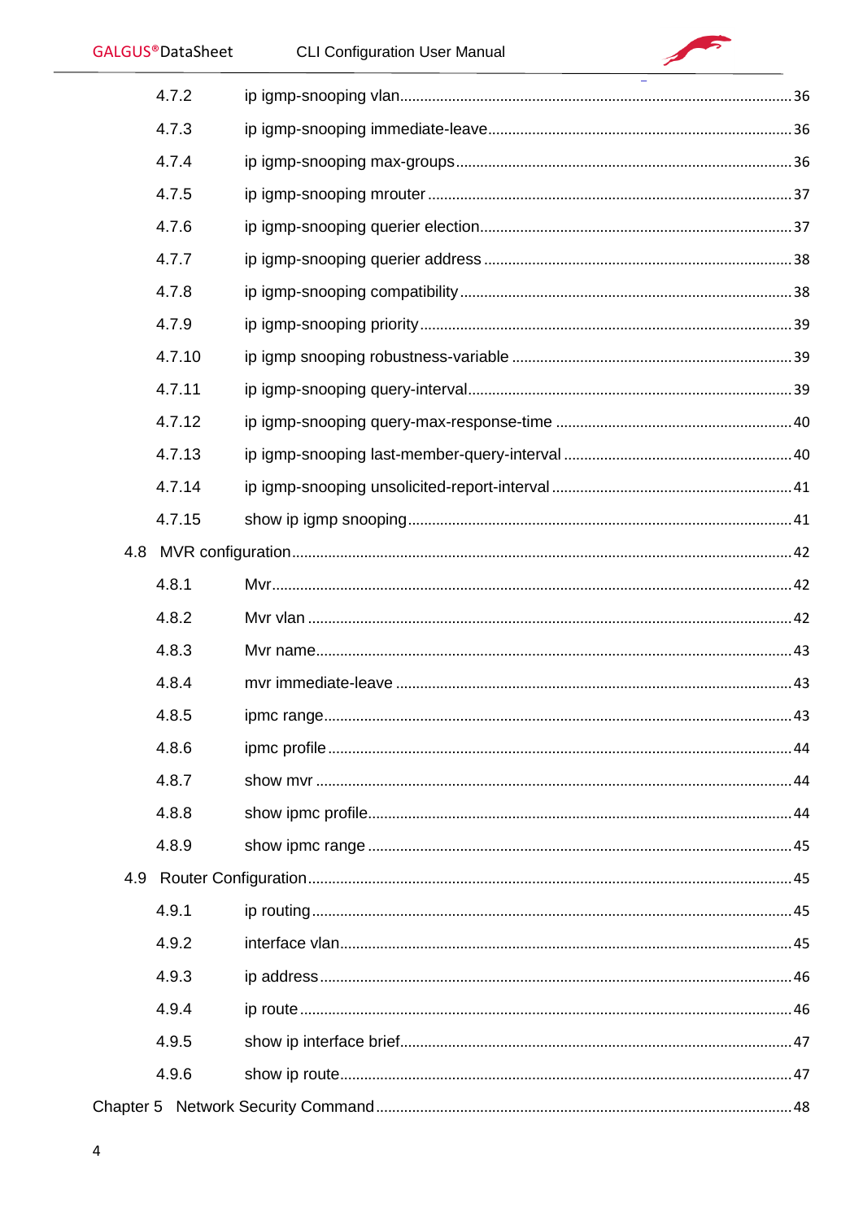4.7.2 ip igmp-snooping vlan ..... 36

4.7.3 ip igmp-snooping immediate-leave ..... 36

4.7.4 ip igmp-snooping max-groups ..... 36

4.7.5 ip igmp-snooping mrouter ..... 37

4.7.6 ip igmp-snooping querier election ..... 37

4.7.7 ip igmp-snooping querier address ..... 38

4.7.8 ip igmp-snooping compatibility ..... 38

4.7.9 ip igmp-snooping priority ..... 39

4.7.10 ip igmp snooping robustness-variable ..... 39

4.7.11 ip igmp-snooping query-interval ..... 39

4.7.12 ip igmp-snooping query-max-response-time ..... 40

4.7.13 ip igmp-snooping last-member-query-interval ..... 40

4.7.14 ip igmp-snooping unsolicited-report-interval ..... 41

4.7.15 show ip igmp snooping ..... 41

4.8 MVR configuration ..... 42

4.8.1 Mvr ..... 42

4.8.2 Mvr vlan ..... 42

4.8.3 Mvr name ..... 43

4.8.4 mvr immediate-leave ..... 43

4.8.5 ipmc range ..... 43

4.8.6 ipmc profile ..... 44

4.8.7 show mvr ..... 44

4.8.8 show ipmc profile ..... 44

4.8.9 show ipmc range ..... 45

4.9 Router Configuration ..... 45

4.9.1 ip routing ..... 45

4.9.2 interface vlan ..... 45

4.9.3 ip address ..... 46

4.9.4 ip route ..... 46

4.9.5 show ip interface brief ..... 47

4.9.6 show ip route ..... 47

Chapter 5 Network Security Command ..... 48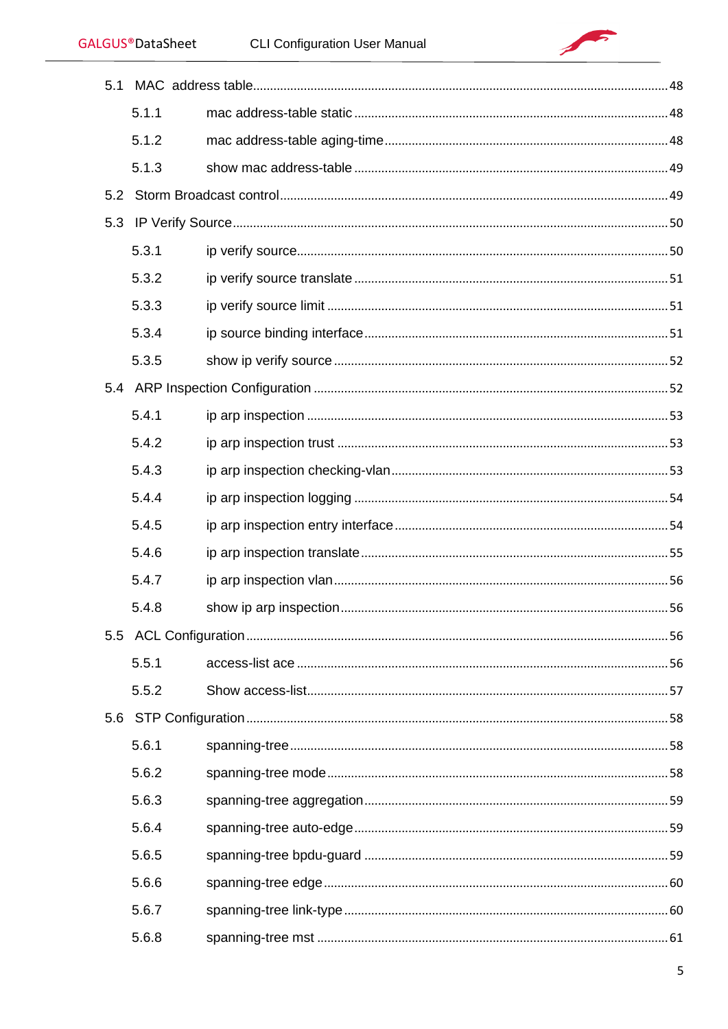5.1 MAC address table........................................................................................................48

5.1.1 mac address-table static ............................................................................................48

5.1.2 mac address-table aging-time....................................................................................48

5.1.3 show mac address-table ............................................................................................49

5.2 Storm Broadcast control.................................................................................................49

5.3 IP Verify Source..............................................................................................................50

5.3.1 ip verify source.............................................................................................................50

5.3.2 ip verify source translate ............................................................................................51

5.3.3 ip verify source limit ....................................................................................................51

5.3.4 ip source binding interface.........................................................................................51

5.3.5 show ip verify source ..................................................................................................52

5.4 ARP Inspection Configuration .......................................................................................52

5.4.1 ip arp inspection ..........................................................................................................53

5.4.2 ip arp inspection trust .................................................................................................53

5.4.3 ip arp inspection checking-vlan.................................................................................53

5.4.4 ip arp inspection logging ............................................................................................54

5.4.5 ip arp inspection entry interface................................................................................54

5.4.6 ip arp inspection translate..........................................................................................55

5.4.7 ip arp inspection vlan..................................................................................................56

5.4.8 show ip arp inspection................................................................................................56

5.5 ACL Configuration..........................................................................................................56

5.5.1 access-list ace ............................................................................................................56

5.5.2 Show access-list.........................................................................................................57

5.6 STP Configuration..........................................................................................................58

5.6.1 spanning-tree..............................................................................................................58

5.6.2 spanning-tree mode....................................................................................................58

5.6.3 spanning-tree aggregation.........................................................................................59

5.6.4 spanning-tree auto-edge............................................................................................59

5.6.5 spanning-tree bpdu-guard .........................................................................................59

5.6.6 spanning-tree edge.....................................................................................................60

5.6.7 spanning-tree link-type ..............................................................................................60

5.6.8 spanning-tree mst .......................................................................................................61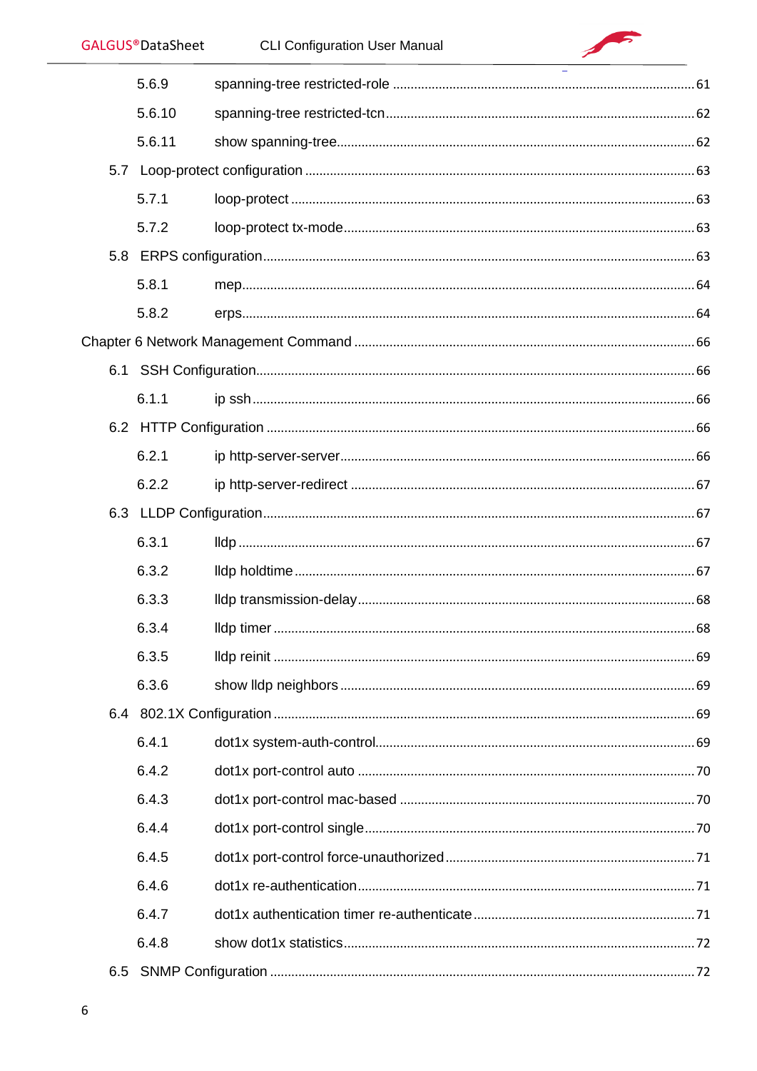5.6.9 spanning-tree restricted-role ............................................................................. 61

5.6.10 spanning-tree restricted-tcn ............................................................................. 62

5.6.11 show spanning-tree ............................................................................. 62

5.7 Loop-protect configuration ............................................................................. 63

5.7.1 loop-protect ............................................................................. 63

5.7.2 loop-protect tx-mode ............................................................................. 63

5.8 ERPS configuration ............................................................................. 63

5.8.1 mep ............................................................................. 64

5.8.2 erps ............................................................................. 64

Chapter 6 Network Management Command ............................................................................. 66

6.1 SSH Configuration ............................................................................. 66

6.1.1 ip ssh ............................................................................. 66

6.2 HTTP Configuration ............................................................................. 66

6.2.1 ip http-server-server ............................................................................. 66

6.2.2 ip http-server-redirect ............................................................................. 67

6.3 LLDP Configuration ............................................................................. 67

6.3.1 lldp ............................................................................. 67

6.3.2 lldp holdtime ............................................................................. 67

6.3.3 lldp transmission-delay ............................................................................. 68

6.3.4 lldp timer ............................................................................. 68

6.3.5 lldp reinit ............................................................................. 69

6.3.6 show lldp neighbors ............................................................................. 69

6.4 802.1X Configuration ............................................................................. 69

6.4.1 dot1x system-auth-control ............................................................................. 69

6.4.2 dot1x port-control auto ............................................................................. 70

6.4.3 dot1x port-control mac-based ............................................................................. 70

6.4.4 dot1x port-control single ............................................................................. 70

6.4.5 dot1x port-control force-unauthorized ............................................................................. 71

6.4.6 dot1x re-authentication ............................................................................. 71

6.4.7 dot1x authentication timer re-authenticate ............................................................................. 71

6.4.8 show dot1x statistics ............................................................................. 72

6.5 SNMP Configuration ............................................................................. 72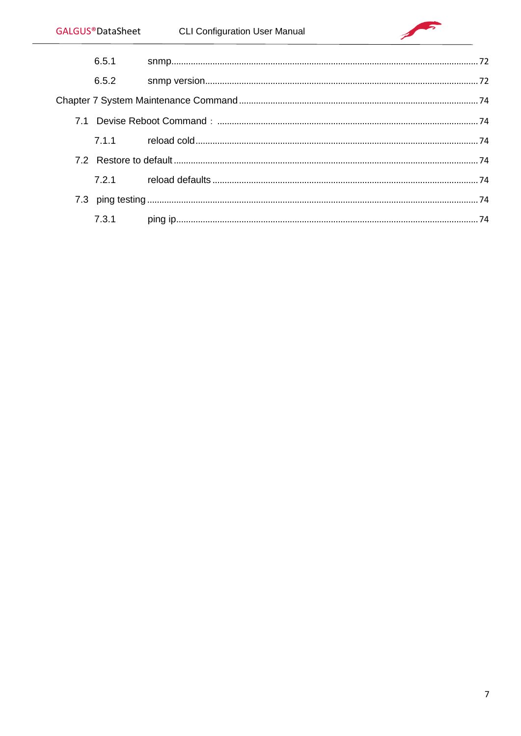6.5.1 snmp ........................................................................................................................ 72

6.5.2 snmp version ............................................................................................................ 72

Chapter 7 System Maintenance Command ............................................................................. 74

7.1 Devise Reboot Command： ............................................................................................ 74

7.1.1 reload cold ................................................................................................................ 74

7.2 Restore to default ......................................................................................................... 74

7.2.1 reload defaults .......................................................................................................... 74

7.3 ping testing ................................................................................................................... 74

7.3.1 ping ip ....................................................................................................................... 74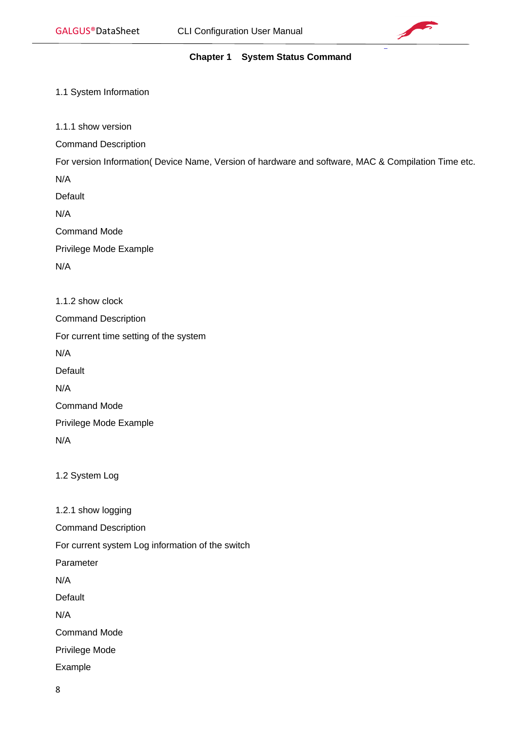# Chapter 1 System Status Command

## 1.1 System Information

### 1.1.1 show version

Command Description

For version Information( Device Name, Version of hardware and software, MAC & Compilation Time etc.

N/A

Default

N/A

Command Mode

Privilege Mode Example

N/A

### 1.1.2 show clock

Command Description

For current time setting of the system

N/A

Default

N/A

Command Mode

Privilege Mode Example

N/A

## 1.2 System Log

### 1.2.1 show logging

Command Description

For current system Log information of the switch

Parameter

N/A

Default

N/A

Command Mode

Privilege Mode

Example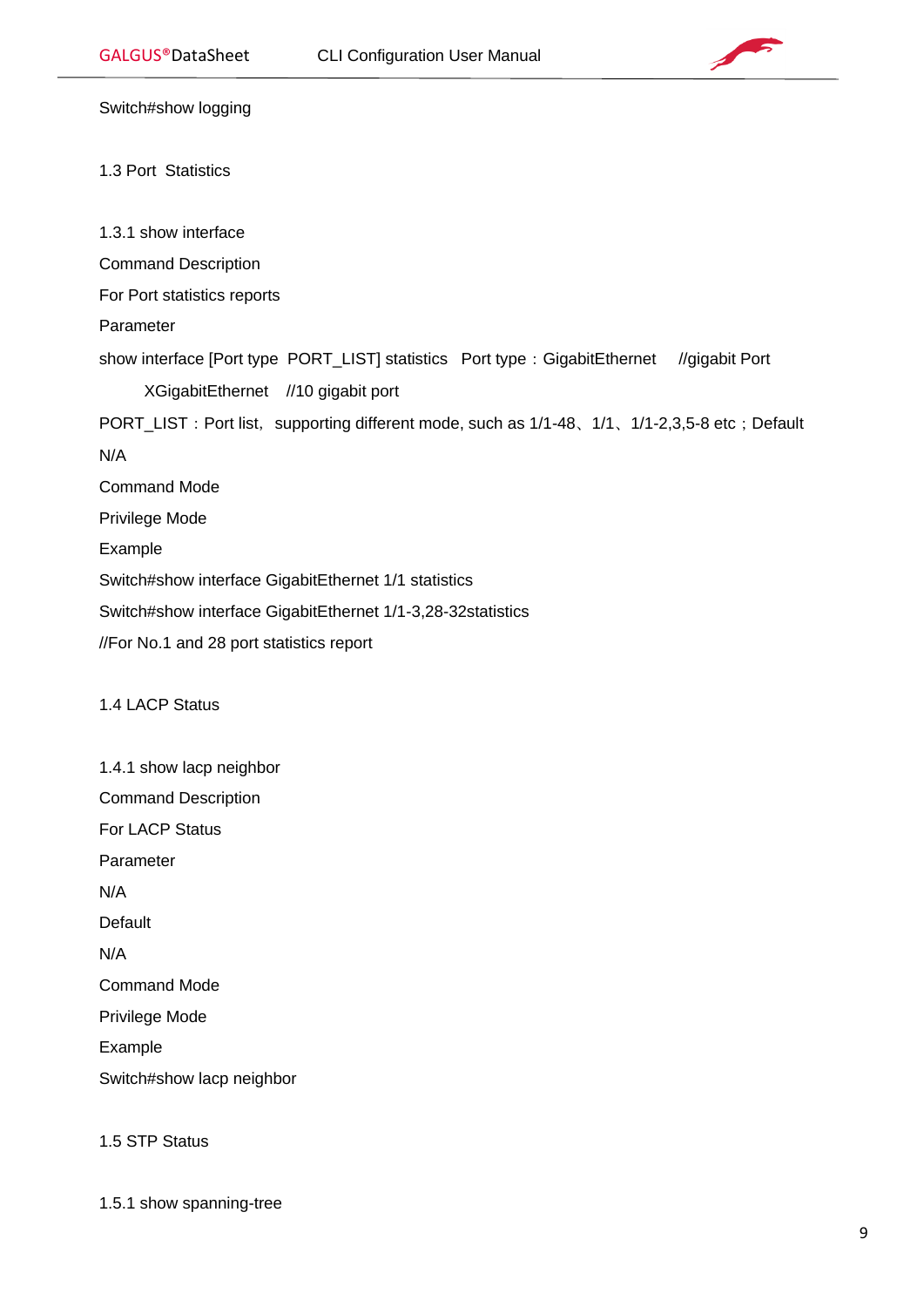Switch#show logging

## 1.3 Port  Statistics

### 1.3.1 show interface

Command Description

For Port statistics reports

Parameter

show interface [Port type  PORT_LIST] statistics   Port type：GigabitEthernet     //gigabit Port

XGigabitEthernet    //10 gigabit port

PORT_LIST：Port list，supporting different mode, such as 1/1-48、1/1、1/1-2,3,5-8 etc；Default

N/A

Command Mode

Privilege Mode

Example

Switch#show interface GigabitEthernet 1/1 statistics

Switch#show interface GigabitEthernet 1/1-3,28-32statistics

//For No.1 and 28 port statistics report

## 1.4 LACP Status

### 1.4.1 show lacp neighbor

Command Description

For LACP Status

Parameter

N/A

Default

N/A

Command Mode

Privilege Mode

Example

Switch#show lacp neighbor

## 1.5 STP Status

### 1.5.1 show spanning-tree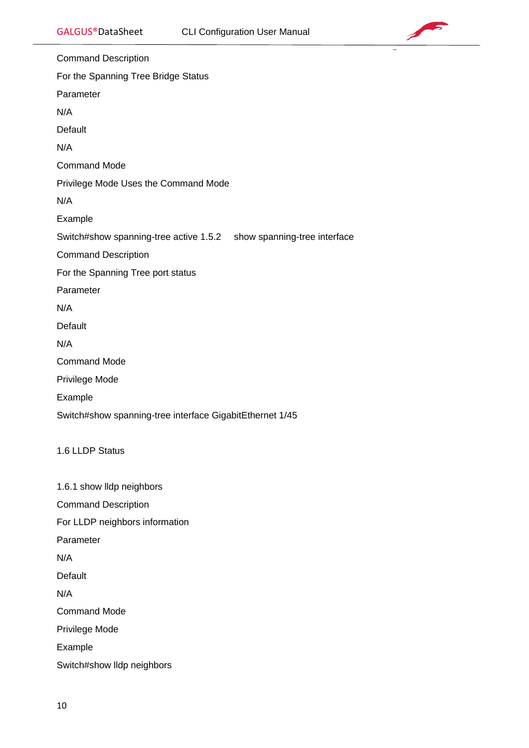Command Description

For the Spanning Tree Bridge Status

Parameter

N/A

Default

N/A

Command Mode

Privilege Mode Uses the Command Mode

N/A

Example

Switch#show spanning-tree active 1.5.2 show spanning-tree interface

Command Description

For the Spanning Tree port status

Parameter

N/A

Default

N/A

Command Mode

Privilege Mode

Example

Switch#show spanning-tree interface GigabitEthernet 1/45

## 1.6 LLDP Status

### 1.6.1 show lldp neighbors

Command Description

For LLDP neighbors information

Parameter

N/A

Default

N/A

Command Mode

Privilege Mode

Example

Switch#show lldp neighbors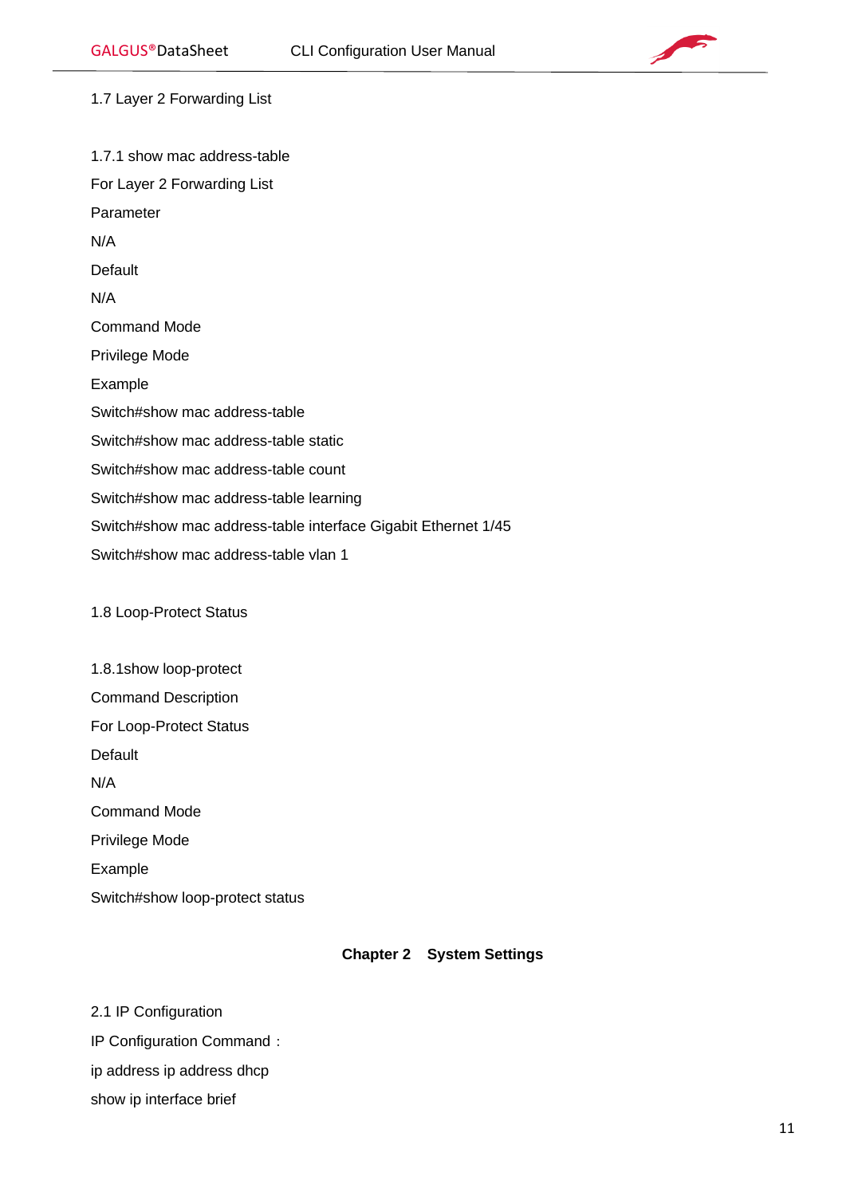## 1.7 Layer 2 Forwarding List

### 1.7.1 show mac address-table

For Layer 2 Forwarding List

Parameter

N/A

Default

N/A

Command Mode

Privilege Mode

Example

Switch#show mac address-table

Switch#show mac address-table static

Switch#show mac address-table count

Switch#show mac address-table learning

Switch#show mac address-table interface Gigabit Ethernet 1/45

Switch#show mac address-table vlan 1

## 1.8 Loop-Protect Status

### 1.8.1show loop-protect

Command Description

For Loop-Protect Status

Default

N/A

Command Mode

Privilege Mode

Example

Switch#show loop-protect status

# Chapter 2　System Settings

## 2.1 IP Configuration

IP Configuration Command：

ip address ip address dhcp

show ip interface brief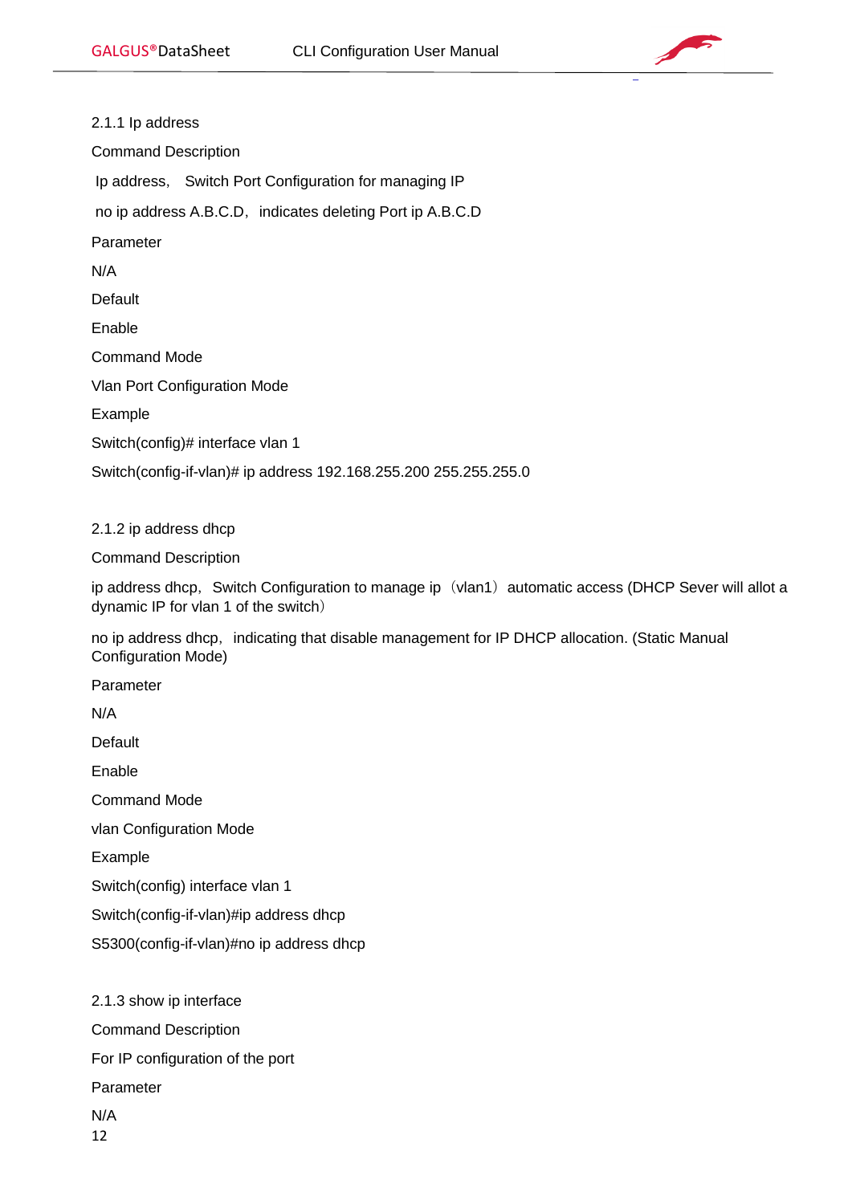### 2.1.1 Ip address

Command Description

Ip address， Switch Port Configuration for managing IP

no ip address A.B.C.D，indicates deleting Port ip A.B.C.D

Parameter

N/A

Default

Enable

Command Mode

Vlan Port Configuration Mode

Example

```
Switch(config)# interface vlan 1
Switch(config-if-vlan)# ip address 192.168.255.200 255.255.255.0
```

### 2.1.2 ip address dhcp

Command Description

ip address dhcp，Switch Configuration to manage ip（vlan1）automatic access (DHCP Sever will allot a dynamic IP for vlan 1 of the switch）

no ip address dhcp，indicating that disable management for IP DHCP allocation. (Static Manual Configuration Mode)

Parameter

N/A

Default

Enable

Command Mode

vlan Configuration Mode

Example

```
Switch(config) interface vlan 1
Switch(config-if-vlan)#ip address dhcp
S5300(config-if-vlan)#no ip address dhcp
```

### 2.1.3 show ip interface

Command Description

For IP configuration of the port

Parameter

N/A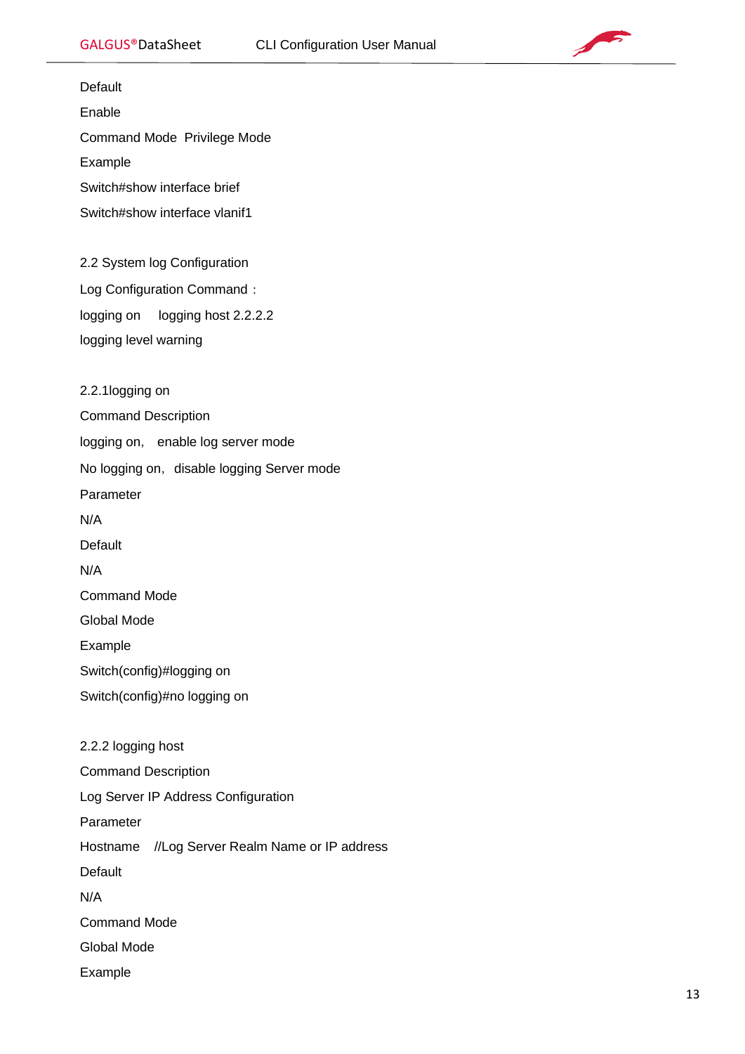Default

Enable

Command Mode  Privilege Mode

Example

Switch#show interface brief

Switch#show interface vlanif1

## 2.2 System log Configuration

Log Configuration Command：

logging on    logging host 2.2.2.2

logging level warning

### 2.2.1logging on

Command Description

logging on,  enable log server mode

No logging on,  disable logging Server mode

Parameter

N/A

Default

N/A

Command Mode

Global Mode

Example

Switch(config)#logging on

Switch(config)#no logging on

### 2.2.2 logging host

Command Description

Log Server IP Address Configuration

Parameter

Hostname   //Log Server Realm Name or IP address

Default

N/A

Command Mode

Global Mode

Example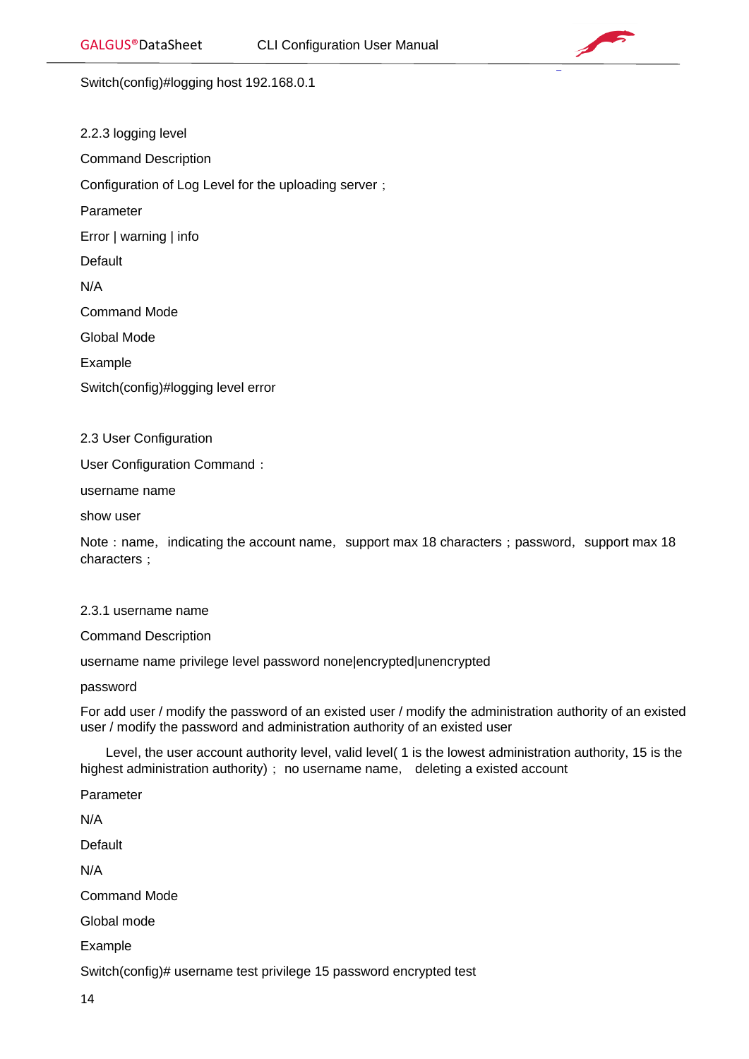Switch(config)#logging host 192.168.0.1

### 2.2.3 logging level

Command Description

Configuration of Log Level for the uploading server；

Parameter

Error | warning | info

Default

N/A

Command Mode

Global Mode

Example

Switch(config)#logging level error

## 2.3 User Configuration

User Configuration Command：

username name

show user

Note：name，indicating the account name，support max 18 characters；password，support max 18 characters；

### 2.3.1 username name

Command Description

username name privilege level password none|encrypted|unencrypted

password

For add user / modify the password of an existed user / modify the administration authority of an existed user / modify the password and administration authority of an existed user

Level, the user account authority level, valid level( 1 is the lowest administration authority, 15 is the highest administration authority)； no username name， deleting a existed account

Parameter

N/A

Default

N/A

Command Mode

Global mode

Example

Switch(config)# username test privilege 15 password encrypted test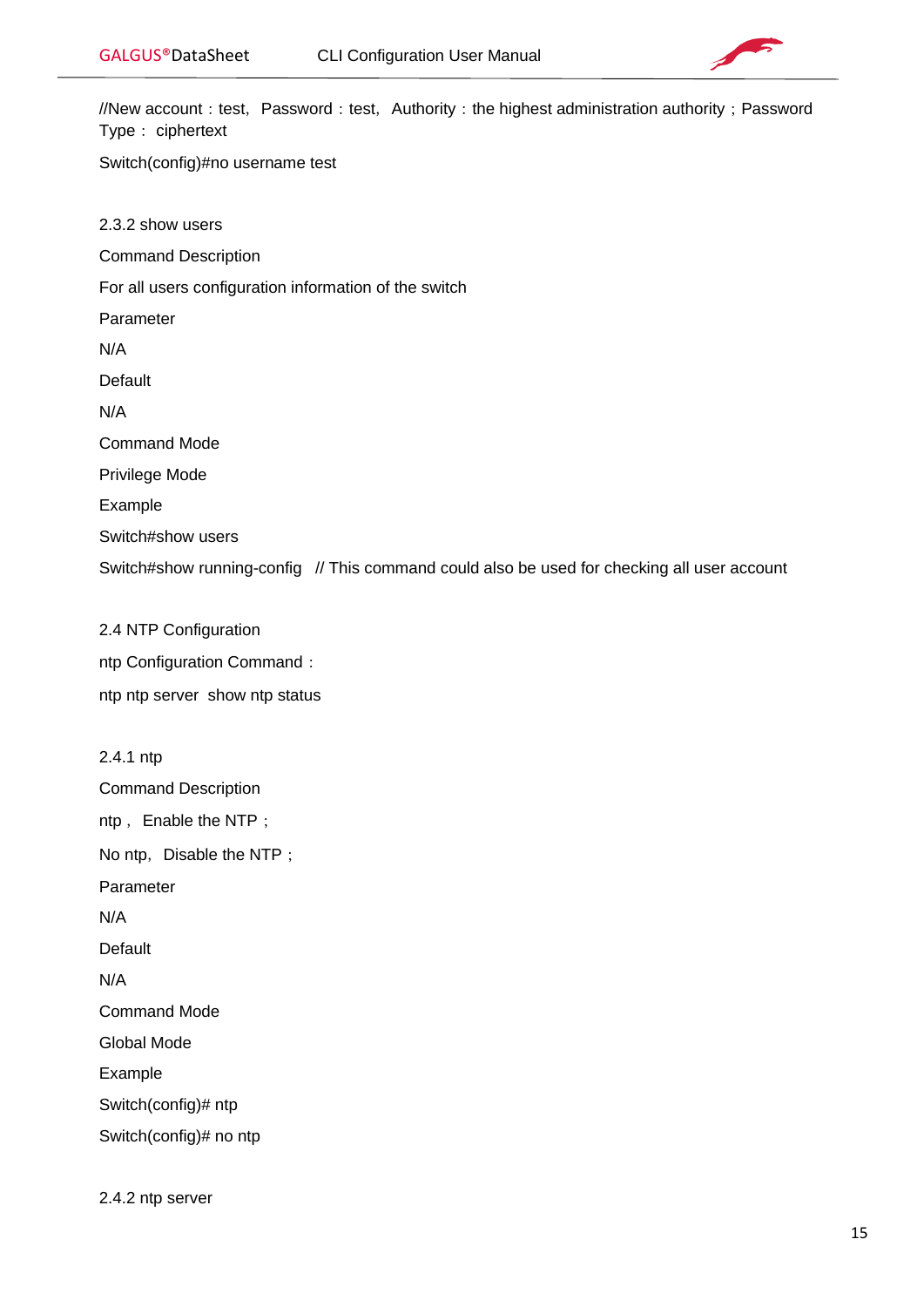//New account：test, Password：test, Authority：the highest administration authority；Password Type： ciphertext

Switch(config)#no username test

### 2.3.2 show users

Command Description

For all users configuration information of the switch

Parameter

N/A

Default

N/A

Command Mode

Privilege Mode

Example

Switch#show users

Switch#show running-config // This command could also be used for checking all user account

## 2.4 NTP Configuration

ntp Configuration Command：

ntp ntp server show ntp status

### 2.4.1 ntp

Command Description

ntp， Enable the NTP；

No ntp, Disable the NTP；

Parameter

N/A

Default

N/A

Command Mode

Global Mode

Example

Switch(config)# ntp

Switch(config)# no ntp

### 2.4.2 ntp server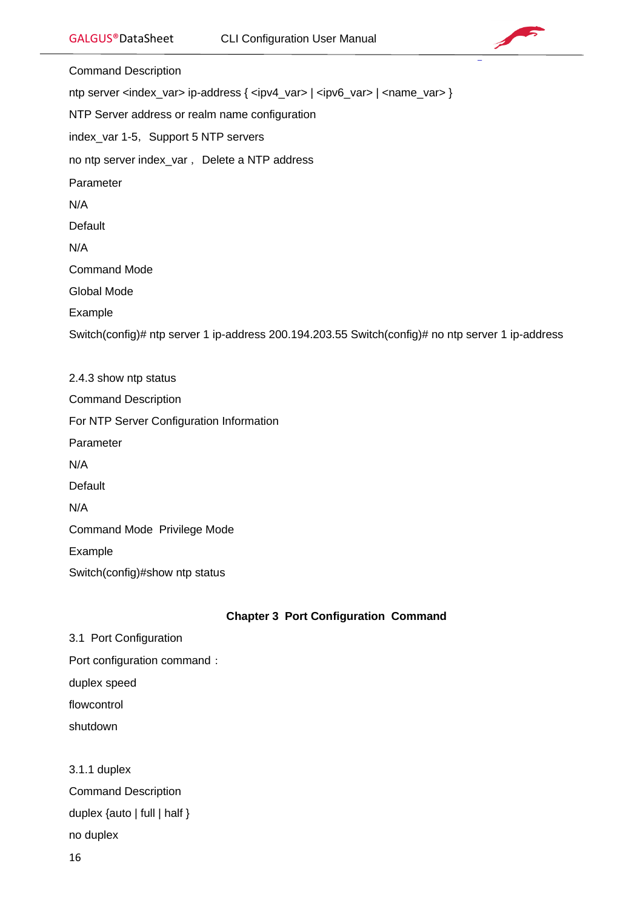Command Description

ntp server <index_var> ip-address { <ipv4_var> | <ipv6_var> | <name_var> }

NTP Server address or realm name configuration

index_var 1-5, Support 5 NTP servers

no ntp server index_var , Delete a NTP address

Parameter

N/A

Default

N/A

Command Mode

Global Mode

Example

Switch(config)# ntp server 1 ip-address 200.194.203.55 Switch(config)# no ntp server 1 ip-address

### 2.4.3 show ntp status

Command Description

For NTP Server Configuration Information

Parameter

N/A

Default

N/A

Command Mode Privilege Mode

Example

Switch(config)#show ntp status

# Chapter 3 Port Configuration Command

## 3.1 Port Configuration

Port configuration command：

duplex speed

flowcontrol

shutdown

### 3.1.1 duplex

Command Description

duplex {auto | full | half }

no duplex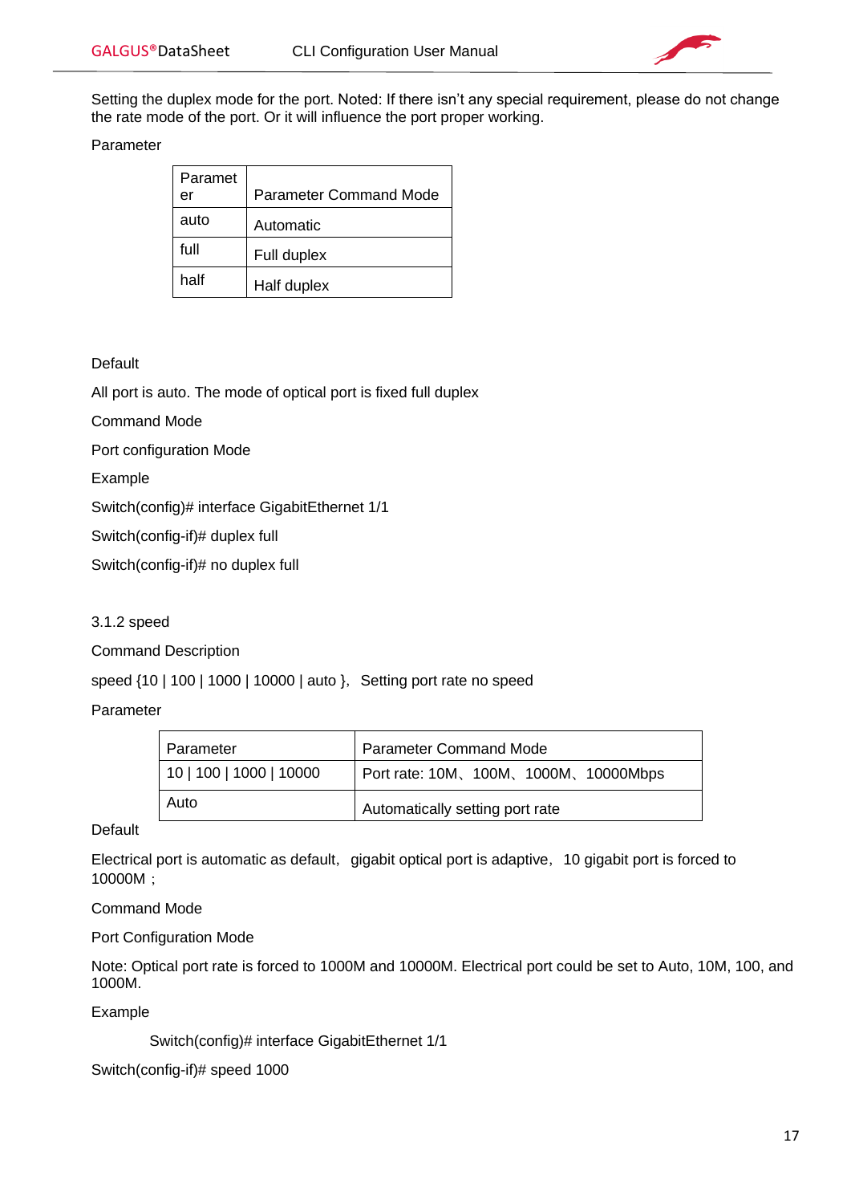Setting the duplex mode for the port. Noted: If there isn't any special requirement, please do not change the rate mode of the port. Or it will influence the port proper working.

Parameter

| Parameter | Parameter Command Mode |
|---|---|
| auto | Automatic |
| full | Full duplex |
| half | Half duplex |

Default

All port is auto. The mode of optical port is fixed full duplex

Command Mode

Port configuration Mode

Example

Switch(config)# interface GigabitEthernet 1/1

Switch(config-if)# duplex full

Switch(config-if)# no duplex full

### 3.1.2 speed

Command Description

speed {10 | 100 | 1000 | 10000 | auto }, Setting port rate no speed

Parameter

| Parameter | Parameter Command Mode |
|---|---|
| 10 \| 100 \| 1000 \| 10000 | Port rate: 10M、100M、1000M、10000Mbps |
| Auto | Automatically setting port rate |

Default

Electrical port is automatic as default, gigabit optical port is adaptive, 10 gigabit port is forced to 10000M；

Command Mode

Port Configuration Mode

Note: Optical port rate is forced to 1000M and 10000M. Electrical port could be set to Auto, 10M, 100, and 1000M.

Example

Switch(config)# interface GigabitEthernet 1/1

Switch(config-if)# speed 1000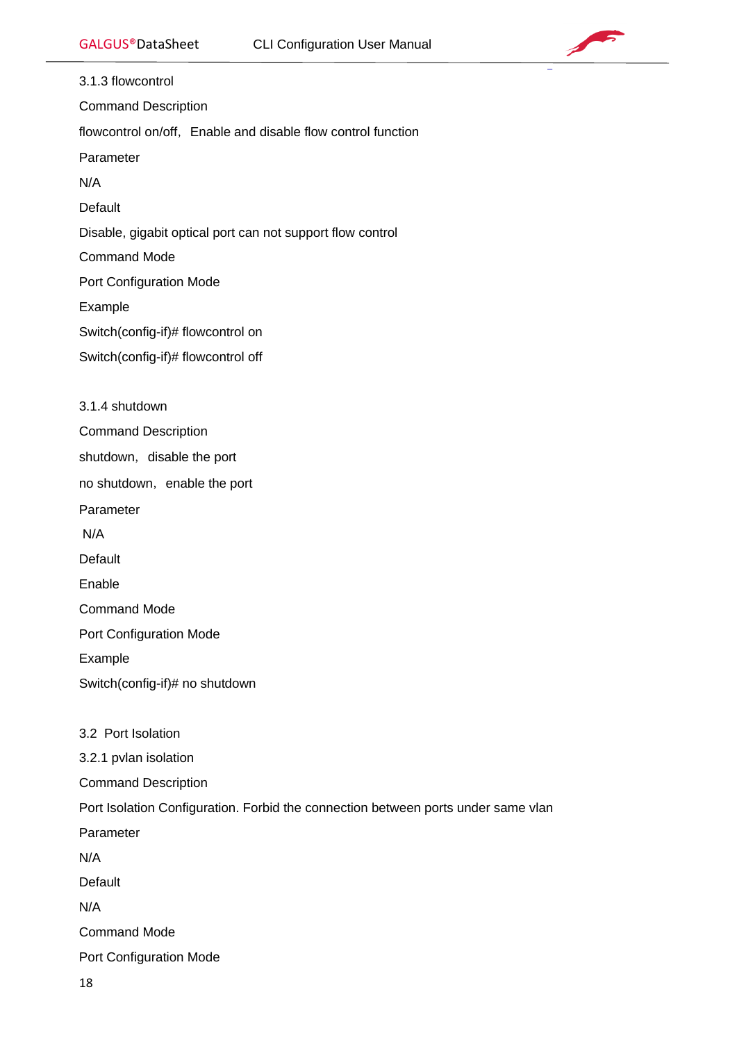### 3.1.3 flowcontrol

Command Description

flowcontrol on/off，Enable and disable flow control function

Parameter

N/A

Default

Disable, gigabit optical port can not support flow control

Command Mode

Port Configuration Mode

Example

Switch(config-if)# flowcontrol on

Switch(config-if)# flowcontrol off

### 3.1.4 shutdown

Command Description

shutdown，disable the port

no shutdown，enable the port

Parameter

N/A

Default

Enable

Command Mode

Port Configuration Mode

Example

Switch(config-if)# no shutdown

## 3.2 Port Isolation

### 3.2.1 pvlan isolation

Command Description

Port Isolation Configuration. Forbid the connection between ports under same vlan

Parameter

N/A

Default

N/A

Command Mode

Port Configuration Mode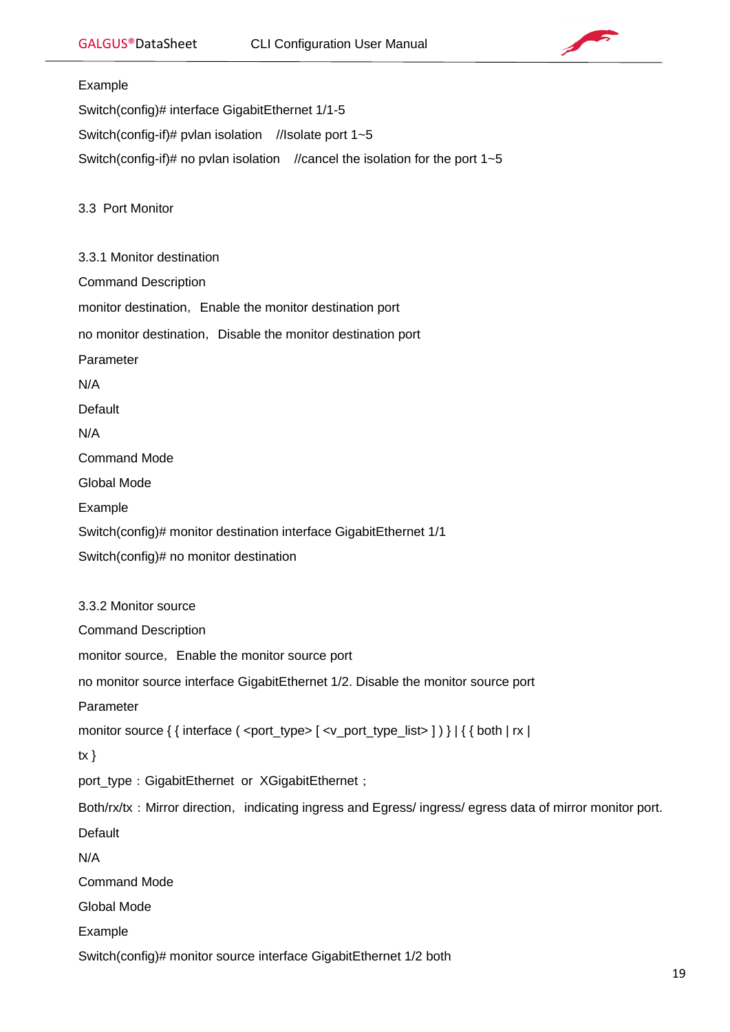Example

Switch(config)# interface GigabitEthernet 1/1-5

Switch(config-if)# pvlan isolation    //Isolate port 1~5

Switch(config-if)# no pvlan isolation    //cancel the isolation for the port 1~5

## 3.3 Port Monitor

### 3.3.1 Monitor destination

Command Description

monitor destination，Enable the monitor destination port

no monitor destination，Disable the monitor destination port

Parameter

N/A

Default

N/A

Command Mode

Global Mode

Example

Switch(config)# monitor destination interface GigabitEthernet 1/1

Switch(config)# no monitor destination

### 3.3.2 Monitor source

Command Description

monitor source，Enable the monitor source port

no monitor source interface GigabitEthernet 1/2. Disable the monitor source port

Parameter

monitor source { { interface ( <port_type> [ <v_port_type_list> ] ) } | { { both | rx | tx }

port_type：GigabitEthernet or XGigabitEthernet；

Both/rx/tx：Mirror direction，indicating ingress and Egress/ ingress/ egress data of mirror monitor port.

Default

N/A

Command Mode

Global Mode

Example

Switch(config)# monitor source interface GigabitEthernet 1/2 both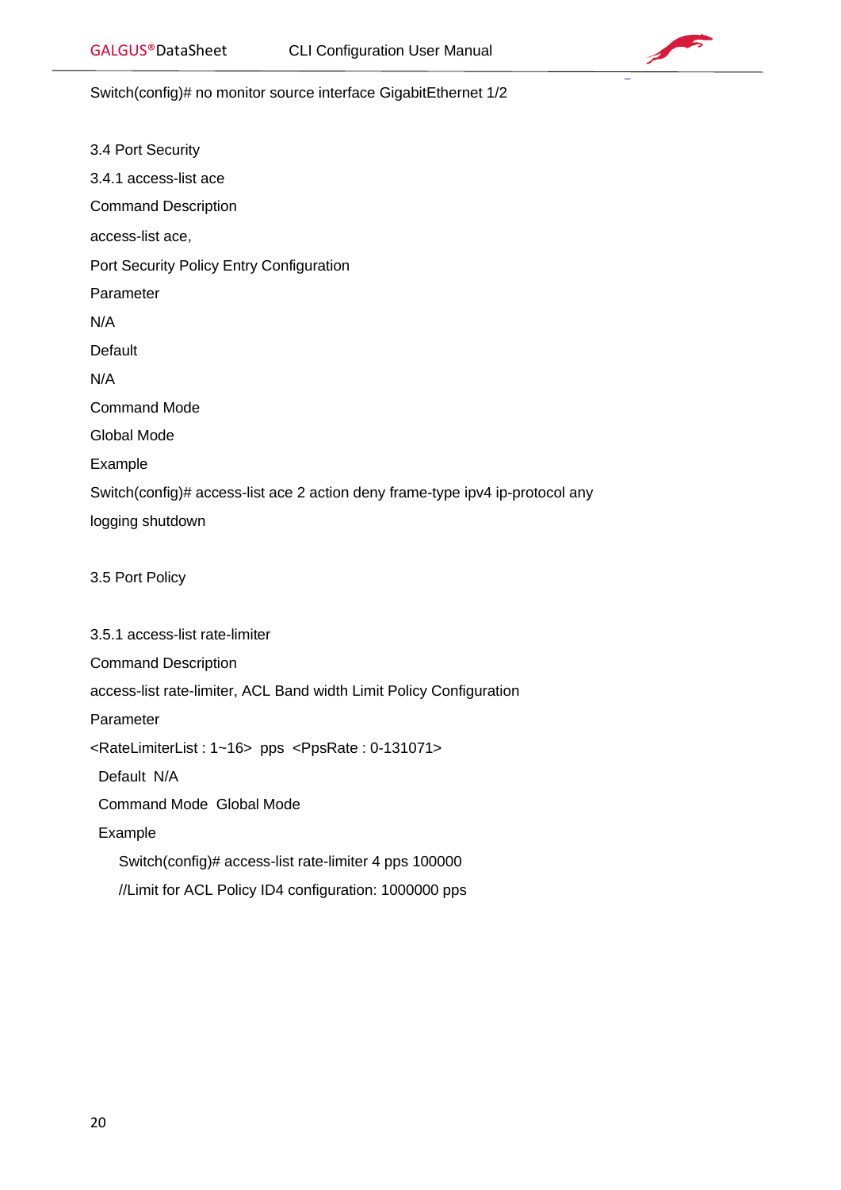Switch(config)# no monitor source interface GigabitEthernet 1/2

## 3.4 Port Security

### 3.4.1 access-list ace

Command Description

access-list ace,

Port Security Policy Entry Configuration

Parameter

N/A

Default

N/A

Command Mode

Global Mode

Example

Switch(config)# access-list ace 2 action deny frame-type ipv4 ip-protocol any logging shutdown

## 3.5 Port Policy

### 3.5.1 access-list rate-limiter

Command Description

access-list rate-limiter, ACL Band width Limit Policy Configuration

Parameter

<RateLimiterList : 1~16>  pps  <PpsRate : 0-131071>

Default  N/A

Command Mode  Global Mode

Example

Switch(config)# access-list rate-limiter 4 pps 100000

//Limit for ACL Policy ID4 configuration: 1000000 pps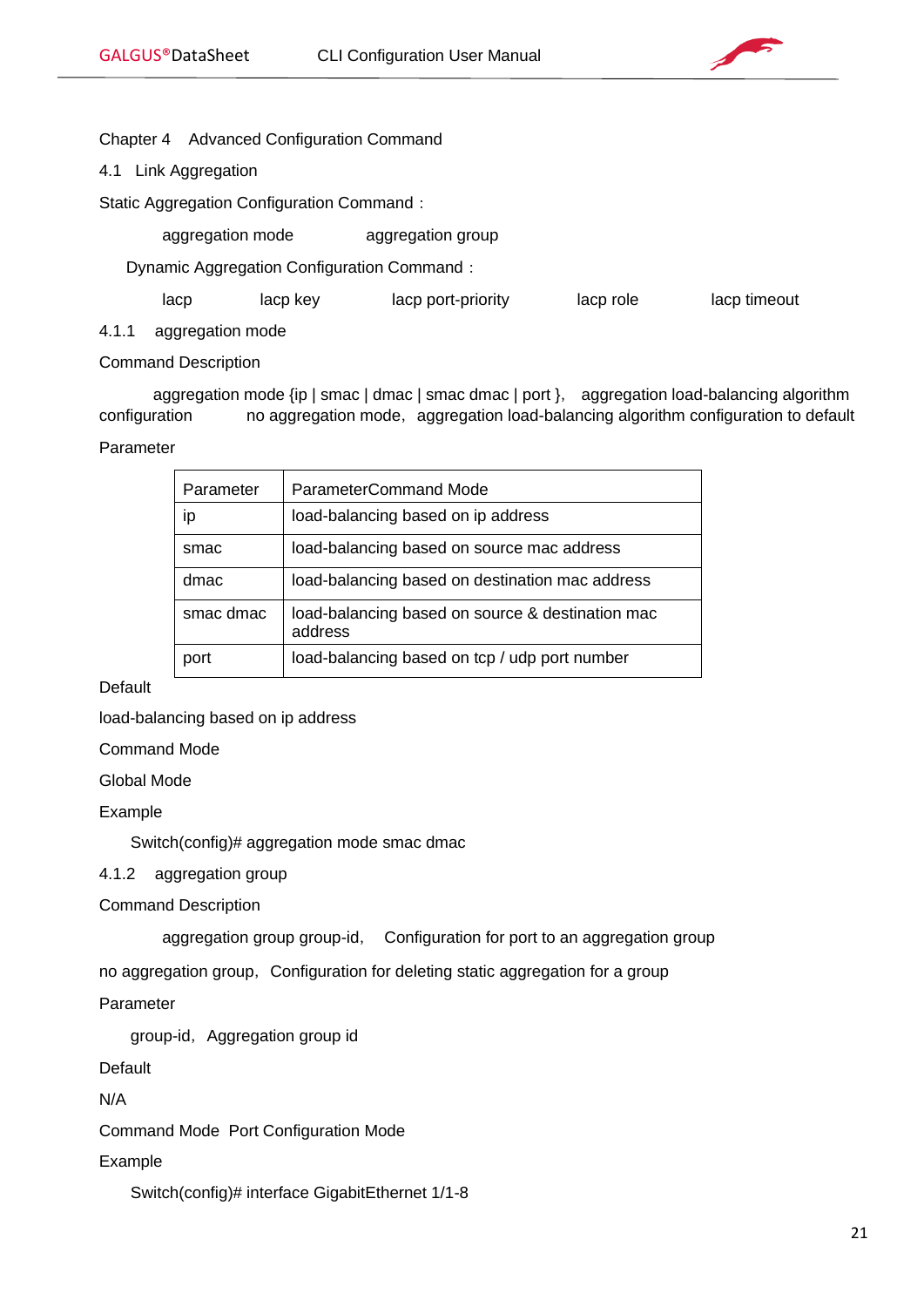# Chapter 4 Advanced Configuration Command

## 4.1 Link Aggregation

Static Aggregation Configuration Command：

aggregation mode          aggregation group

Dynamic Aggregation Configuration Command：

lacp       lacp key       lacp port-priority       lacp role       lacp timeout

### 4.1.1 aggregation mode

Command Description

aggregation mode {ip | smac | dmac | smac dmac | port }, aggregation load-balancing algorithm configuration          no aggregation mode, aggregation load-balancing algorithm configuration to default

Parameter

| Parameter | ParameterCommand Mode |
|---|---|
| ip | load-balancing based on ip address |
| smac | load-balancing based on source mac address |
| dmac | load-balancing based on destination mac address |
| smac dmac | load-balancing based on source & destination mac address |
| port | load-balancing based on tcp / udp port number |

Default

load-balancing based on ip address

Command Mode

Global Mode

Example

```
Switch(config)# aggregation mode smac dmac
```

### 4.1.2 aggregation group

Command Description

aggregation group group-id, Configuration for port to an aggregation group

no aggregation group, Configuration for deleting static aggregation for a group

Parameter

group-id, Aggregation group id

Default

N/A

Command Mode Port Configuration Mode

Example

```
Switch(config)# interface GigabitEthernet 1/1-8
```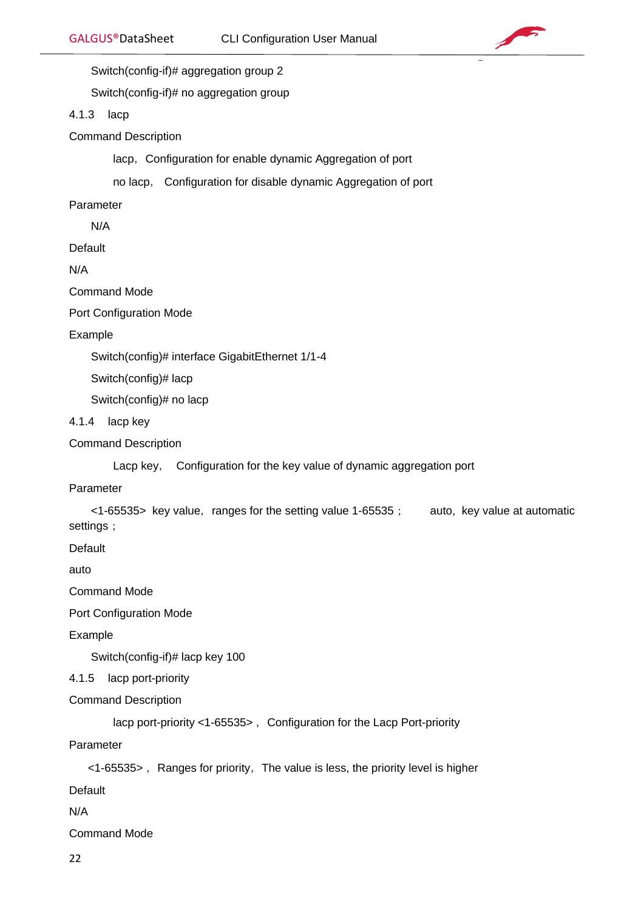Switch(config-if)# aggregation group 2

Switch(config-if)# no aggregation group

### 4.1.3 lacp

Command Description

lacp，Configuration for enable dynamic Aggregation of port

no lacp， Configuration for disable dynamic Aggregation of port

Parameter

N/A

Default

N/A

Command Mode

Port Configuration Mode

Example

Switch(config)# interface GigabitEthernet 1/1-4

Switch(config)# lacp

Switch(config)# no lacp

### 4.1.4 lacp key

Command Description

Lacp key， Configuration for the key value of dynamic aggregation port

Parameter

<1-65535> key value，ranges for the setting value 1-65535； auto，key value at automatic settings；

Default

auto

Command Mode

Port Configuration Mode

Example

Switch(config-if)# lacp key 100

### 4.1.5 lacp port-priority

Command Description

lacp port-priority <1-65535>， Configuration for the Lacp Port-priority

Parameter

<1-65535>， Ranges for priority，The value is less, the priority level is higher

Default

N/A

Command Mode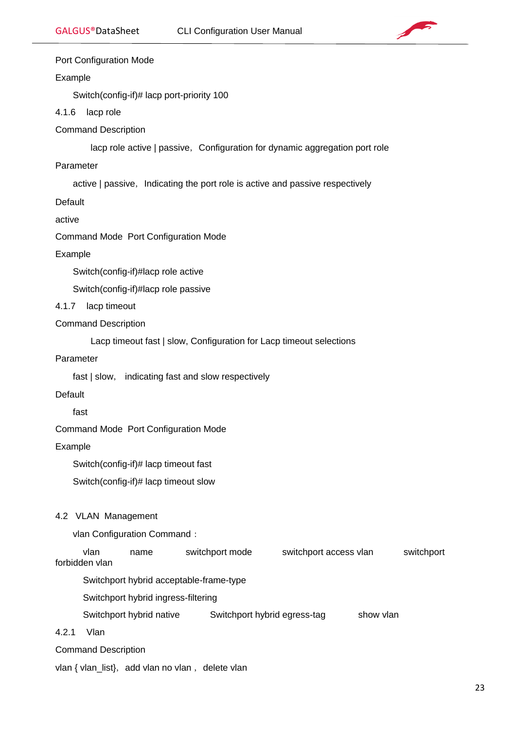Port Configuration Mode

Example

Switch(config-if)# lacp port-priority 100

### 4.1.6 lacp role

Command Description

lacp role active | passive, Configuration for dynamic aggregation port role

Parameter

active | passive, Indicating the port role is active and passive respectively

Default

active

Command Mode Port Configuration Mode

Example

Switch(config-if)#lacp role active

Switch(config-if)#lacp role passive

### 4.1.7 lacp timeout

Command Description

Lacp timeout fast | slow, Configuration for Lacp timeout selections

Parameter

fast | slow, indicating fast and slow respectively

Default

fast

Command Mode Port Configuration Mode

Example

Switch(config-if)# lacp timeout fast

Switch(config-if)# lacp timeout slow

## 4.2 VLAN Management

vlan Configuration Command：

vlan name switchport mode switchport access vlan switchport forbidden vlan

Switchport hybrid acceptable-frame-type

Switchport hybrid ingress-filtering

Switchport hybrid native Switchport hybrid egress-tag show vlan

### 4.2.1 Vlan

Command Description

vlan { vlan_list}, add vlan no vlan , delete vlan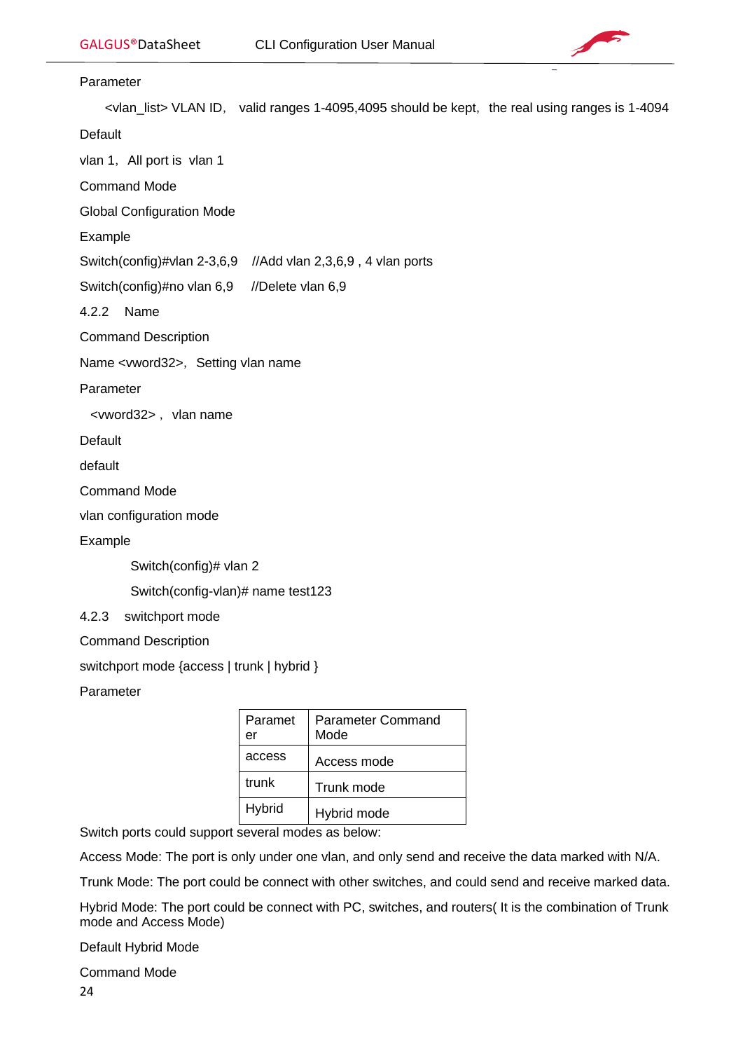Parameter

<vlan_list> VLAN ID， valid ranges 1-4095,4095 should be kept， the real using ranges is 1-4094

Default

vlan 1， All port is vlan 1

Command Mode

Global Configuration Mode

Example

Switch(config)#vlan 2-3,6,9    //Add vlan 2,3,6,9 , 4 vlan ports

Switch(config)#no vlan 6,9    //Delete vlan 6,9

### 4.2.2 Name

Command Description

Name <vword32>， Setting vlan name

Parameter

<vword32> , vlan name

Default

default

Command Mode

vlan configuration mode

Example

```
Switch(config)# vlan 2
Switch(config-vlan)# name test123
```

### 4.2.3 switchport mode

Command Description

switchport mode {access | trunk | hybrid }

Parameter

| Parameter | Parameter Command Mode |
|---|---|
| access | Access mode |
| trunk | Trunk mode |
| Hybrid | Hybrid mode |

Switch ports could support several modes as below:

Access Mode: The port is only under one vlan, and only send and receive the data marked with N/A.

Trunk Mode: The port could be connect with other switches, and could send and receive marked data.

Hybrid Mode: The port could be connect with PC, switches, and routers( It is the combination of Trunk mode and Access Mode)

Default Hybrid Mode

Command Mode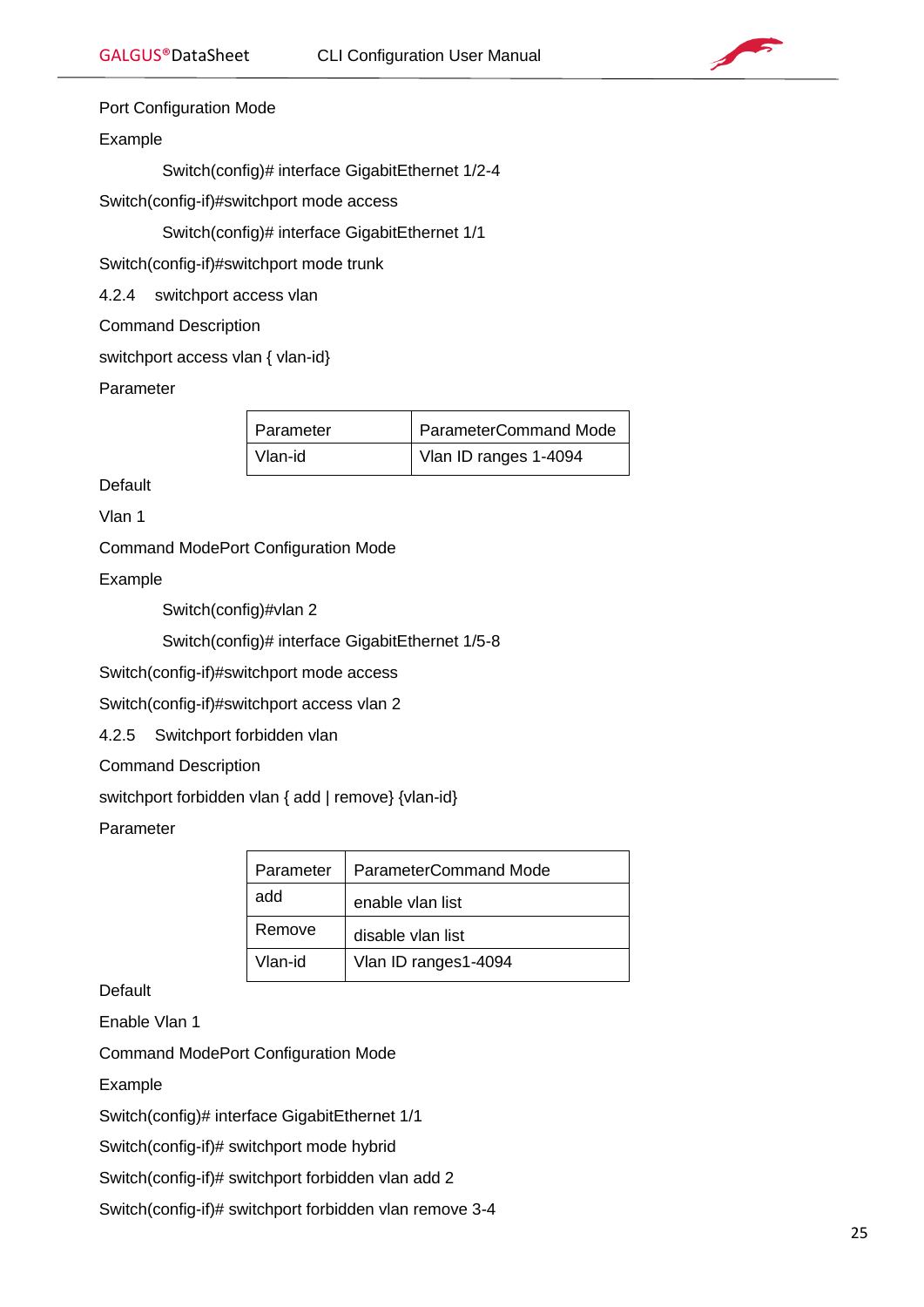Port Configuration Mode

Example

Switch(config)# interface GigabitEthernet 1/2-4

Switch(config-if)#switchport mode access

Switch(config)# interface GigabitEthernet 1/1

Switch(config-if)#switchport mode trunk

### 4.2.4 switchport access vlan

Command Description

switchport access vlan { vlan-id}

Parameter

| Parameter | ParameterCommand Mode |
|---|---|
| Vlan-id | Vlan ID ranges 1-4094 |

Default

Vlan 1

Command ModePort Configuration Mode

Example

Switch(config)#vlan 2

Switch(config)# interface GigabitEthernet 1/5-8

Switch(config-if)#switchport mode access

Switch(config-if)#switchport access vlan 2

### 4.2.5 Switchport forbidden vlan

Command Description

switchport forbidden vlan { add | remove} {vlan-id}

Parameter

| Parameter | ParameterCommand Mode |
|---|---|
| add | enable vlan list |
| Remove | disable vlan list |
| Vlan-id | Vlan ID ranges1-4094 |

Default

Enable Vlan 1

Command ModePort Configuration Mode

Example

Switch(config)# interface GigabitEthernet 1/1

Switch(config-if)# switchport mode hybrid

Switch(config-if)# switchport forbidden vlan add 2

Switch(config-if)# switchport forbidden vlan remove 3-4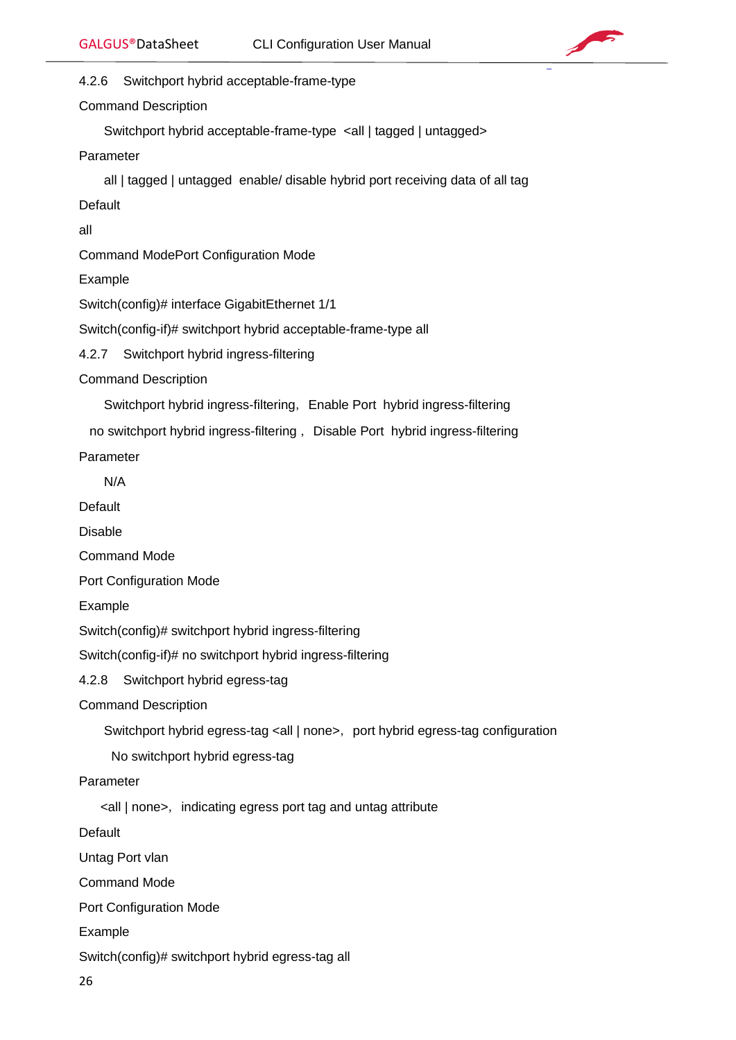### 4.2.6 Switchport hybrid acceptable-frame-type

Command Description

Switchport hybrid acceptable-frame-type <all | tagged | untagged>

Parameter

all | tagged | untagged enable/ disable hybrid port receiving data of all tag

Default

all

Command ModePort Configuration Mode

Example

Switch(config)# interface GigabitEthernet 1/1

Switch(config-if)# switchport hybrid acceptable-frame-type all

### 4.2.7 Switchport hybrid ingress-filtering

Command Description

Switchport hybrid ingress-filtering, Enable Port hybrid ingress-filtering

no switchport hybrid ingress-filtering , Disable Port hybrid ingress-filtering

Parameter

N/A

Default

Disable

Command Mode

Port Configuration Mode

Example

Switch(config)# switchport hybrid ingress-filtering

Switch(config-if)# no switchport hybrid ingress-filtering

### 4.2.8 Switchport hybrid egress-tag

Command Description

Switchport hybrid egress-tag <all | none>, port hybrid egress-tag configuration

No switchport hybrid egress-tag

Parameter

<all | none>, indicating egress port tag and untag attribute

Default

Untag Port vlan

Command Mode

Port Configuration Mode

Example

Switch(config)# switchport hybrid egress-tag all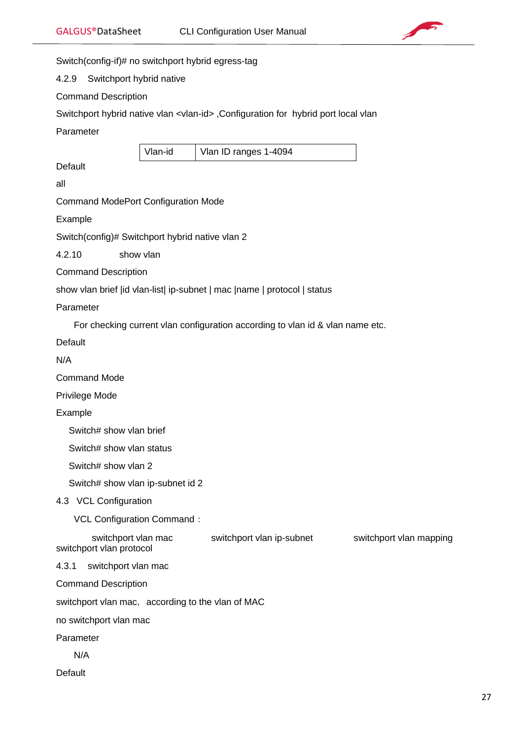Switch(config-if)# no switchport hybrid egress-tag

### 4.2.9 Switchport hybrid native

Command Description

Switchport hybrid native vlan <vlan-id> ,Configuration for hybrid port local vlan

Parameter

| Vlan-id | Vlan ID ranges 1-4094 |
|---|---|

Default

all

Command ModePort Configuration Mode

Example

Switch(config)# Switchport hybrid native vlan 2

### 4.2.10 show vlan

Command Description

show vlan brief |id vlan-list| ip-subnet | mac |name | protocol | status

Parameter

For checking current vlan configuration according to vlan id & vlan name etc.

Default

N/A

Command Mode

Privilege Mode

Example

Switch# show vlan brief

Switch# show vlan status

Switch# show vlan 2

Switch# show vlan ip-subnet id 2

## 4.3 VCL Configuration

VCL Configuration Command：

switchport vlan mac switchport vlan ip-subnet switchport vlan mapping switchport vlan protocol

### 4.3.1 switchport vlan mac

Command Description

switchport vlan mac, according to the vlan of MAC

no switchport vlan mac

Parameter

N/A

Default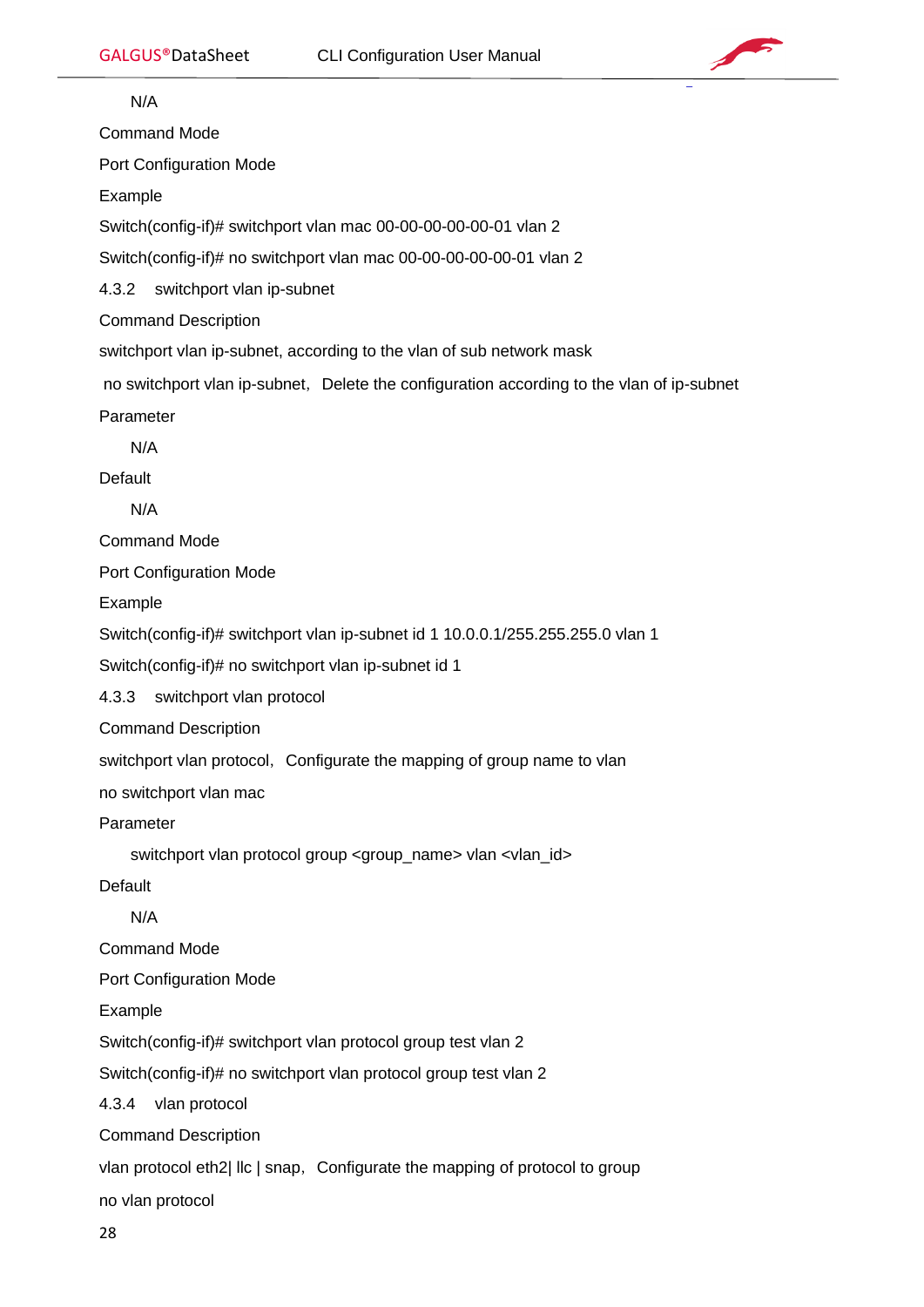N/A

Command Mode

Port Configuration Mode

Example

Switch(config-if)# switchport vlan mac 00-00-00-00-00-01 vlan 2

Switch(config-if)# no switchport vlan mac 00-00-00-00-00-01 vlan 2

### 4.3.2 switchport vlan ip-subnet

Command Description

switchport vlan ip-subnet, according to the vlan of sub network mask

no switchport vlan ip-subnet, Delete the configuration according to the vlan of ip-subnet

Parameter

N/A

Default

N/A

Command Mode

Port Configuration Mode

Example

Switch(config-if)# switchport vlan ip-subnet id 1 10.0.0.1/255.255.255.0 vlan 1

Switch(config-if)# no switchport vlan ip-subnet id 1

### 4.3.3 switchport vlan protocol

Command Description

switchport vlan protocol, Configurate the mapping of group name to vlan

no switchport vlan mac

Parameter

switchport vlan protocol group <group_name> vlan <vlan_id>

Default

N/A

Command Mode

Port Configuration Mode

Example

Switch(config-if)# switchport vlan protocol group test vlan 2

Switch(config-if)# no switchport vlan protocol group test vlan 2

### 4.3.4 vlan protocol

Command Description

vlan protocol eth2| llc | snap, Configurate the mapping of protocol to group

no vlan protocol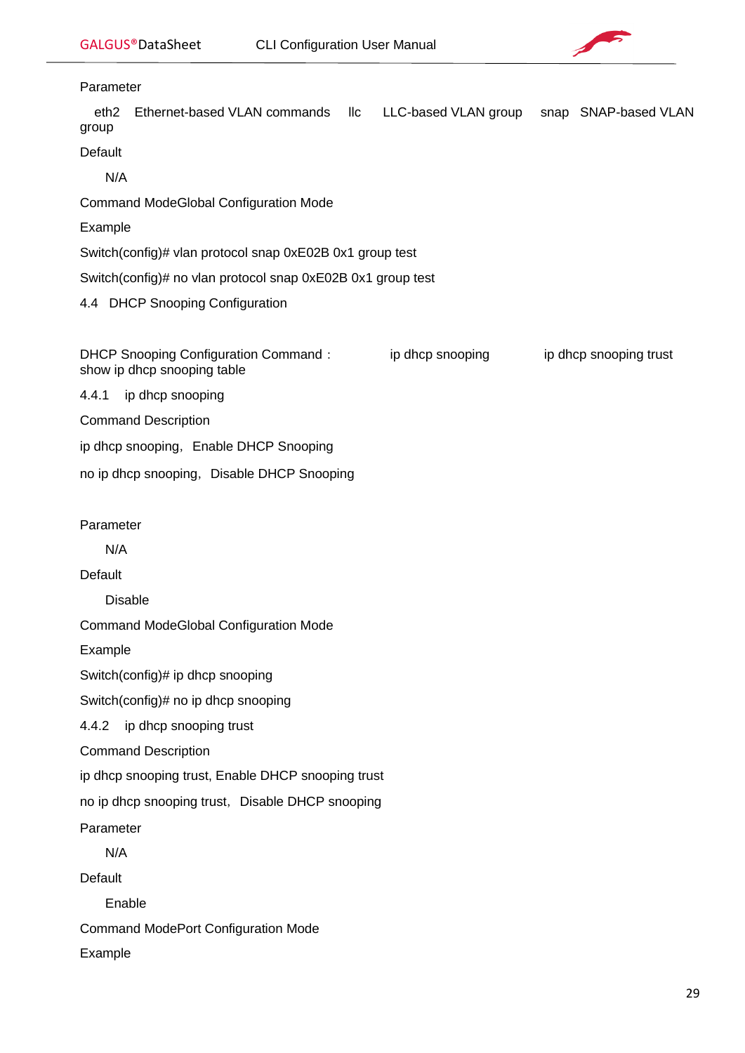Parameter

eth2 Ethernet-based VLAN commands llc LLC-based VLAN group snap SNAP-based VLAN group

Default

N/A

Command ModeGlobal Configuration Mode

Example

Switch(config)# vlan protocol snap 0xE02B 0x1 group test

Switch(config)# no vlan protocol snap 0xE02B 0x1 group test

## 4.4 DHCP Snooping Configuration

DHCP Snooping Configuration Command： ip dhcp snooping ip dhcp snooping trust show ip dhcp snooping table

### 4.4.1 ip dhcp snooping

Command Description

ip dhcp snooping，Enable DHCP Snooping

no ip dhcp snooping，Disable DHCP Snooping

Parameter

N/A

Default

Disable

Command ModeGlobal Configuration Mode

Example

Switch(config)# ip dhcp snooping

Switch(config)# no ip dhcp snooping

### 4.4.2 ip dhcp snooping trust

Command Description

ip dhcp snooping trust, Enable DHCP snooping trust

no ip dhcp snooping trust，Disable DHCP snooping

Parameter

N/A

Default

Enable

Command ModePort Configuration Mode

Example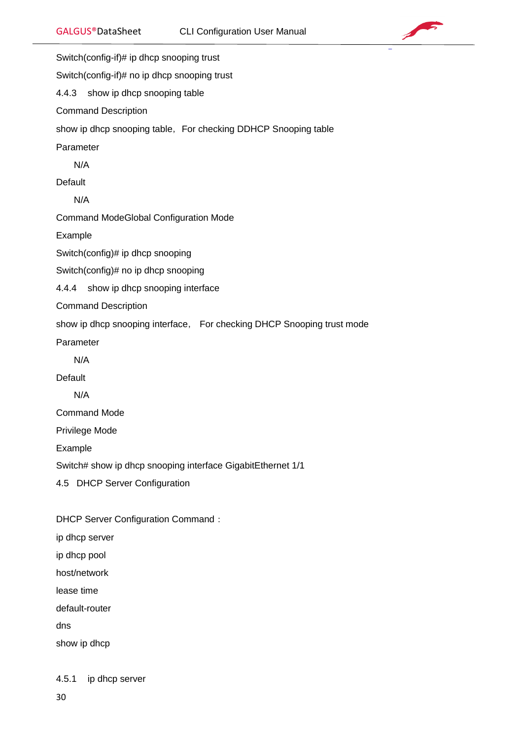Switch(config-if)# ip dhcp snooping trust

Switch(config-if)# no ip dhcp snooping trust

### 4.4.3 show ip dhcp snooping table

Command Description

show ip dhcp snooping table, For checking DDHCP Snooping table

Parameter

N/A

Default

N/A

Command ModeGlobal Configuration Mode

Example

Switch(config)# ip dhcp snooping

Switch(config)# no ip dhcp snooping

### 4.4.4 show ip dhcp snooping interface

Command Description

show ip dhcp snooping interface, For checking DHCP Snooping trust mode

Parameter

N/A

Default

N/A

Command Mode

Privilege Mode

Example

Switch# show ip dhcp snooping interface GigabitEthernet 1/1

## 4.5 DHCP Server Configuration

DHCP Server Configuration Command：

ip dhcp server

ip dhcp pool

host/network

lease time

default-router

dns

show ip dhcp

### 4.5.1 ip dhcp server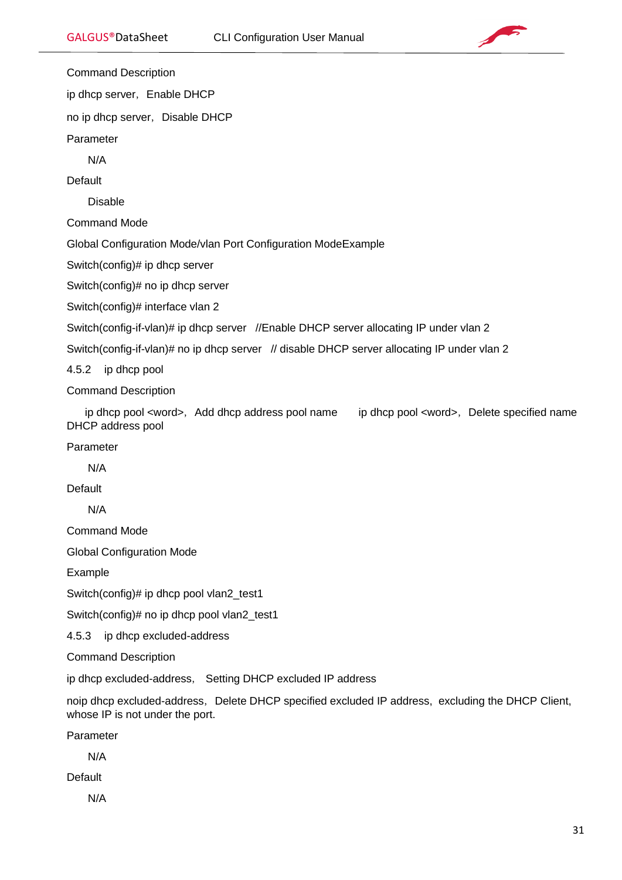Command Description

ip dhcp server, Enable DHCP

no ip dhcp server, Disable DHCP

Parameter

N/A

Default

Disable

Command Mode

Global Configuration Mode/vlan Port Configuration ModeExample

Switch(config)# ip dhcp server

Switch(config)# no ip dhcp server

Switch(config)# interface vlan 2

Switch(config-if-vlan)# ip dhcp server //Enable DHCP server allocating IP under vlan 2

Switch(config-if-vlan)# no ip dhcp server // disable DHCP server allocating IP under vlan 2

### 4.5.2 ip dhcp pool

Command Description

ip dhcp pool <word>, Add dhcp address pool name ip dhcp pool <word>, Delete specified name DHCP address pool

Parameter

N/A

Default

N/A

Command Mode

Global Configuration Mode

Example

Switch(config)# ip dhcp pool vlan2_test1

Switch(config)# no ip dhcp pool vlan2_test1

### 4.5.3 ip dhcp excluded-address

Command Description

ip dhcp excluded-address, Setting DHCP excluded IP address

noip dhcp excluded-address, Delete DHCP specified excluded IP address, excluding the DHCP Client, whose IP is not under the port.

Parameter

N/A

Default

N/A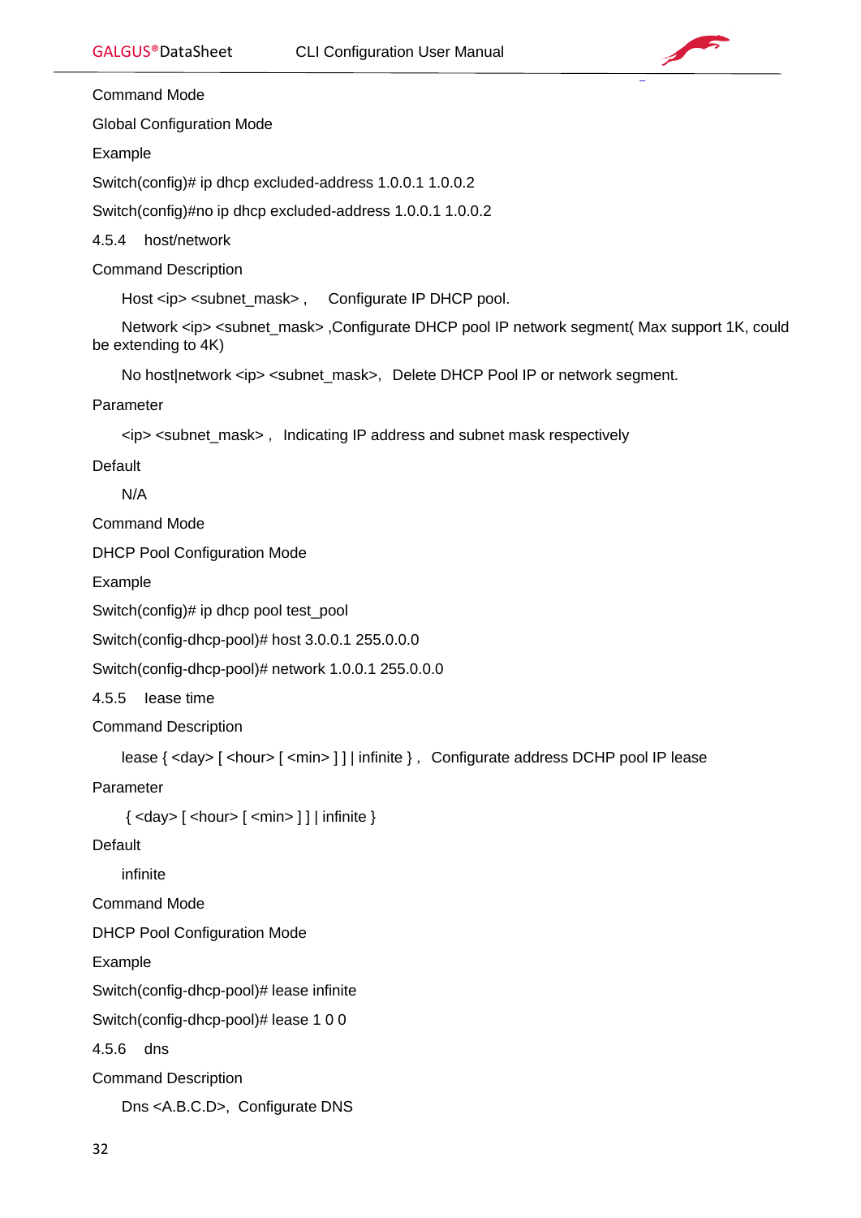Command Mode

Global Configuration Mode

Example

Switch(config)# ip dhcp excluded-address 1.0.0.1 1.0.0.2

Switch(config)#no ip dhcp excluded-address 1.0.0.1 1.0.0.2

### 4.5.4 host/network

Command Description

Host <ip> <subnet_mask> ,   Configurate IP DHCP pool.

Network <ip> <subnet_mask> ,Configurate DHCP pool IP network segment( Max support 1K, could be extending to 4K)

No host|network <ip> <subnet_mask>,  Delete DHCP Pool IP or network segment.

Parameter

<ip> <subnet_mask> ,  Indicating IP address and subnet mask respectively

Default

N/A

Command Mode

DHCP Pool Configuration Mode

Example

Switch(config)# ip dhcp pool test_pool

Switch(config-dhcp-pool)# host 3.0.0.1 255.0.0.0

Switch(config-dhcp-pool)# network 1.0.0.1 255.0.0.0

### 4.5.5 lease time

Command Description

lease { <day> [ <hour> [ <min> ] ] | infinite } ,  Configurate address DCHP pool IP lease

Parameter

{ <day> [ <hour> [ <min> ] ] | infinite }

Default

infinite

Command Mode

DHCP Pool Configuration Mode

Example

Switch(config-dhcp-pool)# lease infinite

Switch(config-dhcp-pool)# lease 1 0 0

### 4.5.6 dns

Command Description

Dns <A.B.C.D>,  Configurate DNS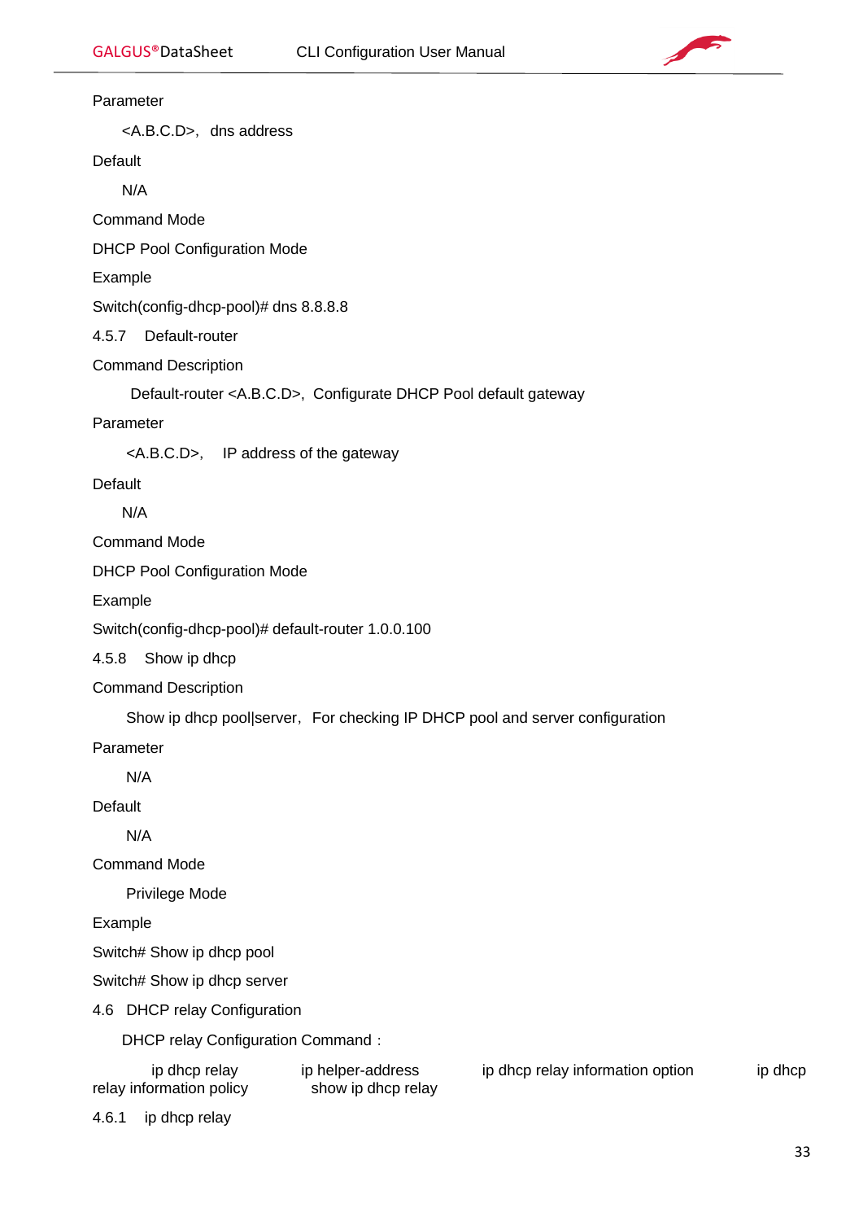Parameter

<A.B.C.D>，dns address

Default

N/A

Command Mode

DHCP Pool Configuration Mode

Example

Switch(config-dhcp-pool)# dns 8.8.8.8

### 4.5.7 Default-router

Command Description

Default-router <A.B.C.D>，Configurate DHCP Pool default gateway

Parameter

<A.B.C.D>， IP address of the gateway

Default

N/A

Command Mode

DHCP Pool Configuration Mode

Example

Switch(config-dhcp-pool)# default-router 1.0.0.100

### 4.5.8 Show ip dhcp

Command Description

Show ip dhcp pool|server，For checking IP DHCP pool and server configuration

Parameter

N/A

Default

N/A

Command Mode

Privilege Mode

Example

Switch# Show ip dhcp pool

Switch# Show ip dhcp server

## 4.6 DHCP relay Configuration

DHCP relay Configuration Command：

ip dhcp relay    ip helper-address    ip dhcp relay information option    ip dhcp relay information policy    show ip dhcp relay

### 4.6.1 ip dhcp relay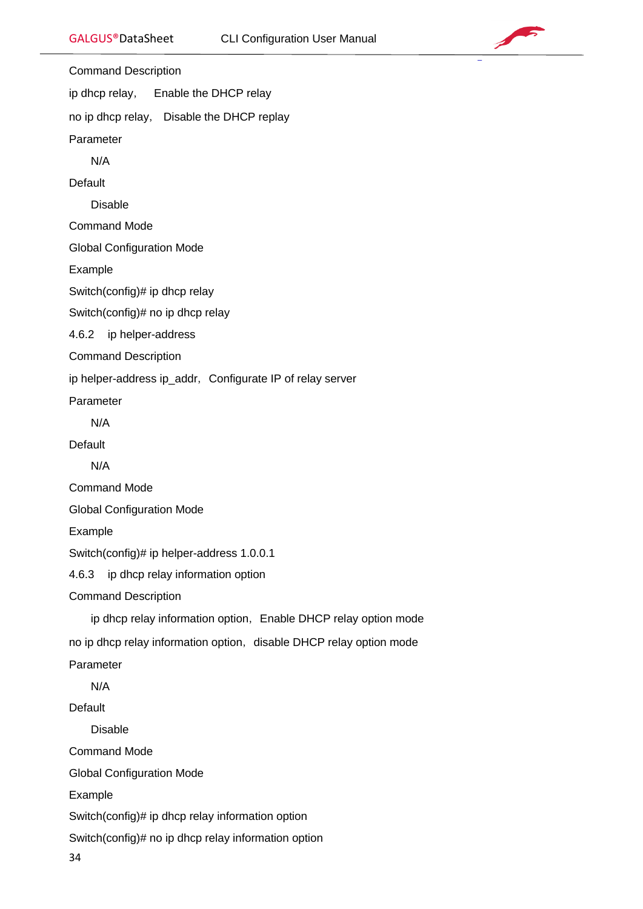Command Description

ip dhcp relay, Enable the DHCP relay

no ip dhcp relay, Disable the DHCP replay

Parameter

N/A

Default

Disable

Command Mode

Global Configuration Mode

Example

Switch(config)# ip dhcp relay

Switch(config)# no ip dhcp relay

### 4.6.2 ip helper-address

Command Description

ip helper-address ip_addr, Configurate IP of relay server

Parameter

N/A

Default

N/A

Command Mode

Global Configuration Mode

Example

Switch(config)# ip helper-address 1.0.0.1

### 4.6.3 ip dhcp relay information option

Command Description

ip dhcp relay information option, Enable DHCP relay option mode

no ip dhcp relay information option, disable DHCP relay option mode

Parameter

N/A

Default

Disable

Command Mode

Global Configuration Mode

Example

Switch(config)# ip dhcp relay information option

Switch(config)# no ip dhcp relay information option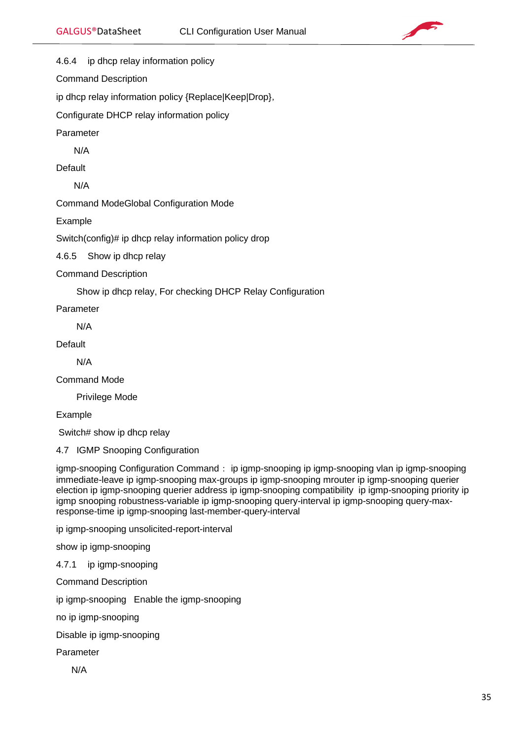### 4.6.4 ip dhcp relay information policy

Command Description

ip dhcp relay information policy {Replace|Keep|Drop},

Configurate DHCP relay information policy

Parameter

N/A

Default

N/A

Command ModeGlobal Configuration Mode

Example

Switch(config)# ip dhcp relay information policy drop

### 4.6.5 Show ip dhcp relay

Command Description

Show ip dhcp relay, For checking DHCP Relay Configuration

Parameter

N/A

Default

N/A

Command Mode

Privilege Mode

Example

Switch# show ip dhcp relay

## 4.7 IGMP Snooping Configuration

igmp-snooping Configuration Command： ip igmp-snooping ip igmp-snooping vlan ip igmp-snooping immediate-leave ip igmp-snooping max-groups ip igmp-snooping mrouter ip igmp-snooping querier election ip igmp-snooping querier address ip igmp-snooping compatibility ip igmp-snooping priority ip igmp snooping robustness-variable ip igmp-snooping query-interval ip igmp-snooping query-max-response-time ip igmp-snooping last-member-query-interval

ip igmp-snooping unsolicited-report-interval

show ip igmp-snooping

### 4.7.1 ip igmp-snooping

Command Description

ip igmp-snooping Enable the igmp-snooping

no ip igmp-snooping

Disable ip igmp-snooping

Parameter

N/A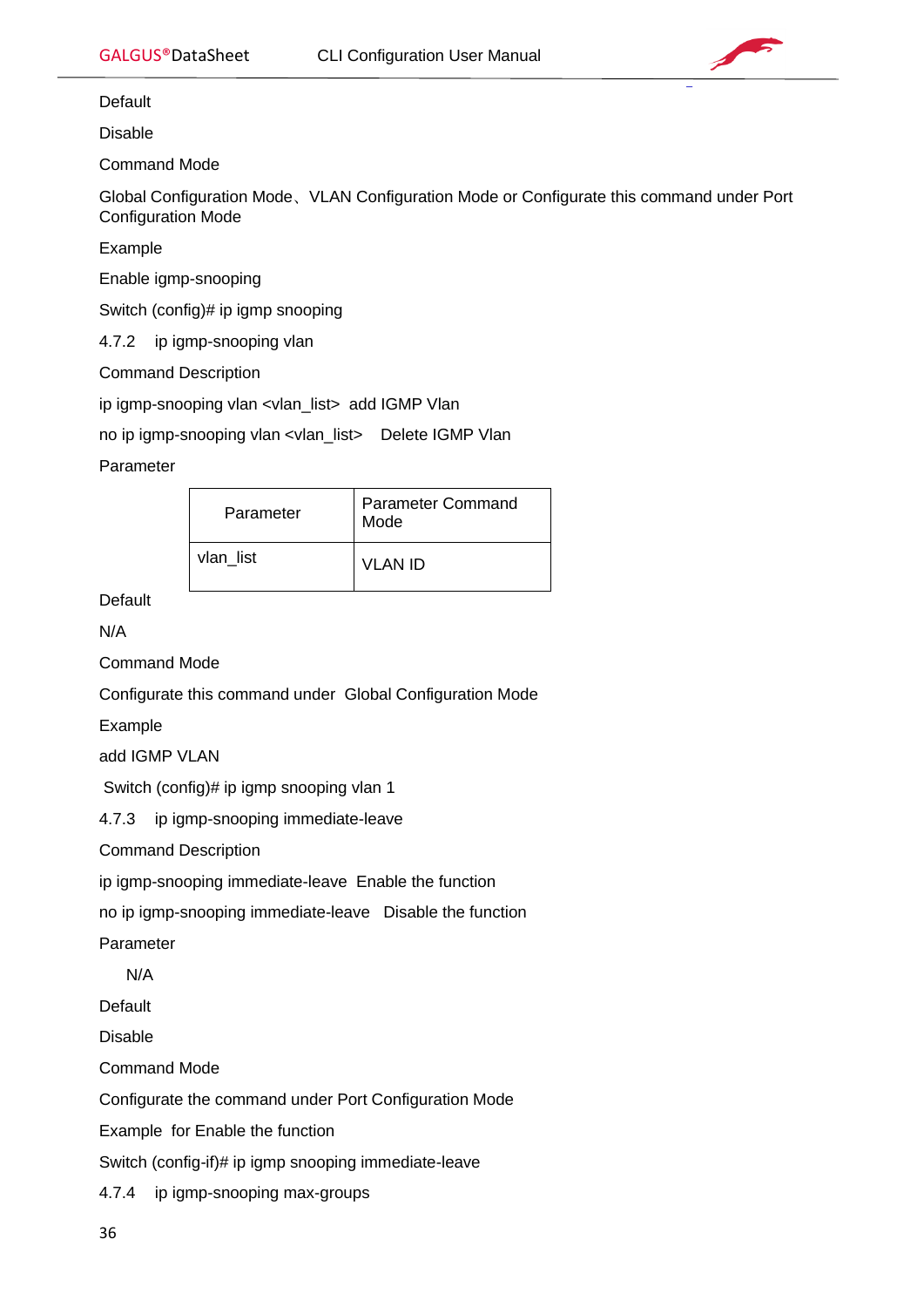Default

Disable

Command Mode

Global Configuration Mode、VLAN Configuration Mode or Configurate this command under Port Configuration Mode

Example

Enable igmp-snooping

Switch (config)# ip igmp snooping

### 4.7.2 ip igmp-snooping vlan

Command Description

ip igmp-snooping vlan <vlan_list> add IGMP Vlan

no ip igmp-snooping vlan <vlan_list> Delete IGMP Vlan

Parameter

| Parameter | Parameter Command Mode |
|---|---|
| vlan_list | VLAN ID |

Default

N/A

Command Mode

Configurate this command under Global Configuration Mode

Example

add IGMP VLAN

Switch (config)# ip igmp snooping vlan 1

### 4.7.3 ip igmp-snooping immediate-leave

Command Description

ip igmp-snooping immediate-leave Enable the function

no ip igmp-snooping immediate-leave Disable the function

Parameter

N/A

Default

Disable

Command Mode

Configurate the command under Port Configuration Mode

Example for Enable the function

Switch (config-if)# ip igmp snooping immediate-leave

### 4.7.4 ip igmp-snooping max-groups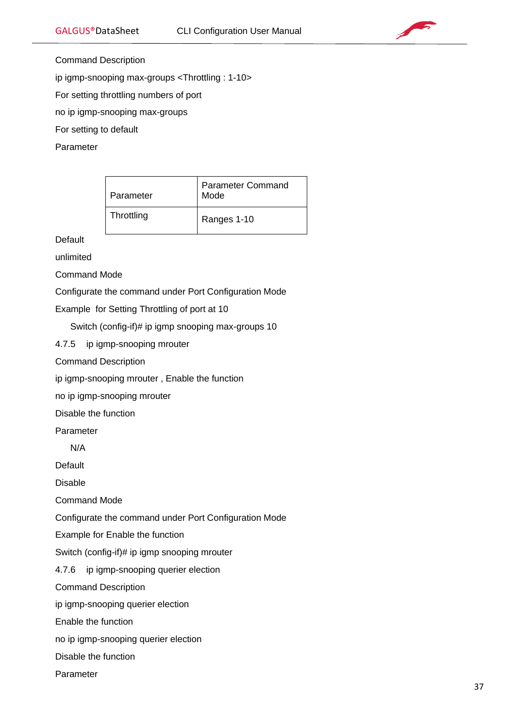Command Description

ip igmp-snooping max-groups <Throttling : 1-10>

For setting throttling numbers of port

no ip igmp-snooping max-groups

For setting to default

Parameter

| Parameter | Parameter Command Mode |
| --- | --- |
| Throttling | Ranges 1-10 |

Default

unlimited

Command Mode

Configurate the command under Port Configuration Mode

Example  for Setting Throttling of port at 10

Switch (config-if)# ip igmp snooping max-groups 10

### 4.7.5 ip igmp-snooping mrouter

Command Description

ip igmp-snooping mrouter , Enable the function

no ip igmp-snooping mrouter

Disable the function

Parameter

N/A

Default

Disable

Command Mode

Configurate the command under Port Configuration Mode

Example for Enable the function

Switch (config-if)# ip igmp snooping mrouter

### 4.7.6 ip igmp-snooping querier election

Command Description

ip igmp-snooping querier election

Enable the function

no ip igmp-snooping querier election

Disable the function

Parameter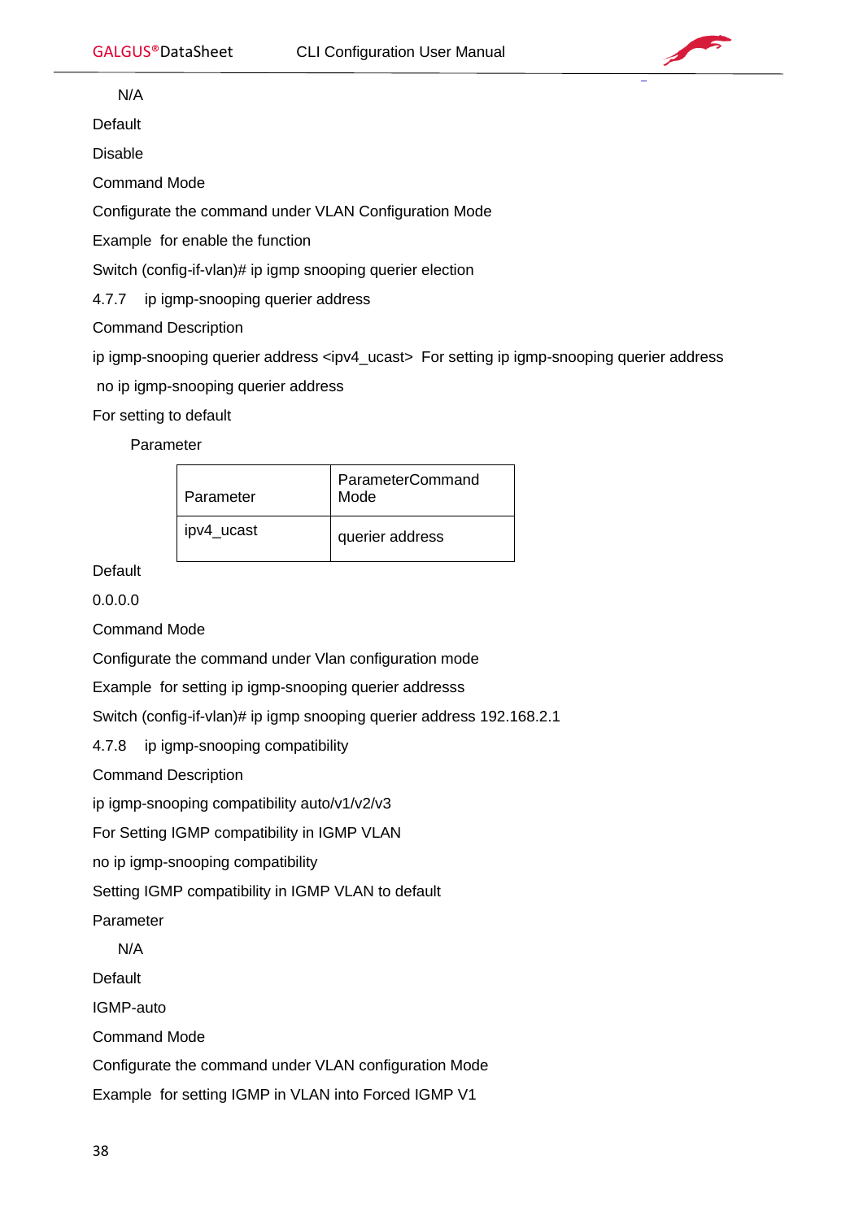N/A

Default

Disable

Command Mode

Configurate the command under VLAN Configuration Mode

Example for enable the function

Switch (config-if-vlan)# ip igmp snooping querier election

### 4.7.7 ip igmp-snooping querier address

Command Description

ip igmp-snooping querier address <ipv4_ucast> For setting ip igmp-snooping querier address

no ip igmp-snooping querier address

For setting to default

Parameter

| Parameter | ParameterCommand Mode |
|---|---|
| ipv4_ucast | querier address |

Default

0.0.0.0

Command Mode

Configurate the command under Vlan configuration mode

Example for setting ip igmp-snooping querier addresss

Switch (config-if-vlan)# ip igmp snooping querier address 192.168.2.1

### 4.7.8 ip igmp-snooping compatibility

Command Description

ip igmp-snooping compatibility auto/v1/v2/v3

For Setting IGMP compatibility in IGMP VLAN

no ip igmp-snooping compatibility

Setting IGMP compatibility in IGMP VLAN to default

Parameter

N/A

Default

IGMP-auto

Command Mode

Configurate the command under VLAN configuration Mode

Example for setting IGMP in VLAN into Forced IGMP V1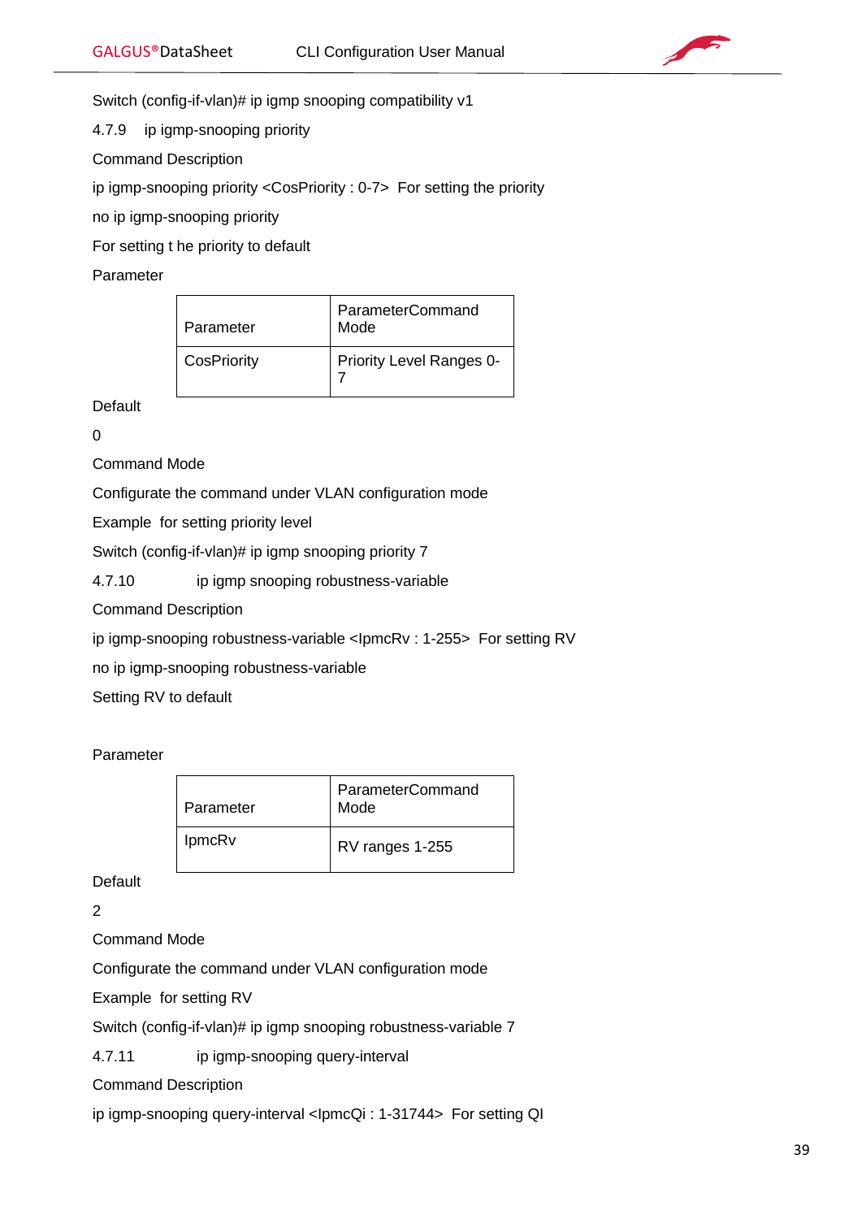Switch (config-if-vlan)# ip igmp snooping compatibility v1

### 4.7.9 ip igmp-snooping priority

Command Description

ip igmp-snooping priority <CosPriority : 0-7>  For setting the priority

no ip igmp-snooping priority

For setting t he priority to default

Parameter

| Parameter | ParameterCommand Mode |
|---|---|
| CosPriority | Priority Level Ranges 0-7 |

Default

0

Command Mode

Configurate the command under VLAN configuration mode

Example  for setting priority level

Switch (config-if-vlan)# ip igmp snooping priority 7

### 4.7.10 ip igmp snooping robustness-variable

Command Description

ip igmp-snooping robustness-variable <IpmcRv : 1-255>  For setting RV

no ip igmp-snooping robustness-variable

Setting RV to default

Parameter

| Parameter | ParameterCommand Mode |
|---|---|
| IpmcRv | RV ranges 1-255 |

Default

2

Command Mode

Configurate the command under VLAN configuration mode

Example  for setting RV

Switch (config-if-vlan)# ip igmp snooping robustness-variable 7

### 4.7.11 ip igmp-snooping query-interval

Command Description

ip igmp-snooping query-interval <IpmcQi : 1-31744>  For setting QI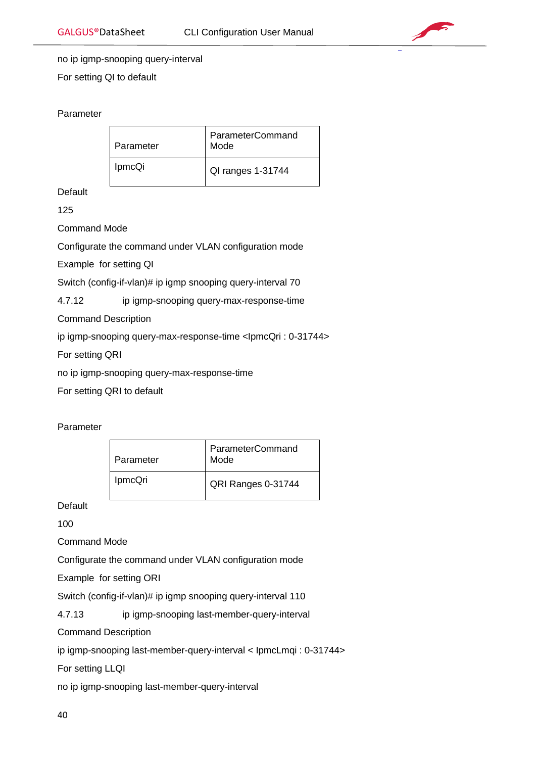no ip igmp-snooping query-interval

For setting QI to default

Parameter

| Parameter | ParameterCommand Mode |
|---|---|
| IpmcQi | QI ranges 1-31744 |

Default

125

Command Mode

Configurate the command under VLAN configuration mode

Example  for setting QI

Switch (config-if-vlan)# ip igmp snooping query-interval 70

### 4.7.12 ip igmp-snooping query-max-response-time

Command Description

ip igmp-snooping query-max-response-time <IpmcQri : 0-31744>

For setting QRI

no ip igmp-snooping query-max-response-time

For setting QRI to default

Parameter

| Parameter | ParameterCommand Mode |
|---|---|
| IpmcQri | QRI Ranges 0-31744 |

Default

100

Command Mode

Configurate the command under VLAN configuration mode

Example  for setting ORI

Switch (config-if-vlan)# ip igmp snooping query-interval 110

### 4.7.13 ip igmp-snooping last-member-query-interval

Command Description

ip igmp-snooping last-member-query-interval < IpmcLmqi : 0-31744>

For setting LLQI

no ip igmp-snooping last-member-query-interval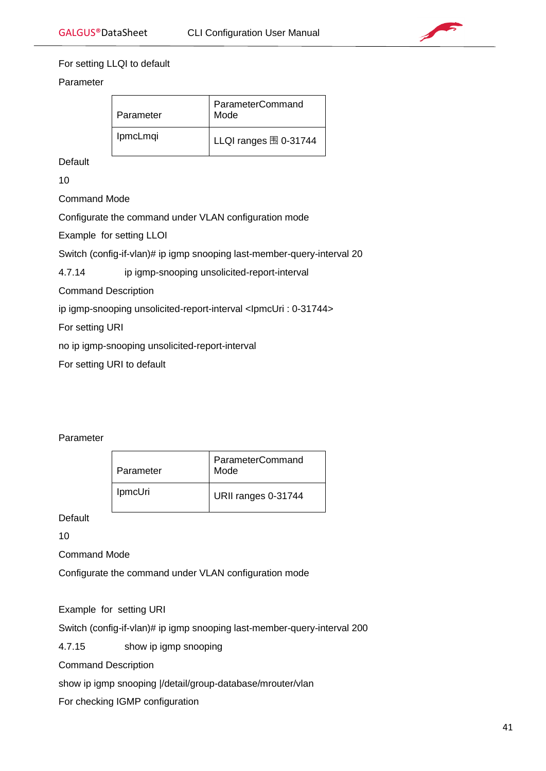For setting LLQI to default

Parameter

| Parameter | ParameterCommand Mode |
| --- | --- |
| IpmcLmqi | LLQI ranges 围 0-31744 |

Default

10

Command Mode

Configurate the command under VLAN configuration mode

Example  for setting LLOI

Switch (config-if-vlan)# ip igmp snooping last-member-query-interval 20

4.7.14    ip igmp-snooping unsolicited-report-interval

Command Description

ip igmp-snooping unsolicited-report-interval <IpmcUri : 0-31744>

For setting URI

no ip igmp-snooping unsolicited-report-interval

For setting URI to default

Parameter

| Parameter | ParameterCommand Mode |
| --- | --- |
| IpmcUri | URII ranges 0-31744 |

Default

10

Command Mode

Configurate the command under VLAN configuration mode

Example  for  setting URI

Switch (config-if-vlan)# ip igmp snooping last-member-query-interval 200

4.7.15    show ip igmp snooping

Command Description

show ip igmp snooping |/detail/group-database/mrouter/vlan

For checking IGMP configuration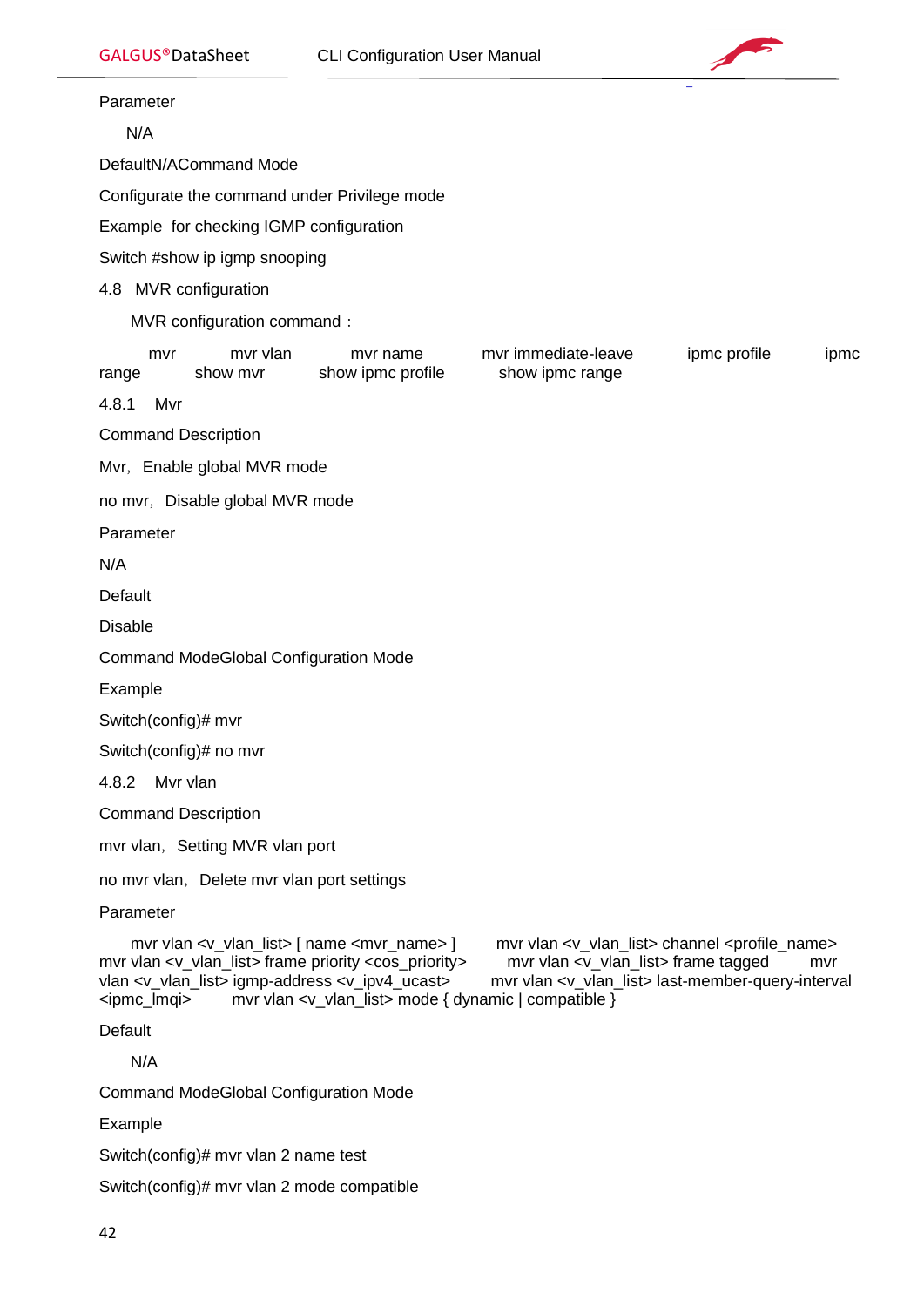Parameter

N/A

DefaultN/ACommand Mode

Configurate the command under Privilege mode

Example for checking IGMP configuration

Switch #show ip igmp snooping

## 4.8 MVR configuration

MVR configuration command：

mvr mvr vlan mvr name mvr immediate-leave ipmc profile ipmc range show mvr show ipmc profile show ipmc range

### 4.8.1 Mvr

Command Description

Mvr，Enable global MVR mode

no mvr，Disable global MVR mode

Parameter

N/A

Default

Disable

Command ModeGlobal Configuration Mode

Example

Switch(config)# mvr

Switch(config)# no mvr

### 4.8.2 Mvr vlan

Command Description

mvr vlan，Setting MVR vlan port

no mvr vlan，Delete mvr vlan port settings

Parameter

mvr vlan <v_vlan_list> [ name <mvr_name> ] mvr vlan <v_vlan_list> channel <profile_name> mvr vlan <v_vlan_list> frame priority <cos_priority> mvr vlan <v_vlan_list> frame tagged mvr vlan <v_vlan_list> igmp-address <v_ipv4_ucast> mvr vlan <v_vlan_list> last-member-query-interval <ipmc_lmqi> mvr vlan <v_vlan_list> mode { dynamic | compatible }

Default

N/A

Command ModeGlobal Configuration Mode

Example

Switch(config)# mvr vlan 2 name test

Switch(config)# mvr vlan 2 mode compatible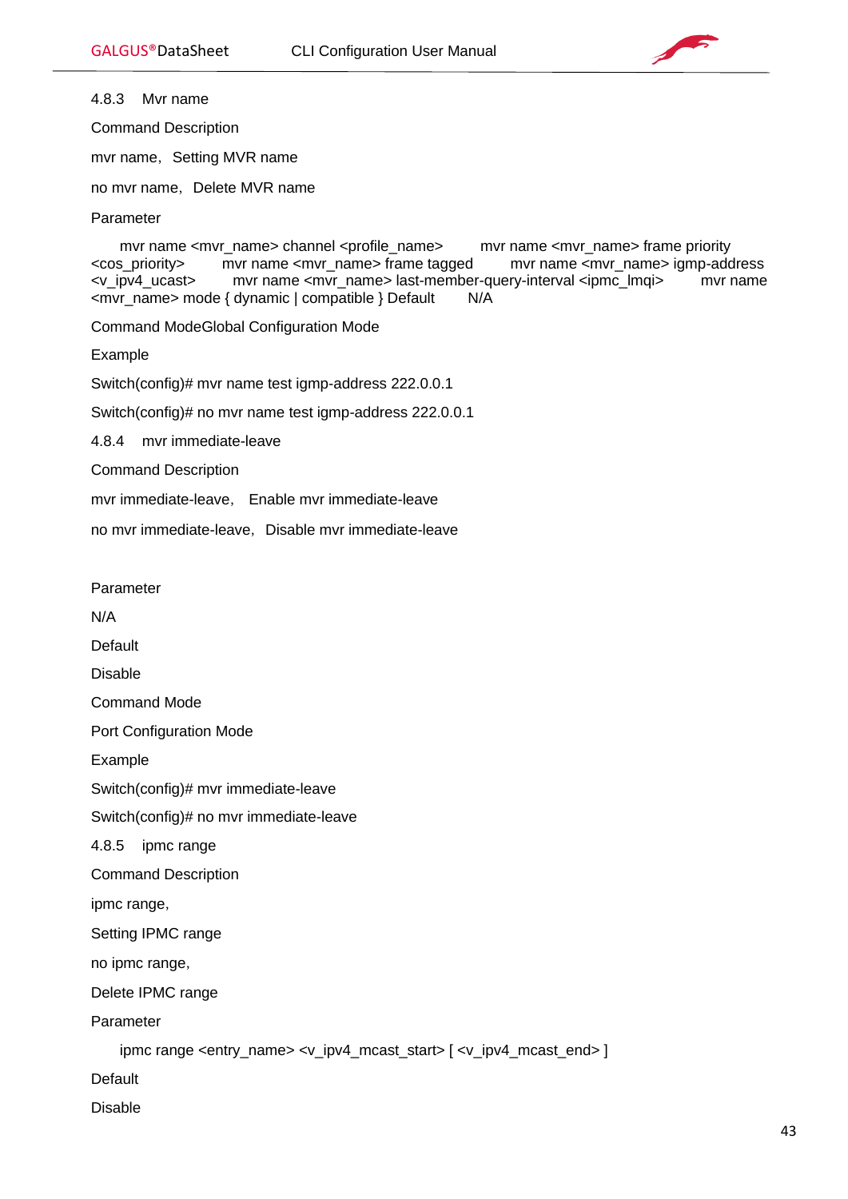### 4.8.3 Mvr name

Command Description

mvr name, Setting MVR name

no mvr name, Delete MVR name

Parameter

mvr name <mvr_name> channel <profile_name>   mvr name <mvr_name> frame priority <cos_priority>   mvr name <mvr_name> frame tagged   mvr name <mvr_name> igmp-address <v_ipv4_ucast>   mvr name <mvr_name> last-member-query-interval <ipmc_lmqi>   mvr name <mvr_name> mode { dynamic | compatible } Default   N/A

Command ModeGlobal Configuration Mode

Example

Switch(config)# mvr name test igmp-address 222.0.0.1

Switch(config)# no mvr name test igmp-address 222.0.0.1

### 4.8.4 mvr immediate-leave

Command Description

mvr immediate-leave, Enable mvr immediate-leave

no mvr immediate-leave, Disable mvr immediate-leave

Parameter

N/A

Default

Disable

Command Mode

Port Configuration Mode

Example

Switch(config)# mvr immediate-leave

Switch(config)# no mvr immediate-leave

### 4.8.5 ipmc range

Command Description

ipmc range,

Setting IPMC range

no ipmc range,

Delete IPMC range

Parameter

ipmc range <entry_name> <v_ipv4_mcast_start> [ <v_ipv4_mcast_end> ]

Default

Disable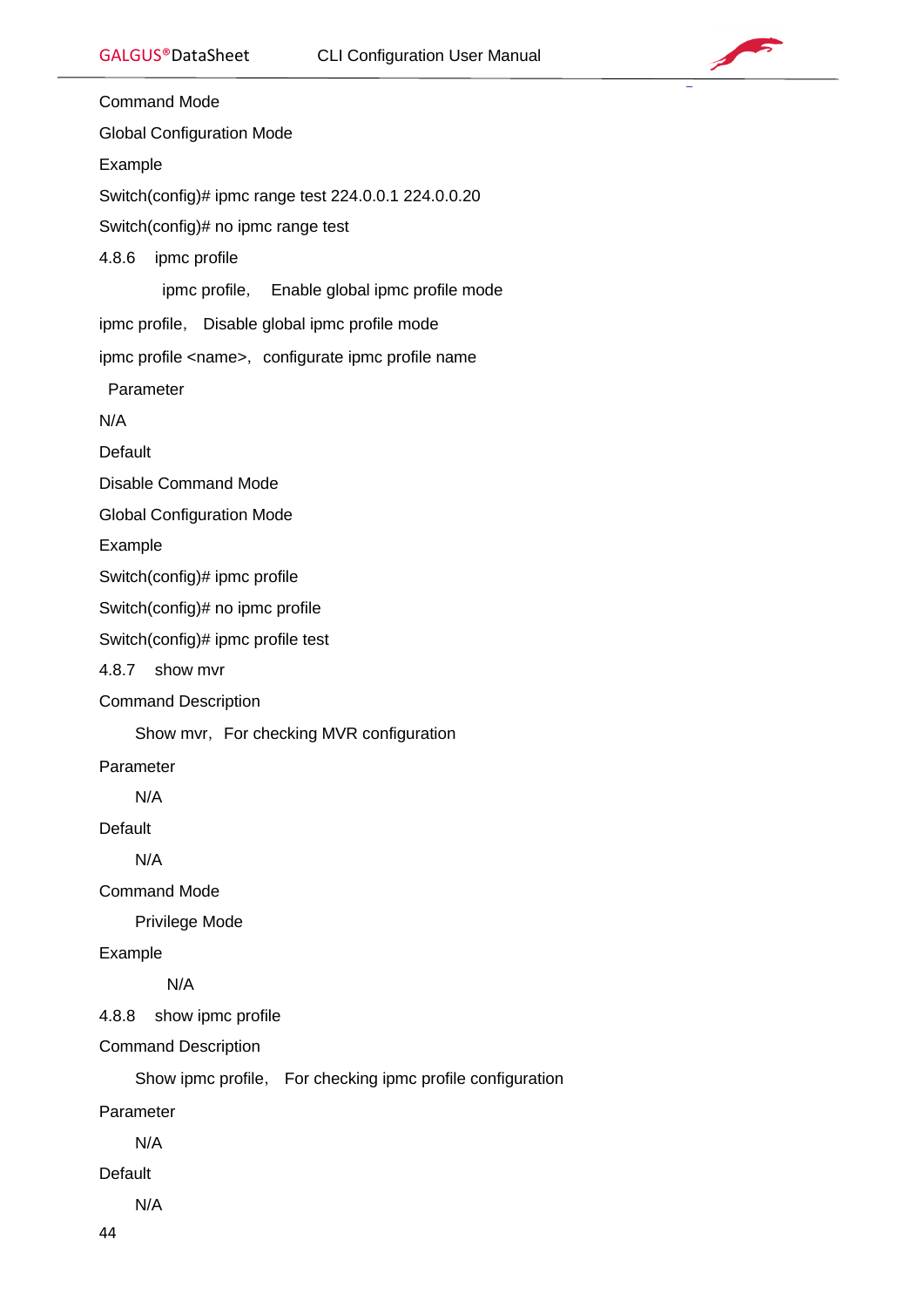Command Mode

Global Configuration Mode

Example

Switch(config)# ipmc range test 224.0.0.1 224.0.0.20

Switch(config)# no ipmc range test

### 4.8.6 ipmc profile

ipmc profile, Enable global ipmc profile mode

ipmc profile, Disable global ipmc profile mode

ipmc profile <name>, configurate ipmc profile name

Parameter

N/A

Default

Disable Command Mode

Global Configuration Mode

Example

Switch(config)# ipmc profile

Switch(config)# no ipmc profile

Switch(config)# ipmc profile test

### 4.8.7 show mvr

Command Description

Show mvr, For checking MVR configuration

Parameter

N/A

Default

N/A

Command Mode

Privilege Mode

Example

N/A

### 4.8.8 show ipmc profile

Command Description

Show ipmc profile, For checking ipmc profile configuration

Parameter

N/A

Default

N/A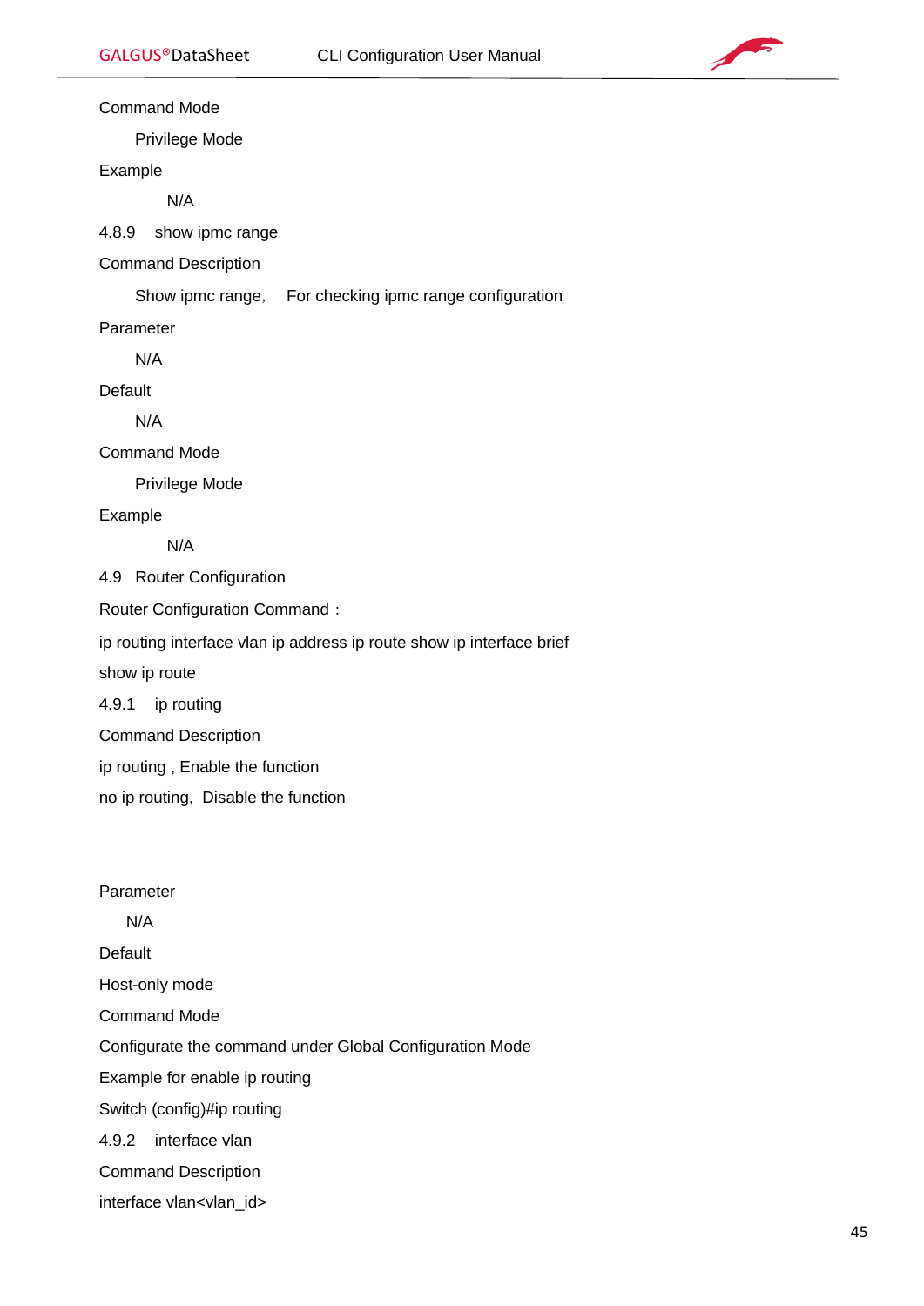Command Mode

Privilege Mode

Example

N/A

### 4.8.9 show ipmc range

Command Description

Show ipmc range,  For checking ipmc range configuration

Parameter

N/A

Default

N/A

Command Mode

Privilege Mode

Example

N/A

## 4.9 Router Configuration

Router Configuration Command：

ip routing interface vlan ip address ip route show ip interface brief

show ip route

### 4.9.1 ip routing

Command Description

ip routing , Enable the function

no ip routing,  Disable the function

Parameter

N/A

Default

Host-only mode

Command Mode

Configurate the command under Global Configuration Mode

Example for enable ip routing

Switch (config)#ip routing

### 4.9.2 interface vlan

Command Description

interface vlan<vlan_id>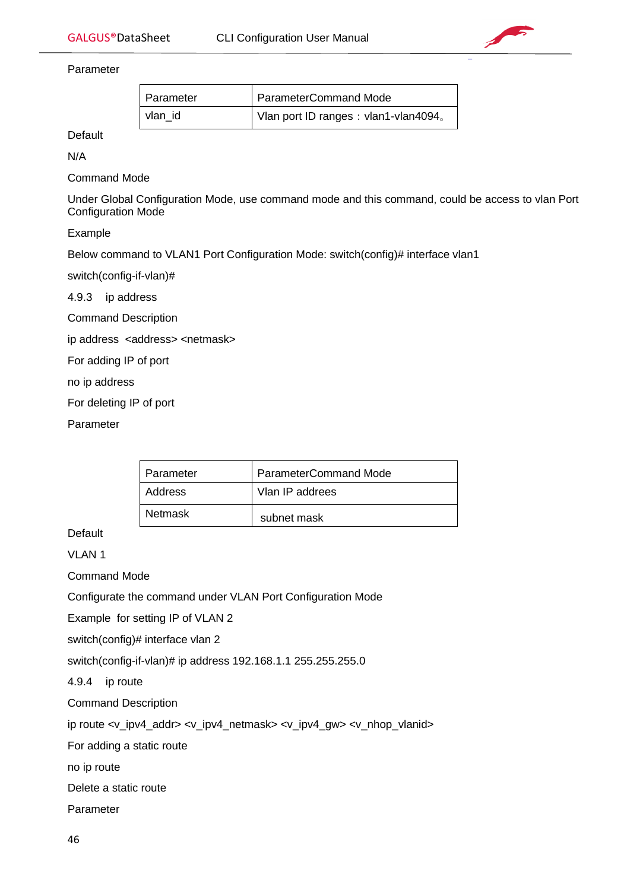Parameter

| Parameter | ParameterCommand Mode |
|---|---|
| vlan_id | Vlan port ID ranges：vlan1-vlan4094。 |

Default

N/A

Command Mode

Under Global Configuration Mode, use command mode and this command, could be access to vlan Port Configuration Mode

Example

Below command to VLAN1 Port Configuration Mode: switch(config)# interface vlan1

switch(config-if-vlan)#

### 4.9.3 ip address

Command Description

ip address <address> <netmask>

For adding IP of port

no ip address

For deleting IP of port

Parameter

| Parameter | ParameterCommand Mode |
|---|---|
| Address | Vlan IP addrees |
| Netmask | subnet mask |

Default

VLAN 1

Command Mode

Configurate the command under VLAN Port Configuration Mode

Example for setting IP of VLAN 2

switch(config)# interface vlan 2

switch(config-if-vlan)# ip address 192.168.1.1 255.255.255.0

### 4.9.4 ip route

Command Description

ip route <v_ipv4_addr> <v_ipv4_netmask> <v_ipv4_gw> <v_nhop_vlanid>

For adding a static route

no ip route

Delete a static route

Parameter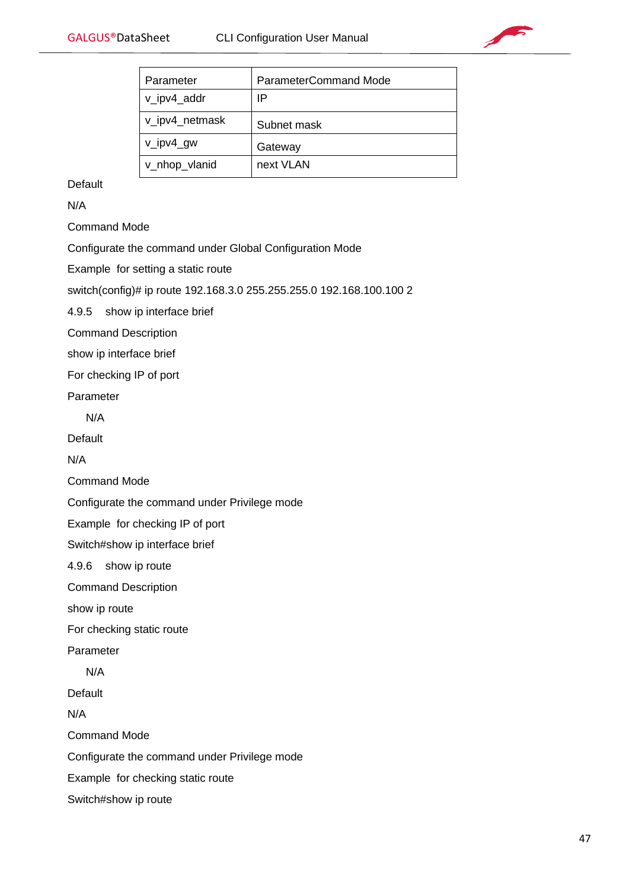| Parameter | ParameterCommand Mode |
| --- | --- |
| v_ipv4_addr | IP |
| v_ipv4_netmask | Subnet mask |
| v_ipv4_gw | Gateway |
| v_nhop_vlanid | next VLAN |

Default

N/A

Command Mode

Configurate the command under Global Configuration Mode

Example for setting a static route

switch(config)# ip route 192.168.3.0 255.255.255.0 192.168.100.100 2

### 4.9.5 show ip interface brief

Command Description

show ip interface brief

For checking IP of port

Parameter

N/A

Default

N/A

Command Mode

Configurate the command under Privilege mode

Example for checking IP of port

Switch#show ip interface brief

### 4.9.6 show ip route

Command Description

show ip route

For checking static route

Parameter

N/A

Default

N/A

Command Mode

Configurate the command under Privilege mode

Example for checking static route

Switch#show ip route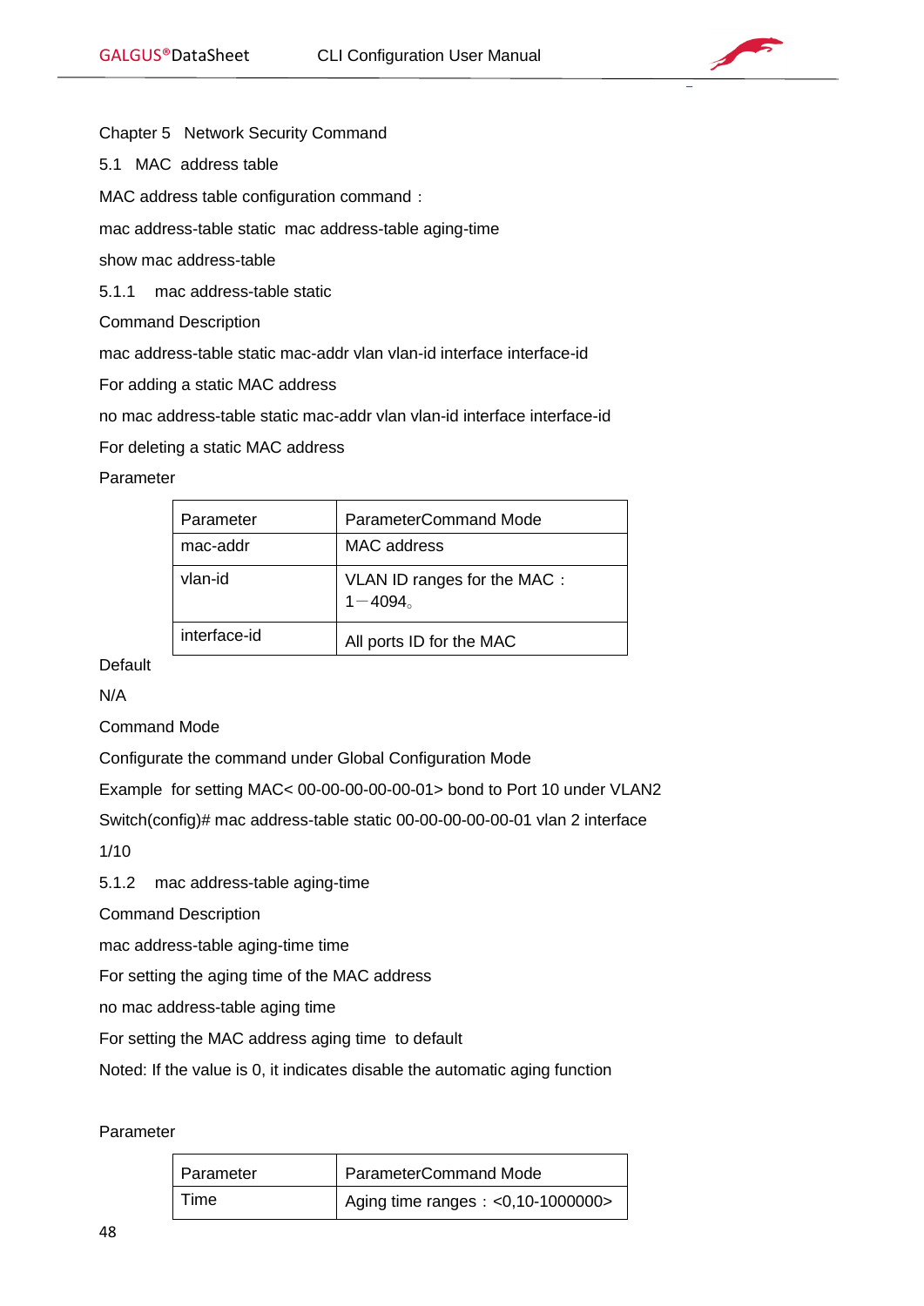# Chapter 5 Network Security Command

## 5.1 MAC address table

MAC address table configuration command：

mac address-table static  mac address-table aging-time

show mac address-table

### 5.1.1 mac address-table static

Command Description

mac address-table static mac-addr vlan vlan-id interface interface-id

For adding a static MAC address

no mac address-table static mac-addr vlan vlan-id interface interface-id

For deleting a static MAC address

Parameter

| Parameter | ParameterCommand Mode |
| --- | --- |
| mac-addr | MAC address |
| vlan-id | VLAN ID ranges for the MAC：1－4094。 |
| interface-id | All ports ID for the MAC |

Default

N/A

Command Mode

Configurate the command under Global Configuration Mode

Example  for setting MAC< 00-00-00-00-00-01> bond to Port 10 under VLAN2

Switch(config)# mac address-table static 00-00-00-00-00-01 vlan 2 interface 1/10

### 5.1.2 mac address-table aging-time

Command Description

mac address-table aging-time time

For setting the aging time of the MAC address

no mac address-table aging time

For setting the MAC address aging time  to default

Noted: If the value is 0, it indicates disable the automatic aging function

Parameter

| Parameter | ParameterCommand Mode |
| --- | --- |
| Time | Aging time ranges：<0,10-1000000> |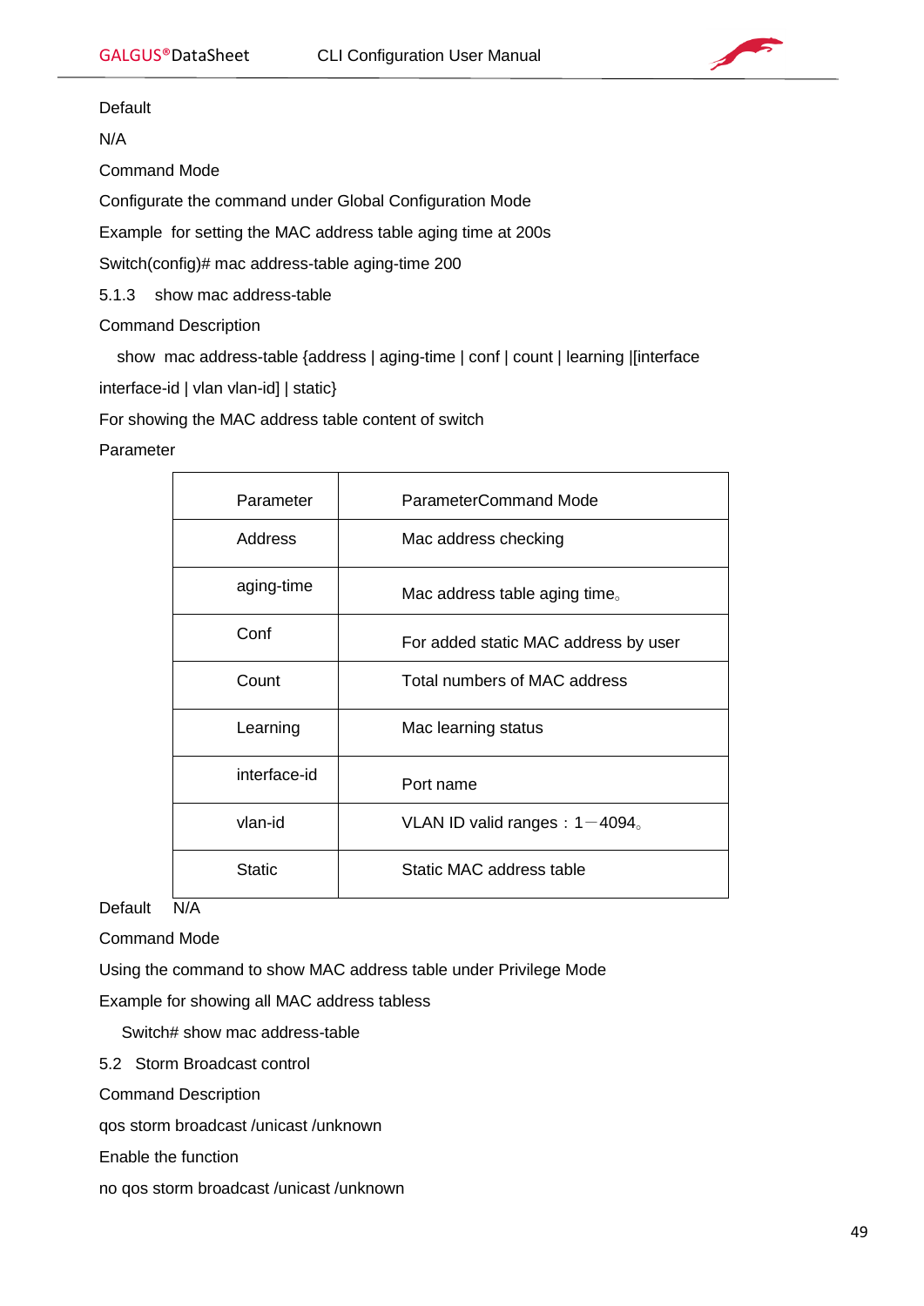Default

N/A

Command Mode

Configurate the command under Global Configuration Mode

Example for setting the MAC address table aging time at 200s

Switch(config)# mac address-table aging-time 200

### 5.1.3 show mac address-table

Command Description

show mac address-table {address | aging-time | conf | count | learning |[interface interface-id | vlan vlan-id] | static}

For showing the MAC address table content of switch

Parameter

| Parameter | ParameterCommand Mode |
|---|---|
| Address | Mac address checking |
| aging-time | Mac address table aging time。 |
| Conf | For added static MAC address by user |
| Count | Total numbers of MAC address |
| Learning | Mac learning status |
| interface-id | Port name |
| vlan-id | VLAN ID valid ranges：1－4094。 |
| Static | Static MAC address table |

Default N/A

Command Mode

Using the command to show MAC address table under Privilege Mode

Example for showing all MAC address tabless

Switch# show mac address-table

## 5.2 Storm Broadcast control

Command Description

qos storm broadcast /unicast /unknown

Enable the function

no qos storm broadcast /unicast /unknown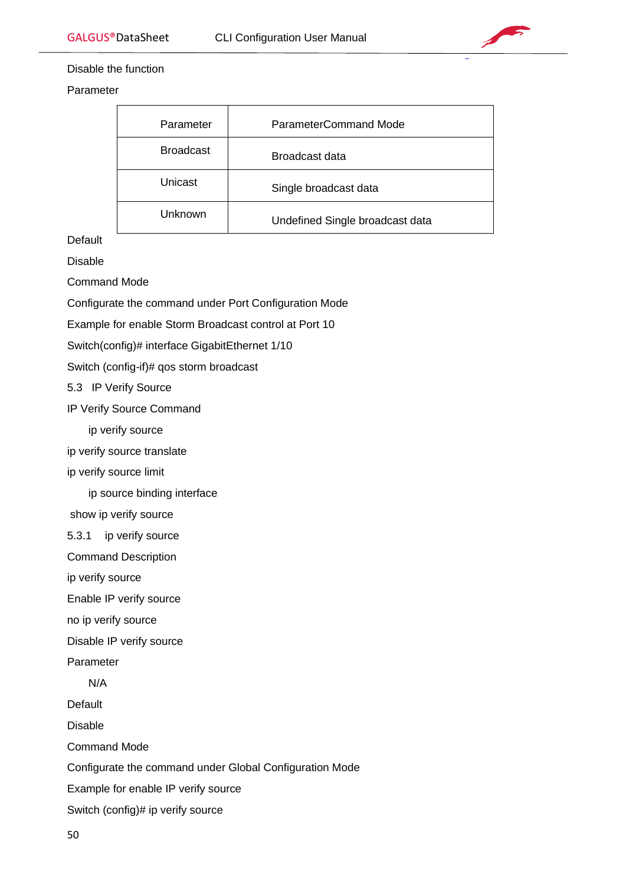Disable the function

Parameter

| Parameter | ParameterCommand Mode |
| --- | --- |
| Broadcast | Broadcast data |
| Unicast | Single broadcast data |
| Unknown | Undefined Single broadcast data |

Default

Disable

Command Mode

Configurate the command under Port Configuration Mode

Example for enable Storm Broadcast control at Port 10

Switch(config)# interface GigabitEthernet 1/10

Switch (config-if)# qos storm broadcast

## 5.3 IP Verify Source

IP Verify Source Command

ip verify source

ip verify source translate

ip verify source limit

ip source binding interface

show ip verify source

### 5.3.1 ip verify source

Command Description

ip verify source

Enable IP verify source

no ip verify source

Disable IP verify source

Parameter

N/A

Default

Disable

Command Mode

Configurate the command under Global Configuration Mode

Example for enable IP verify source

Switch (config)# ip verify source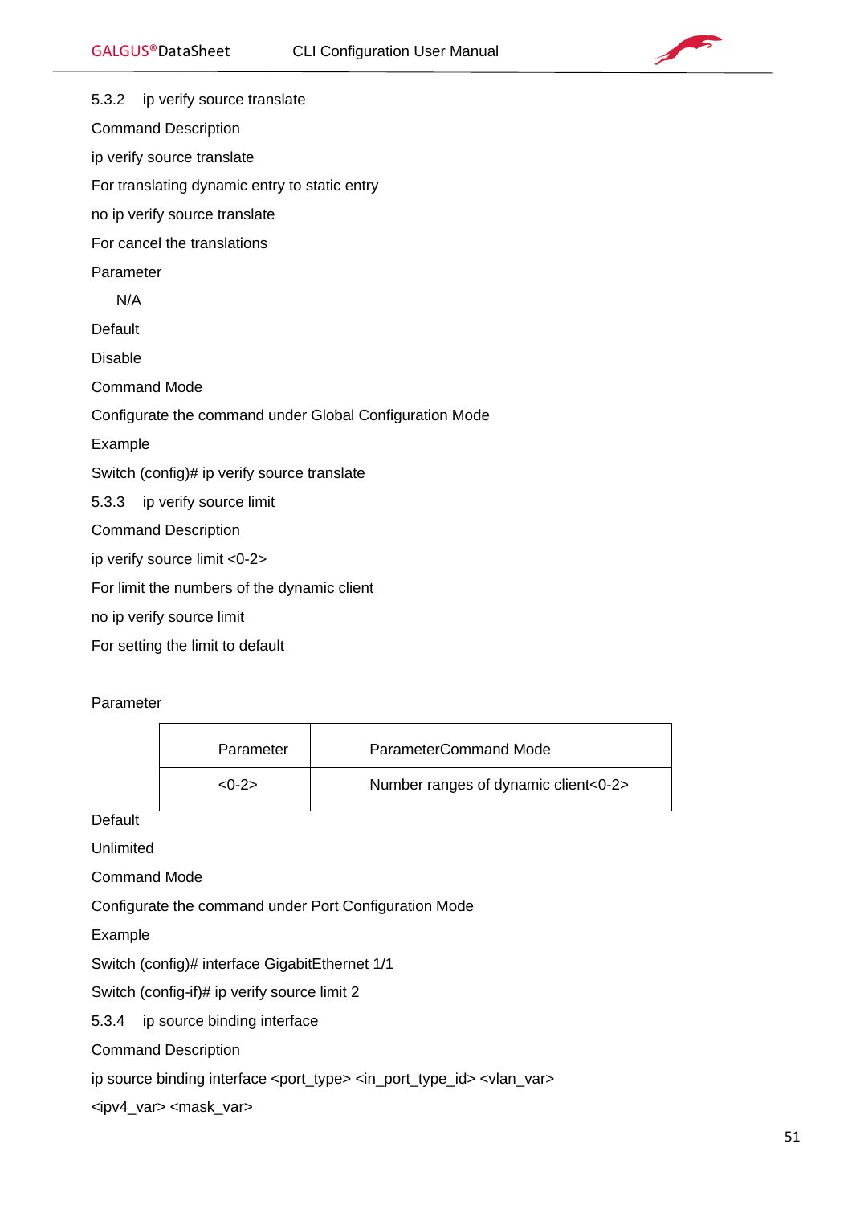### 5.3.2 ip verify source translate

Command Description

ip verify source translate

For translating dynamic entry to static entry

no ip verify source translate

For cancel the translations

Parameter

N/A

Default

Disable

Command Mode

Configurate the command under Global Configuration Mode

Example

Switch (config)# ip verify source translate

### 5.3.3 ip verify source limit

Command Description

ip verify source limit <0-2>

For limit the numbers of the dynamic client

no ip verify source limit

For setting the limit to default

Parameter

| Parameter | ParameterCommand Mode |
|---|---|
| <0-2> | Number ranges of dynamic client<0-2> |

Default

Unlimited

Command Mode

Configurate the command under Port Configuration Mode

Example

Switch (config)# interface GigabitEthernet 1/1

Switch (config-if)# ip verify source limit 2

### 5.3.4 ip source binding interface

Command Description

ip source binding interface <port_type> <in_port_type_id> <vlan_var> <ipv4_var> <mask_var>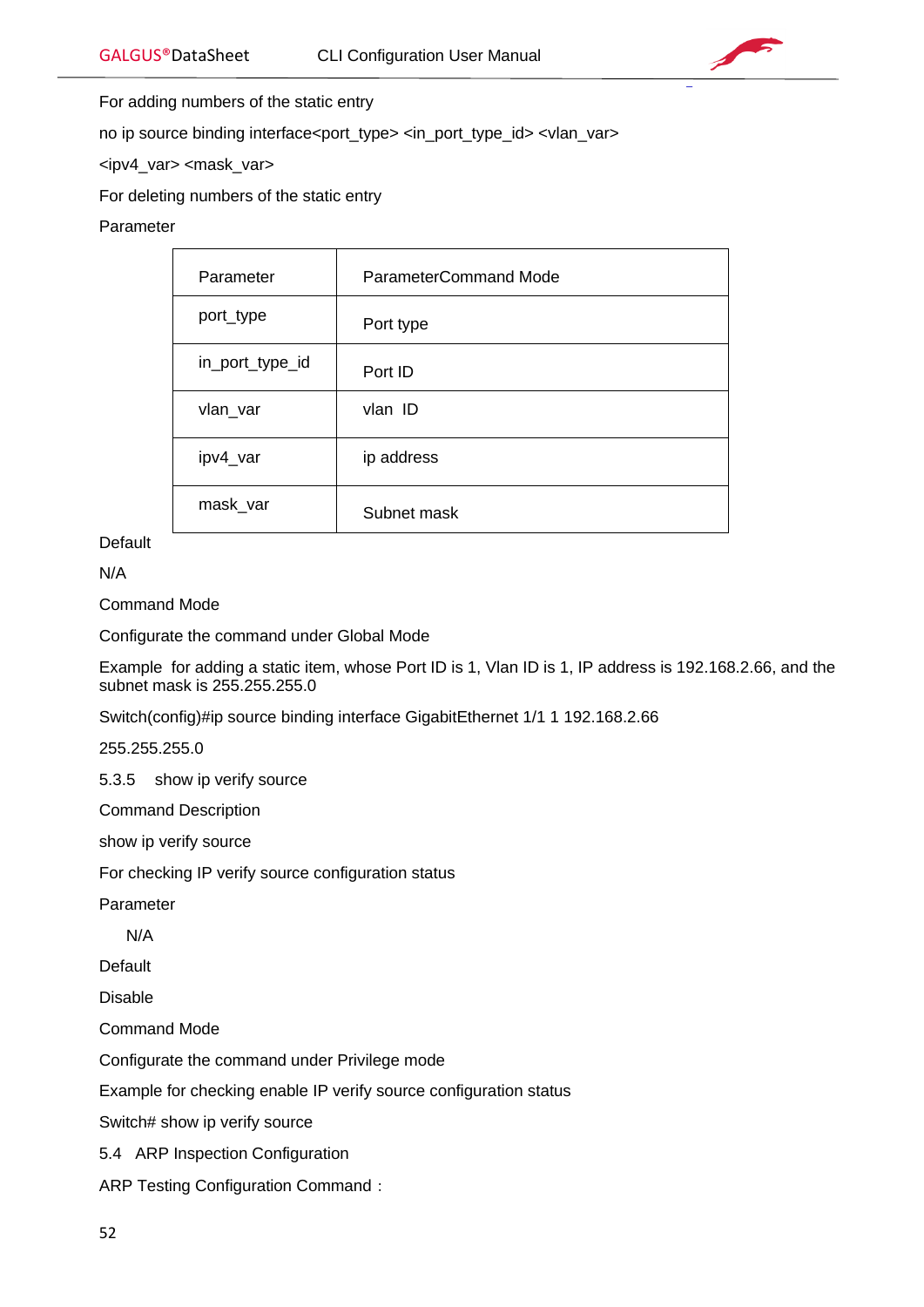For adding numbers of the static entry

no ip source binding interface<port_type> <in_port_type_id> <vlan_var>

<ipv4_var> <mask_var>

For deleting numbers of the static entry

Parameter

| Parameter | ParameterCommand Mode |
|---|---|
| port_type | Port type |
| in_port_type_id | Port ID |
| vlan_var | vlan ID |
| ipv4_var | ip address |
| mask_var | Subnet mask |

Default

N/A

Command Mode

Configurate the command under Global Mode

Example for adding a static item, whose Port ID is 1, Vlan ID is 1, IP address is 192.168.2.66, and the subnet mask is 255.255.255.0

Switch(config)#ip source binding interface GigabitEthernet 1/1 1 192.168.2.66

255.255.255.0

5.3.5 show ip verify source

Command Description

show ip verify source

For checking IP verify source configuration status

Parameter

N/A

Default

Disable

Command Mode

Configurate the command under Privilege mode

Example for checking enable IP verify source configuration status

Switch# show ip verify source

5.4 ARP Inspection Configuration

ARP Testing Configuration Command：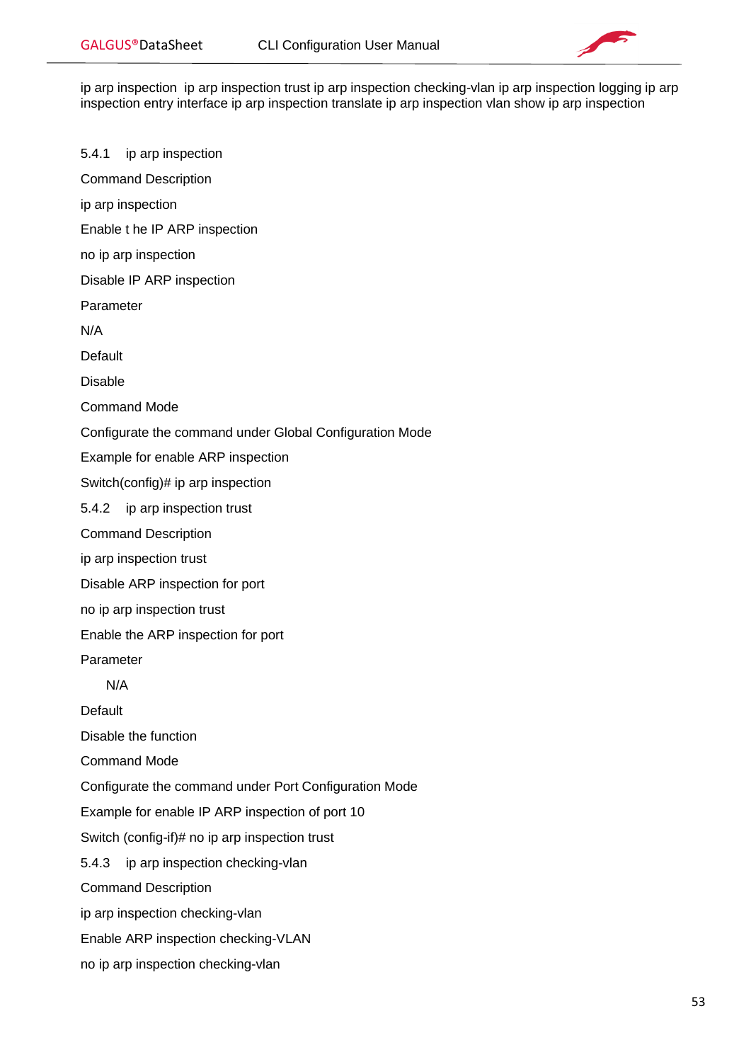ip arp inspection  ip arp inspection trust ip arp inspection checking-vlan ip arp inspection logging ip arp inspection entry interface ip arp inspection translate ip arp inspection vlan show ip arp inspection

### 5.4.1 ip arp inspection

Command Description

ip arp inspection

Enable t he IP ARP inspection

no ip arp inspection

Disable IP ARP inspection

Parameter

N/A

Default

Disable

Command Mode

Configurate the command under Global Configuration Mode

Example for enable ARP inspection

Switch(config)# ip arp inspection

### 5.4.2 ip arp inspection trust

Command Description

ip arp inspection trust

Disable ARP inspection for port

no ip arp inspection trust

Enable the ARP inspection for port

Parameter

N/A

Default

Disable the function

Command Mode

Configurate the command under Port Configuration Mode

Example for enable IP ARP inspection of port 10

Switch (config-if)# no ip arp inspection trust

### 5.4.3 ip arp inspection checking-vlan

Command Description

ip arp inspection checking-vlan

Enable ARP inspection checking-VLAN

no ip arp inspection checking-vlan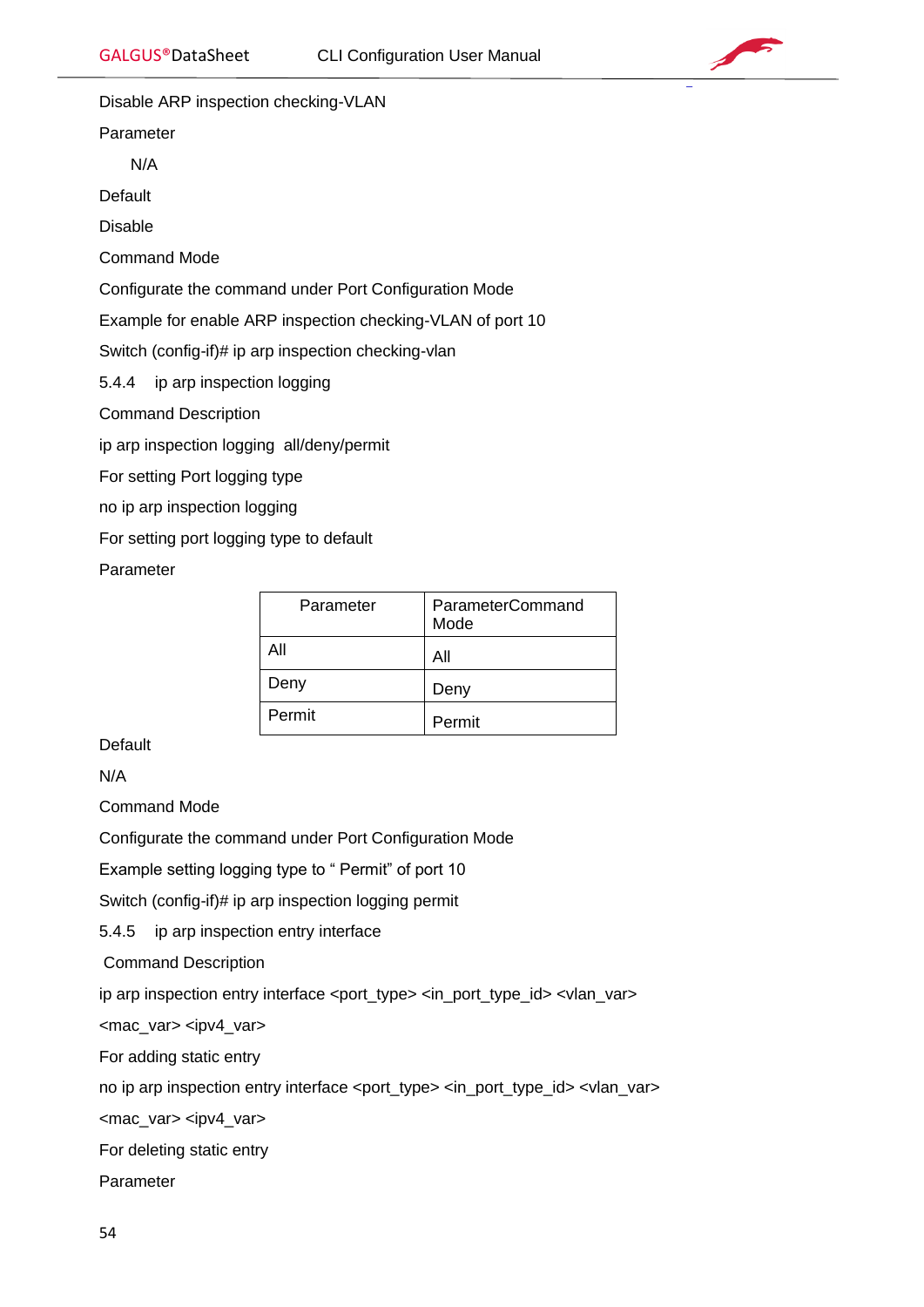Disable ARP inspection checking-VLAN

Parameter

N/A

Default

Disable

Command Mode

Configurate the command under Port Configuration Mode

Example for enable ARP inspection checking-VLAN of port 10

Switch (config-if)# ip arp inspection checking-vlan

### 5.4.4 ip arp inspection logging

Command Description

ip arp inspection logging all/deny/permit

For setting Port logging type

no ip arp inspection logging

For setting port logging type to default

Parameter

| Parameter | ParameterCommand Mode |
|---|---|
| All | All |
| Deny | Deny |
| Permit | Permit |

Default

N/A

Command Mode

Configurate the command under Port Configuration Mode

Example setting logging type to " Permit" of port 10

Switch (config-if)# ip arp inspection logging permit

### 5.4.5 ip arp inspection entry interface

Command Description

ip arp inspection entry interface <port_type> <in_port_type_id> <vlan_var> <mac_var> <ipv4_var>

For adding static entry

no ip arp inspection entry interface <port_type> <in_port_type_id> <vlan_var> <mac_var> <ipv4_var>

For deleting static entry

Parameter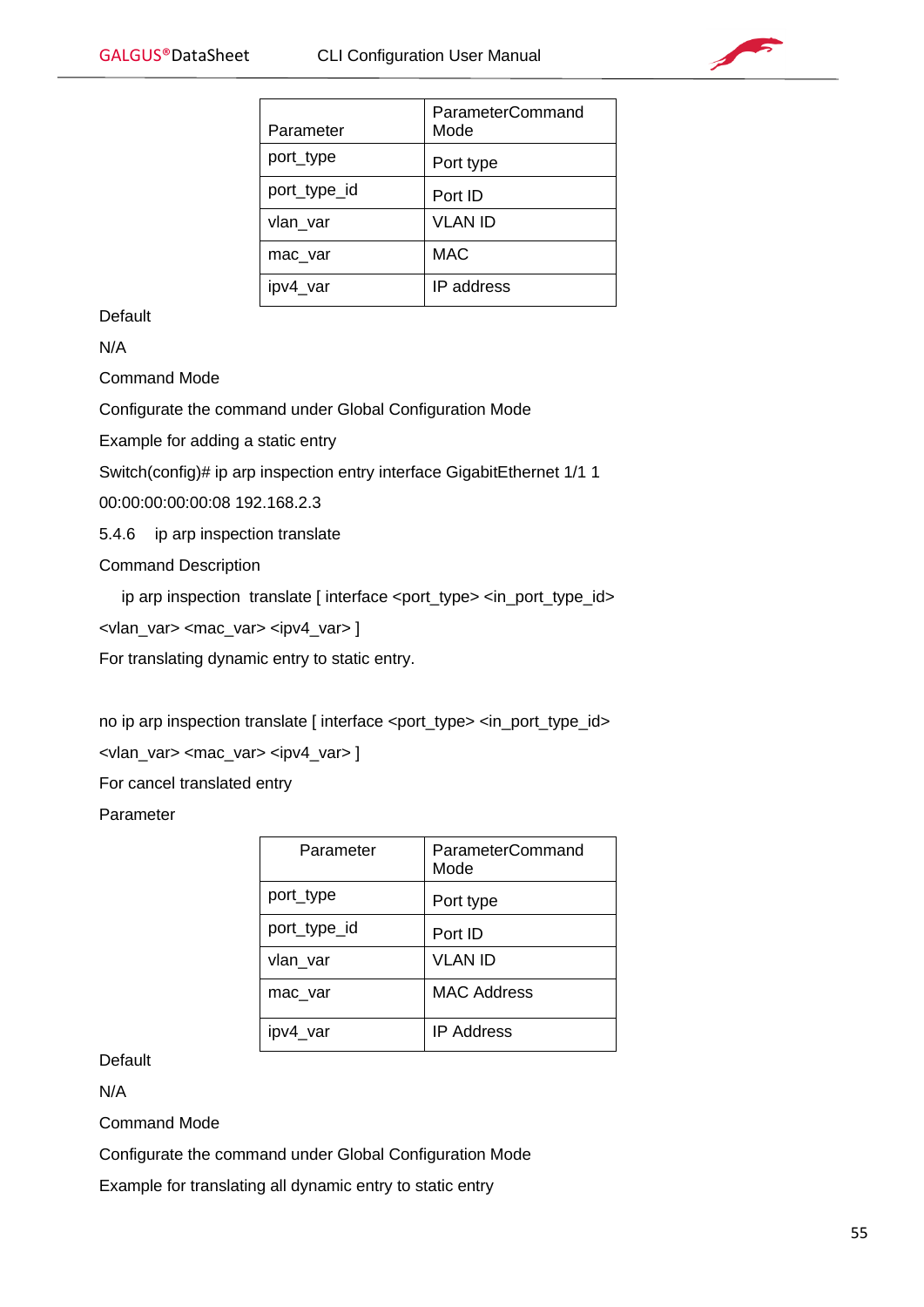| Parameter | ParameterCommand Mode |
|---|---|
| port_type | Port type |
| port_type_id | Port ID |
| vlan_var | VLAN ID |
| mac_var | MAC |
| ipv4_var | IP address |

Default

N/A

Command Mode

Configurate the command under Global Configuration Mode

Example for adding a static entry

Switch(config)# ip arp inspection entry interface GigabitEthernet 1/1 1 00:00:00:00:00:08 192.168.2.3

### 5.4.6 ip arp inspection translate

Command Description

ip arp inspection translate [ interface <port_type> <in_port_type_id> <vlan_var> <mac_var> <ipv4_var> ]

For translating dynamic entry to static entry.

no ip arp inspection translate [ interface <port_type> <in_port_type_id> <vlan_var> <mac_var> <ipv4_var> ]

For cancel translated entry

Parameter

| Parameter | ParameterCommand Mode |
|---|---|
| port_type | Port type |
| port_type_id | Port ID |
| vlan_var | VLAN ID |
| mac_var | MAC Address |
| ipv4_var | IP Address |

Default

N/A

Command Mode

Configurate the command under Global Configuration Mode

Example for translating all dynamic entry to static entry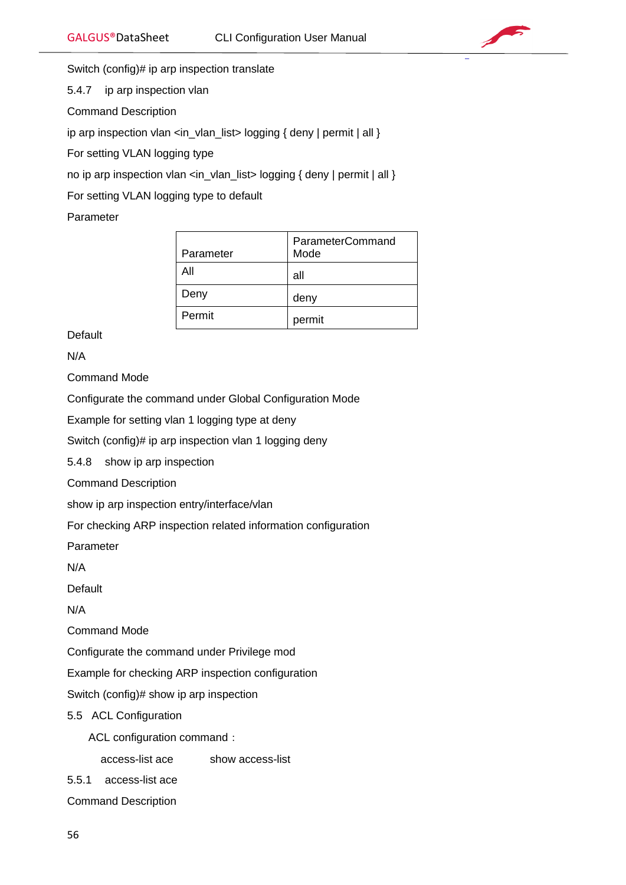Switch (config)# ip arp inspection translate

### 5.4.7 ip arp inspection vlan

Command Description

ip arp inspection vlan <in_vlan_list> logging { deny | permit | all }

For setting VLAN logging type

no ip arp inspection vlan <in_vlan_list> logging { deny | permit | all }

For setting VLAN logging type to default

Parameter

| Parameter | ParameterCommand Mode |
|---|---|
| All | all |
| Deny | deny |
| Permit | permit |

Default

N/A

Command Mode

Configurate the command under Global Configuration Mode

Example for setting vlan 1 logging type at deny

Switch (config)# ip arp inspection vlan 1 logging deny

### 5.4.8 show ip arp inspection

Command Description

show ip arp inspection entry/interface/vlan

For checking ARP inspection related information configuration

Parameter

N/A

Default

N/A

Command Mode

Configurate the command under Privilege mod

Example for checking ARP inspection configuration

Switch (config)# show ip arp inspection

## 5.5 ACL Configuration

ACL configuration command：

access-list ace    show access-list

### 5.5.1 access-list ace

Command Description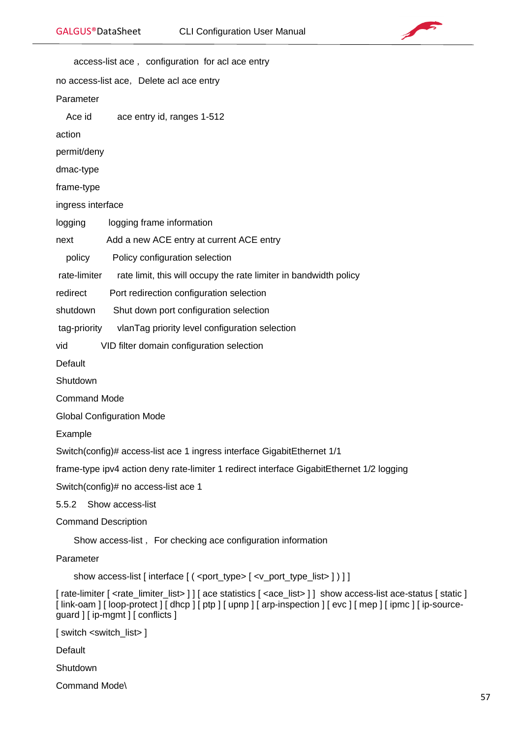access-list ace， configuration for acl ace entry

no access-list ace，Delete acl ace entry

Parameter

Ace id ace entry id, ranges 1-512

action

permit/deny

dmac-type

frame-type

ingress interface

logging logging frame information

next Add a new ACE entry at current ACE entry

policy Policy configuration selection

rate-limiter rate limit, this will occupy the rate limiter in bandwidth policy

redirect Port redirection configuration selection

shutdown Shut down port configuration selection

tag-priority vlanTag priority level configuration selection

vid VID filter domain configuration selection

Default

Shutdown

Command Mode

Global Configuration Mode

Example

Switch(config)# access-list ace 1 ingress interface GigabitEthernet 1/1

frame-type ipv4 action deny rate-limiter 1 redirect interface GigabitEthernet 1/2 logging

Switch(config)# no access-list ace 1

5.5.2 Show access-list

Command Description

Show access-list， For checking ace configuration information

Parameter

show access-list [ interface [ ( <port_type> [ <v_port_type_list> ] ) ] ]

[ rate-limiter [ <rate_limiter_list> ] ] [ ace statistics [ <ace_list> ] ] show access-list ace-status [ static ] [ link-oam ] [ loop-protect ] [ dhcp ] [ ptp ] [ upnp ] [ arp-inspection ] [ evc ] [ mep ] [ ipmc ] [ ip-source-guard ] [ ip-mgmt ] [ conflicts ]

[ switch <switch_list> ]

Default

Shutdown

Command Mode\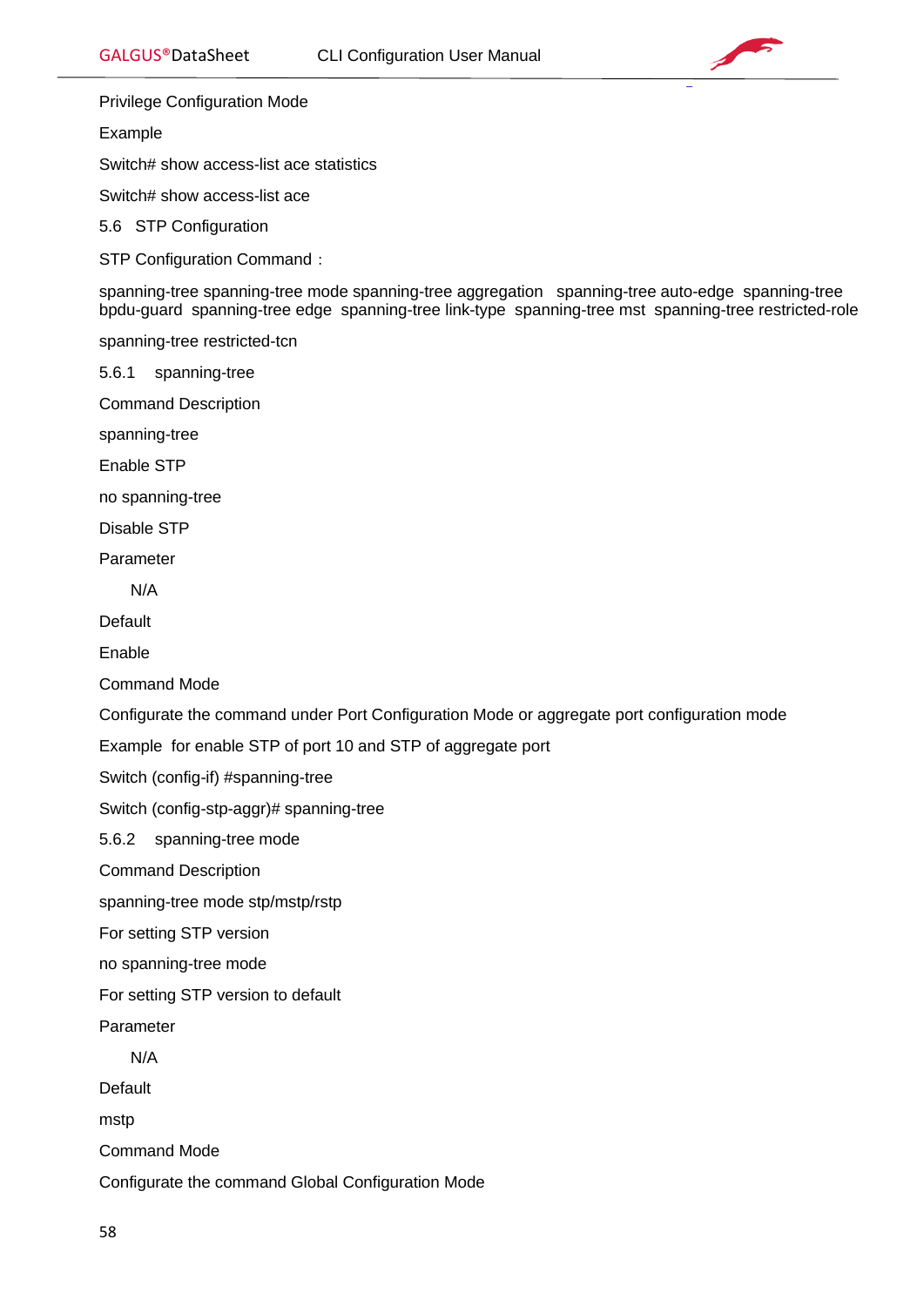Privilege Configuration Mode

Example

Switch# show access-list ace statistics

Switch# show access-list ace

## 5.6 STP Configuration

STP Configuration Command：

spanning-tree spanning-tree mode spanning-tree aggregation  spanning-tree auto-edge  spanning-tree bpdu-guard  spanning-tree edge  spanning-tree link-type  spanning-tree mst  spanning-tree restricted-role

spanning-tree restricted-tcn

### 5.6.1 spanning-tree

Command Description

spanning-tree

Enable STP

no spanning-tree

Disable STP

Parameter

N/A

Default

Enable

Command Mode

Configurate the command under Port Configuration Mode or aggregate port configuration mode

Example  for enable STP of port 10 and STP of aggregate port

Switch (config-if) #spanning-tree

Switch (config-stp-aggr)# spanning-tree

### 5.6.2 spanning-tree mode

Command Description

spanning-tree mode stp/mstp/rstp

For setting STP version

no spanning-tree mode

For setting STP version to default

Parameter

N/A

Default

mstp

Command Mode

Configurate the command Global Configuration Mode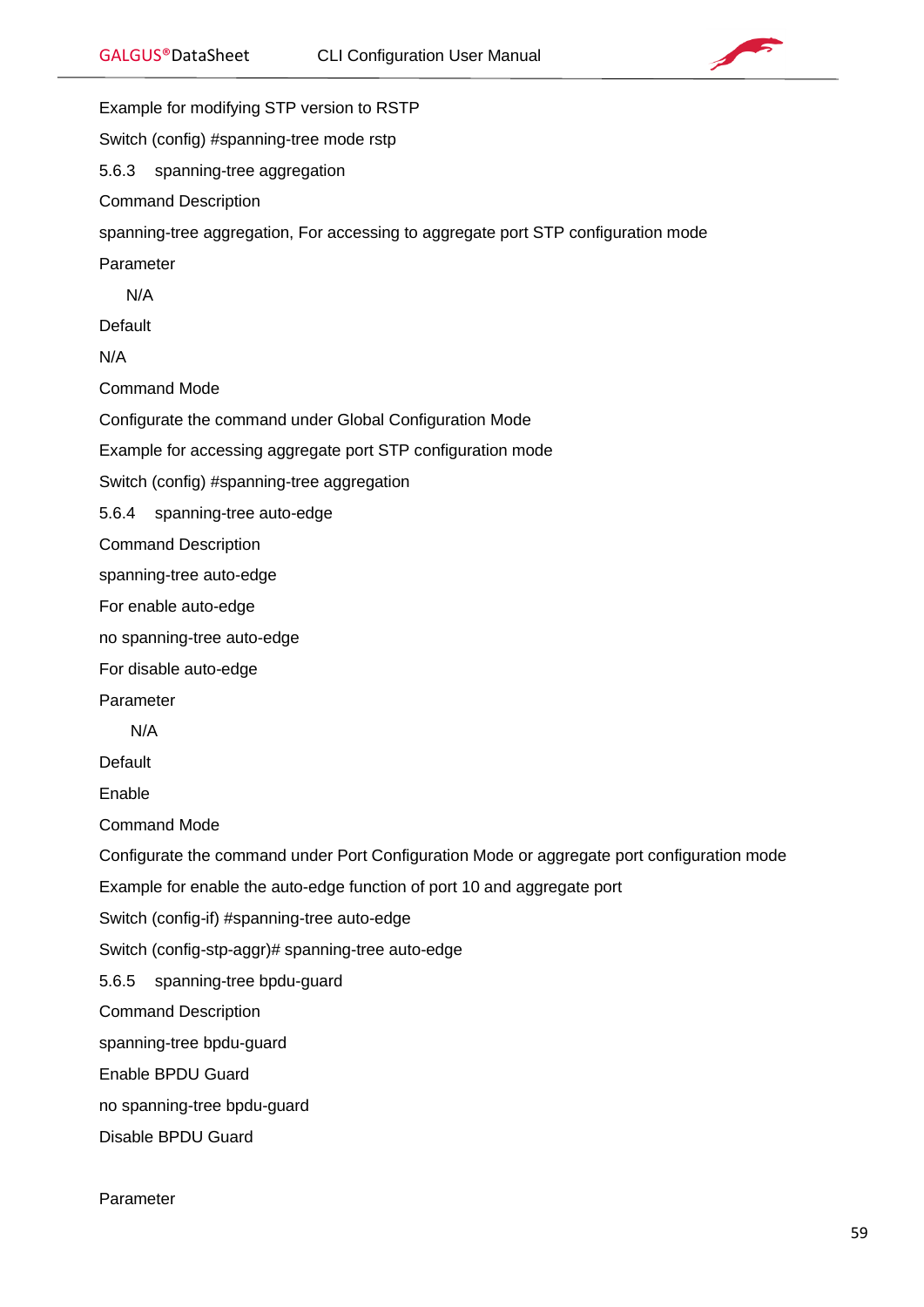Example for modifying STP version to RSTP

Switch (config) #spanning-tree mode rstp

### 5.6.3 spanning-tree aggregation

Command Description

spanning-tree aggregation, For accessing to aggregate port STP configuration mode

Parameter

N/A

Default

N/A

Command Mode

Configurate the command under Global Configuration Mode

Example for accessing aggregate port STP configuration mode

Switch (config) #spanning-tree aggregation

### 5.6.4 spanning-tree auto-edge

Command Description

spanning-tree auto-edge

For enable auto-edge

no spanning-tree auto-edge

For disable auto-edge

Parameter

N/A

Default

Enable

Command Mode

Configurate the command under Port Configuration Mode or aggregate port configuration mode

Example for enable the auto-edge function of port 10 and aggregate port

Switch (config-if) #spanning-tree auto-edge

Switch (config-stp-aggr)# spanning-tree auto-edge

### 5.6.5 spanning-tree bpdu-guard

Command Description

spanning-tree bpdu-guard

Enable BPDU Guard

no spanning-tree bpdu-guard

Disable BPDU Guard

Parameter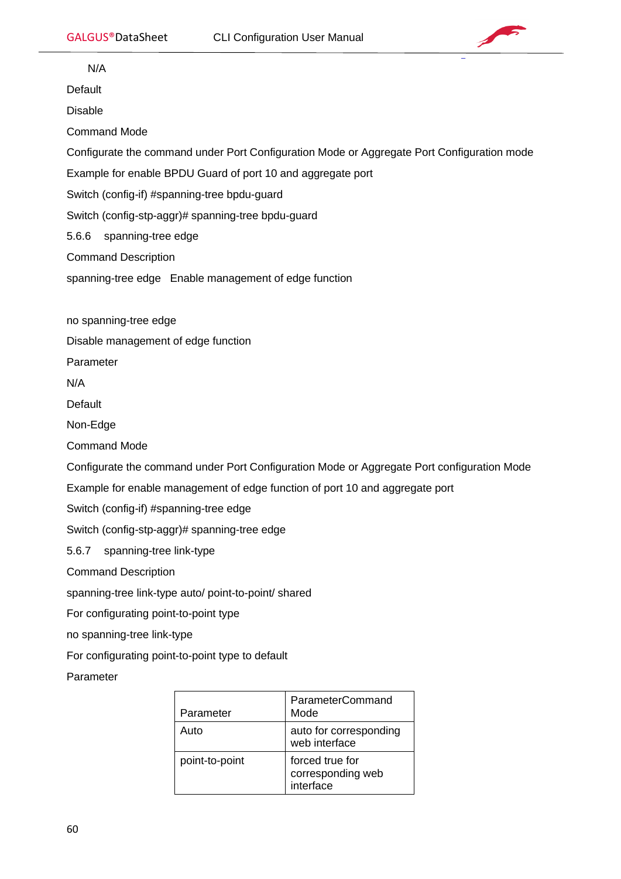N/A

Default

Disable

Command Mode

Configurate the command under Port Configuration Mode or Aggregate Port Configuration mode

Example for enable BPDU Guard of port 10 and aggregate port

Switch (config-if) #spanning-tree bpdu-guard

Switch (config-stp-aggr)# spanning-tree bpdu-guard

### 5.6.6 spanning-tree edge

Command Description

spanning-tree edge   Enable management of edge function

no spanning-tree edge

Disable management of edge function

Parameter

N/A

Default

Non-Edge

Command Mode

Configurate the command under Port Configuration Mode or Aggregate Port configuration Mode

Example for enable management of edge function of port 10 and aggregate port

Switch (config-if) #spanning-tree edge

Switch (config-stp-aggr)# spanning-tree edge

### 5.6.7 spanning-tree link-type

Command Description

spanning-tree link-type auto/ point-to-point/ shared

For configurating point-to-point type

no spanning-tree link-type

For configurating point-to-point type to default

Parameter

| Parameter | ParameterCommand Mode |
|---|---|
| Auto | auto for corresponding web interface |
| point-to-point | forced true for corresponding web interface |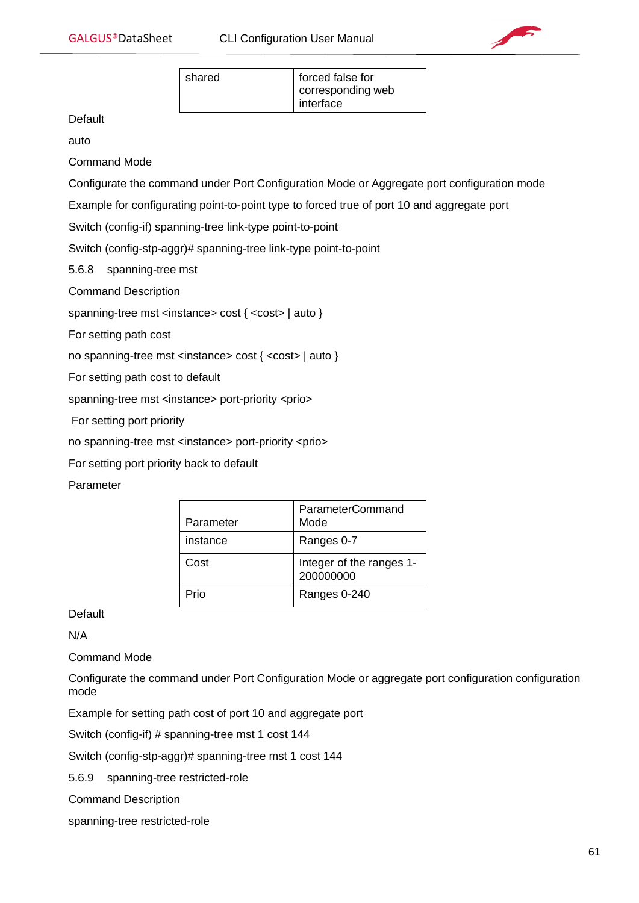| shared | forced false for corresponding web interface |
| --- | --- |

Default

auto

Command Mode

Configurate the command under Port Configuration Mode or Aggregate port configuration mode

Example for configurating point-to-point type to forced true of port 10 and aggregate port

Switch (config-if) spanning-tree link-type point-to-point

Switch (config-stp-aggr)# spanning-tree link-type point-to-point

### 5.6.8 spanning-tree mst

Command Description

spanning-tree mst <instance> cost { <cost> | auto }

For setting path cost

no spanning-tree mst <instance> cost { <cost> | auto }

For setting path cost to default

spanning-tree mst <instance> port-priority <prio>

For setting port priority

no spanning-tree mst <instance> port-priority <prio>

For setting port priority back to default

Parameter

| Parameter | ParameterCommand Mode |
| --- | --- |
| instance | Ranges 0-7 |
| Cost | Integer of the ranges 1-200000000 |
| Prio | Ranges 0-240 |

Default

N/A

Command Mode

Configurate the command under Port Configuration Mode or aggregate port configuration configuration mode

Example for setting path cost of port 10 and aggregate port

Switch (config-if) # spanning-tree mst 1 cost 144

Switch (config-stp-aggr)# spanning-tree mst 1 cost 144

### 5.6.9 spanning-tree restricted-role

Command Description

spanning-tree restricted-role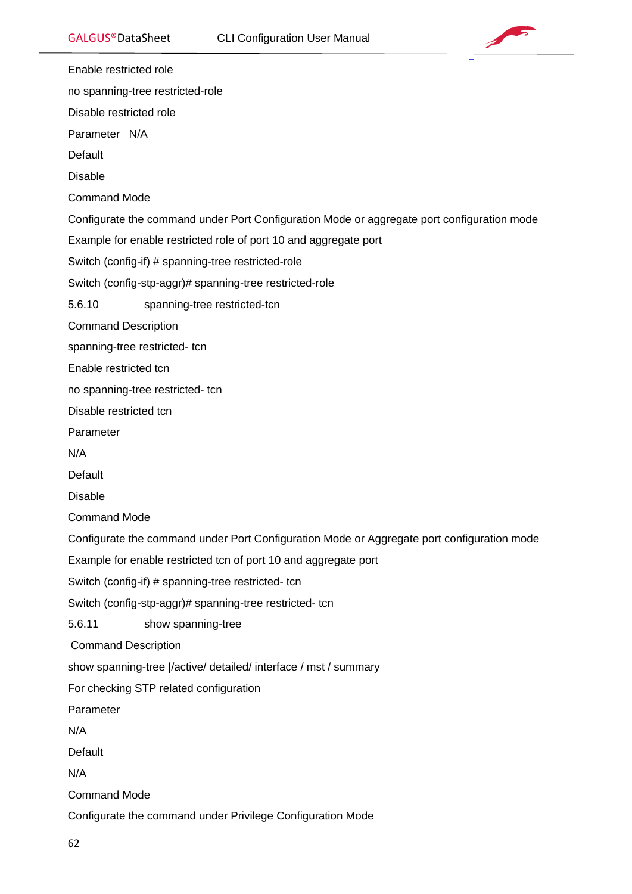Enable restricted role

no spanning-tree restricted-role

Disable restricted role

Parameter N/A

Default

Disable

Command Mode

Configurate the command under Port Configuration Mode or aggregate port configuration mode

Example for enable restricted role of port 10 and aggregate port

Switch (config-if) # spanning-tree restricted-role

Switch (config-stp-aggr)# spanning-tree restricted-role

### 5.6.10 spanning-tree restricted-tcn

Command Description

spanning-tree restricted- tcn

Enable restricted tcn

no spanning-tree restricted- tcn

Disable restricted tcn

Parameter

N/A

Default

Disable

Command Mode

Configurate the command under Port Configuration Mode or Aggregate port configuration mode

Example for enable restricted tcn of port 10 and aggregate port

Switch (config-if) # spanning-tree restricted- tcn

Switch (config-stp-aggr)# spanning-tree restricted- tcn

### 5.6.11 show spanning-tree

Command Description

show spanning-tree |/active/ detailed/ interface / mst / summary

For checking STP related configuration

Parameter

N/A

Default

N/A

Command Mode

Configurate the command under Privilege Configuration Mode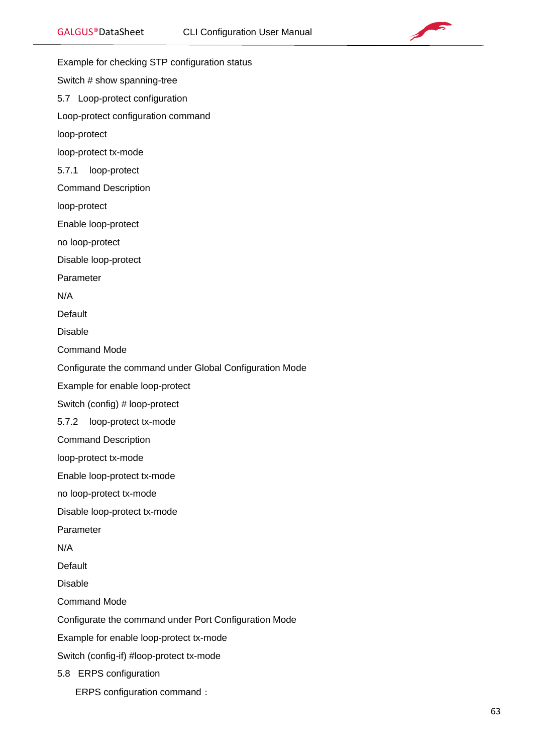Example for checking STP configuration status

Switch # show spanning-tree

## 5.7 Loop-protect configuration

Loop-protect configuration command

loop-protect

loop-protect tx-mode

### 5.7.1 loop-protect

Command Description

loop-protect

Enable loop-protect

no loop-protect

Disable loop-protect

Parameter

N/A

Default

Disable

Command Mode

Configurate the command under Global Configuration Mode

Example for enable loop-protect

Switch (config) # loop-protect

### 5.7.2 loop-protect tx-mode

Command Description

loop-protect tx-mode

Enable loop-protect tx-mode

no loop-protect tx-mode

Disable loop-protect tx-mode

Parameter

N/A

Default

Disable

Command Mode

Configurate the command under Port Configuration Mode

Example for enable loop-protect tx-mode

Switch (config-if) #loop-protect tx-mode

## 5.8 ERPS configuration

ERPS configuration command：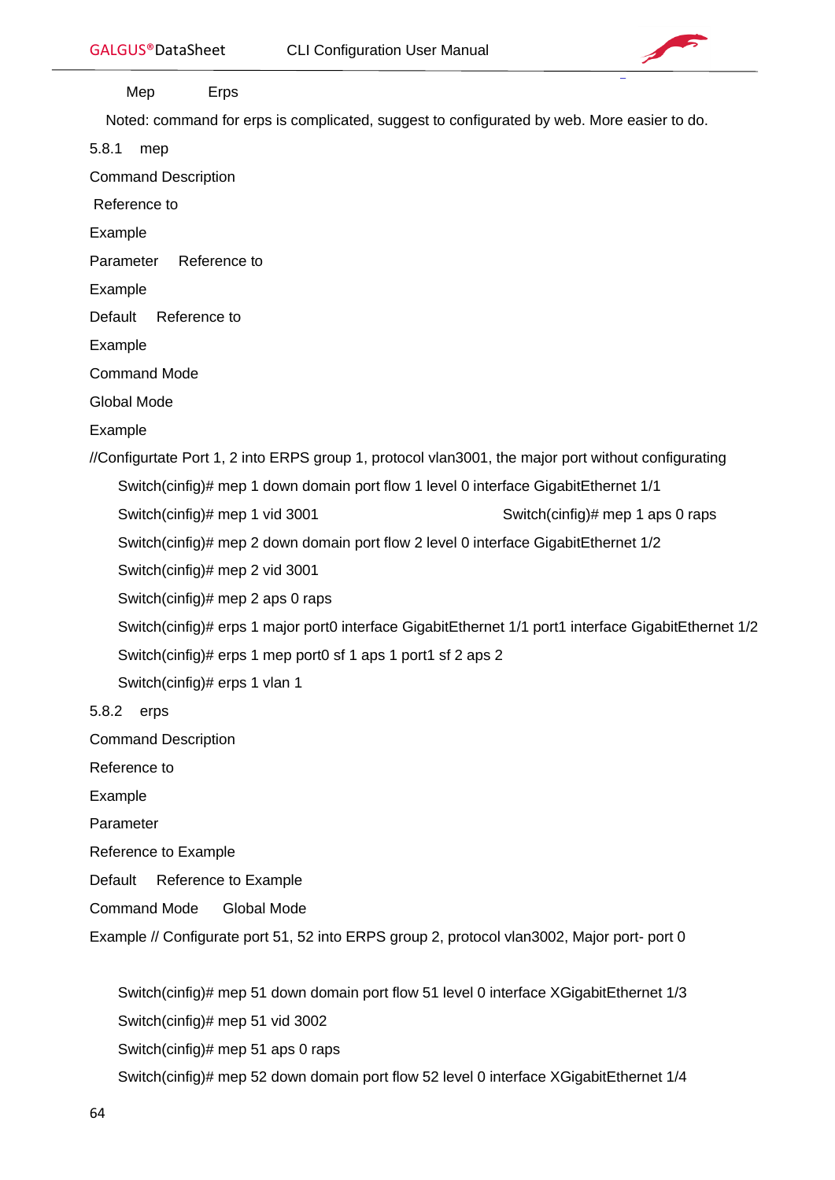Mep Erps

Noted: command for erps is complicated, suggest to configurated by web. More easier to do.

### 5.8.1 mep

Command Description

Reference to

Example

Parameter Reference to

Example

Default Reference to

Example

Command Mode

Global Mode

Example

//Configurtate Port 1, 2 into ERPS group 1, protocol vlan3001, the major port without configurating

```
Switch(cinfig)# mep 1 down domain port flow 1 level 0 interface GigabitEthernet 1/1
Switch(cinfig)# mep 1 vid 3001
Switch(cinfig)# mep 1 aps 0 raps
Switch(cinfig)# mep 2 down domain port flow 2 level 0 interface GigabitEthernet 1/2
Switch(cinfig)# mep 2 vid 3001
Switch(cinfig)# mep 2 aps 0 raps
Switch(cinfig)# erps 1 major port0 interface GigabitEthernet 1/1 port1 interface GigabitEthernet 1/2
Switch(cinfig)# erps 1 mep port0 sf 1 aps 1 port1 sf 2 aps 2
Switch(cinfig)# erps 1 vlan 1
```

### 5.8.2 erps

Command Description

Reference to

Example

Parameter

Reference to Example

Default Reference to Example

Command Mode Global Mode

Example // Configurate port 51, 52 into ERPS group 2, protocol vlan3002, Major port- port 0

```
Switch(cinfig)# mep 51 down domain port flow 51 level 0 interface XGigabitEthernet 1/3
Switch(cinfig)# mep 51 vid 3002
Switch(cinfig)# mep 51 aps 0 raps
Switch(cinfig)# mep 52 down domain port flow 52 level 0 interface XGigabitEthernet 1/4
```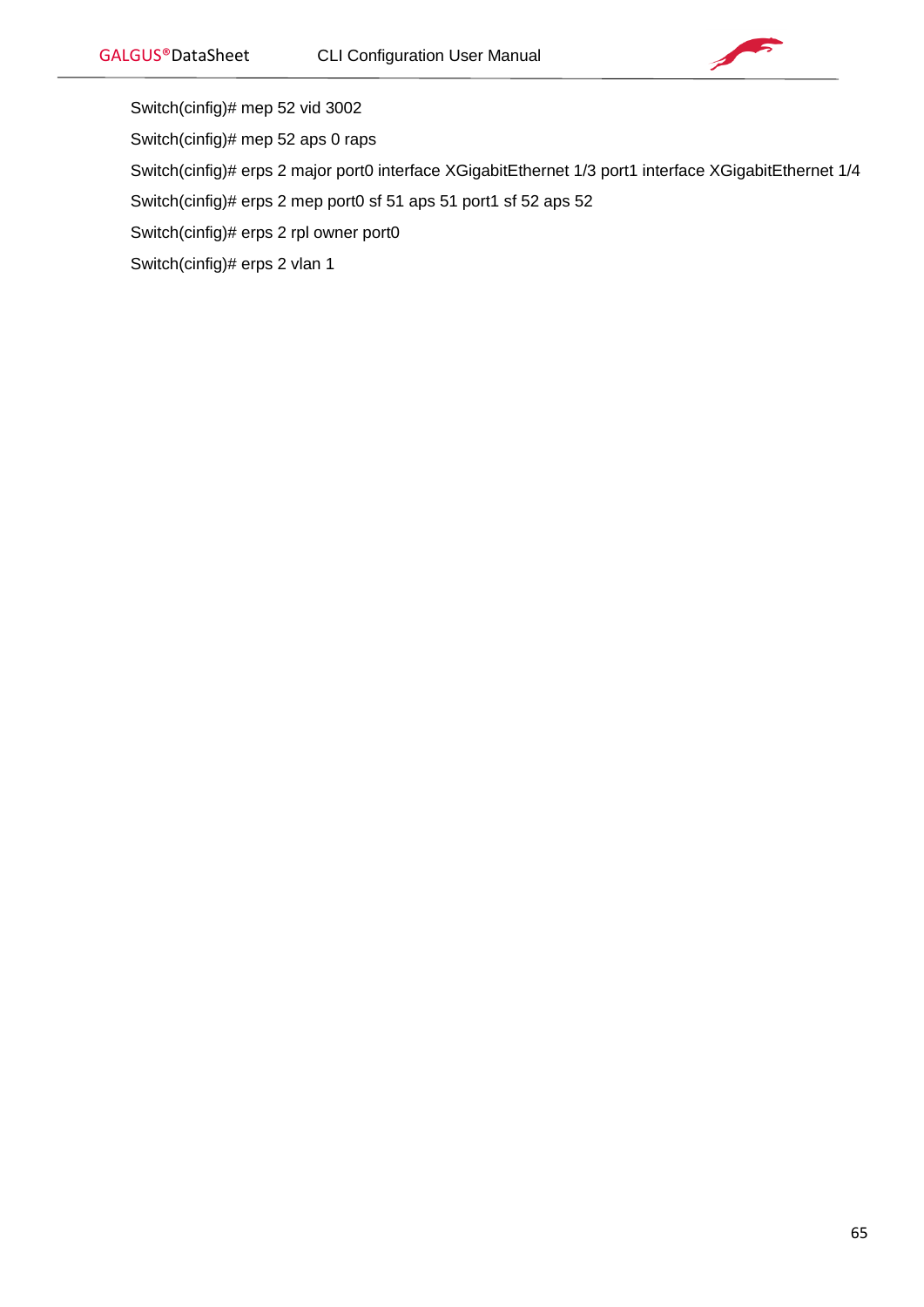Switch(cinfig)# mep 52 vid 3002

Switch(cinfig)# mep 52 aps 0 raps

Switch(cinfig)# erps 2 major port0 interface XGigabitEthernet 1/3 port1 interface XGigabitEthernet 1/4

Switch(cinfig)# erps 2 mep port0 sf 51 aps 51 port1 sf 52 aps 52

Switch(cinfig)# erps 2 rpl owner port0

Switch(cinfig)# erps 2 vlan 1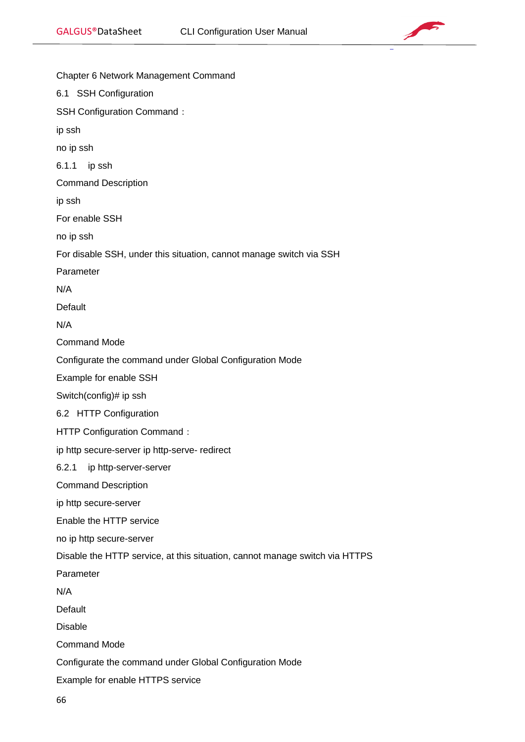# Chapter 6 Network Management Command

## 6.1 SSH Configuration

SSH Configuration Command：

ip ssh

no ip ssh

### 6.1.1 ip ssh

Command Description

ip ssh

For enable SSH

no ip ssh

For disable SSH, under this situation, cannot manage switch via SSH

Parameter

N/A

Default

N/A

Command Mode

Configurate the command under Global Configuration Mode

Example for enable SSH

Switch(config)# ip ssh

## 6.2 HTTP Configuration

HTTP Configuration Command：

ip http secure-server ip http-serve- redirect

### 6.2.1 ip http-server-server

Command Description

ip http secure-server

Enable the HTTP service

no ip http secure-server

Disable the HTTP service, at this situation, cannot manage switch via HTTPS

Parameter

N/A

Default

Disable

Command Mode

Configurate the command under Global Configuration Mode

Example for enable HTTPS service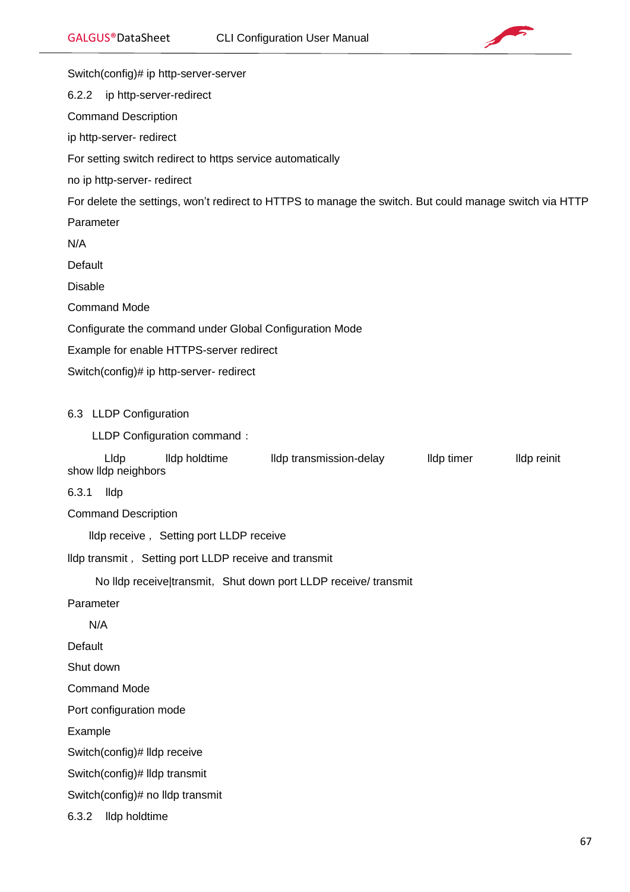Switch(config)# ip http-server-server

### 6.2.2 ip http-server-redirect

Command Description

ip http-server- redirect

For setting switch redirect to https service automatically

no ip http-server- redirect

For delete the settings, won't redirect to HTTPS to manage the switch. But could manage switch via HTTP

Parameter

N/A

Default

Disable

Command Mode

Configurate the command under Global Configuration Mode

Example for enable HTTPS-server redirect

Switch(config)# ip http-server- redirect

## 6.3 LLDP Configuration

LLDP Configuration command：

Lldp    lldp holdtime    lldp transmission-delay    lldp timer    lldp reinit
show lldp neighbors

### 6.3.1 lldp

Command Description

lldp receive， Setting port LLDP receive

lldp transmit， Setting port LLDP receive and transmit

No lldp receive|transmit，Shut down port LLDP receive/ transmit

Parameter

N/A

Default

Shut down

Command Mode

Port configuration mode

Example

Switch(config)# lldp receive

Switch(config)# lldp transmit

Switch(config)# no lldp transmit

### 6.3.2 lldp holdtime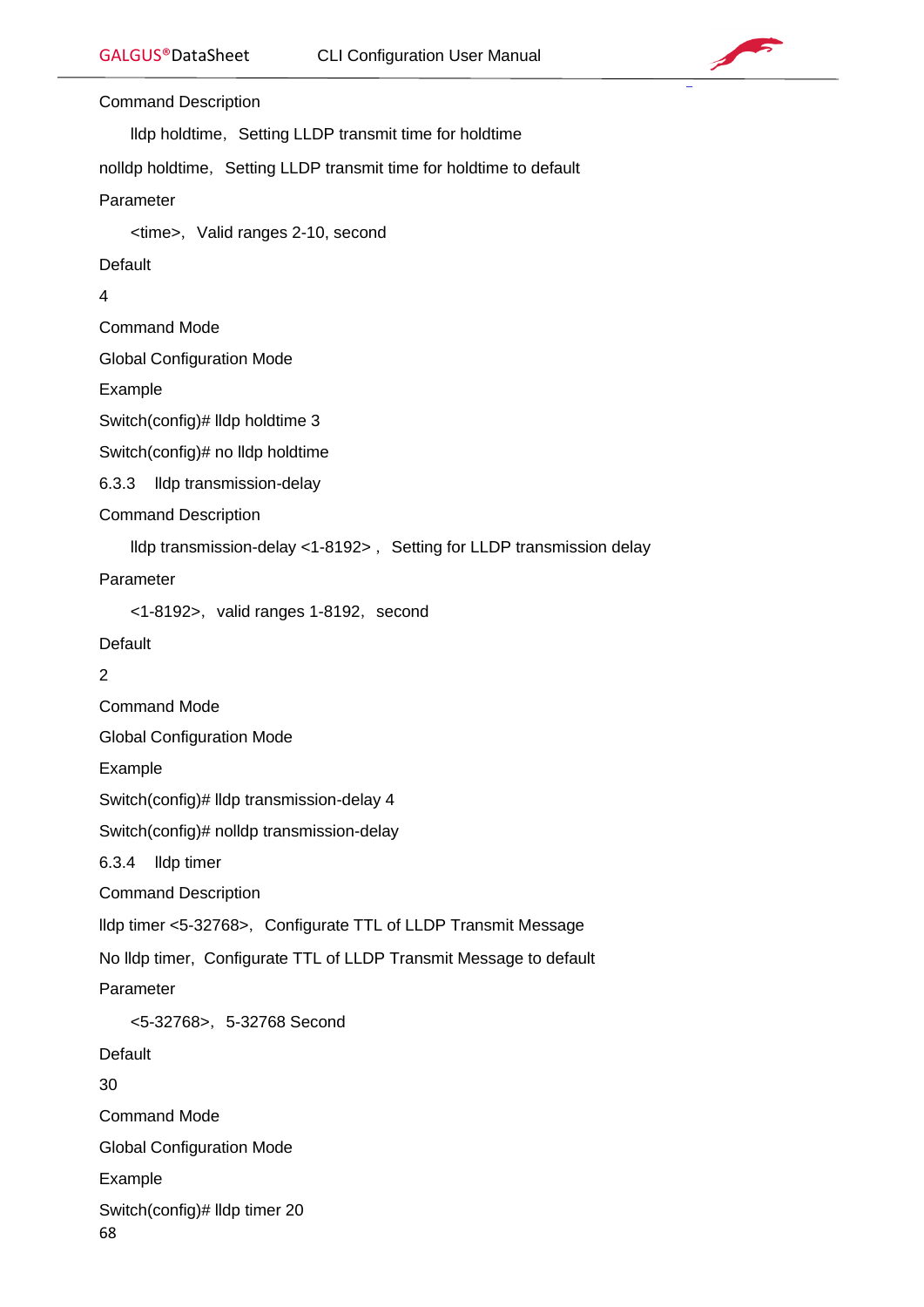Command Description

lldp holdtime, Setting LLDP transmit time for holdtime

nolldp holdtime, Setting LLDP transmit time for holdtime to default

Parameter

<time>, Valid ranges 2-10, second

Default

4

Command Mode

Global Configuration Mode

Example

Switch(config)# lldp holdtime 3

Switch(config)# no lldp holdtime

### 6.3.3 lldp transmission-delay

Command Description

lldp transmission-delay <1-8192> , Setting for LLDP transmission delay

Parameter

<1-8192>, valid ranges 1-8192, second

Default

2

Command Mode

Global Configuration Mode

Example

Switch(config)# lldp transmission-delay 4

Switch(config)# nolldp transmission-delay

### 6.3.4 lldp timer

Command Description

lldp timer <5-32768>, Configurate TTL of LLDP Transmit Message

No lldp timer, Configurate TTL of LLDP Transmit Message to default

Parameter

<5-32768>, 5-32768 Second

Default

30

Command Mode

Global Configuration Mode

Example

Switch(config)# lldp timer 20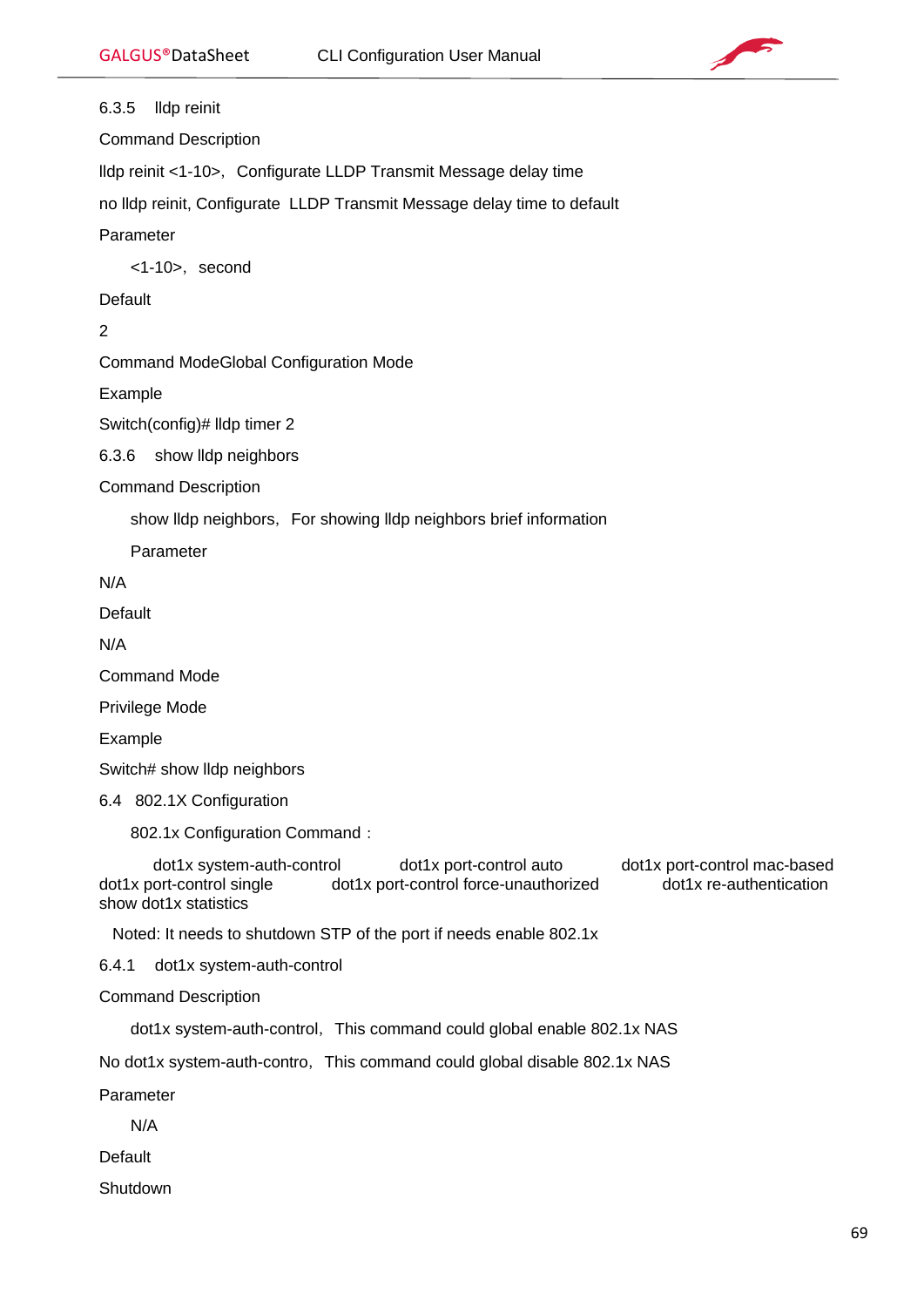### 6.3.5 lldp reinit

Command Description

lldp reinit <1-10>，Configurate LLDP Transmit Message delay time

no lldp reinit, Configurate LLDP Transmit Message delay time to default

Parameter

<1-10>，second

Default

2

Command ModeGlobal Configuration Mode

Example

Switch(config)# lldp timer 2

### 6.3.6 show lldp neighbors

Command Description

show lldp neighbors，For showing lldp neighbors brief information

Parameter

N/A

Default

N/A

Command Mode

Privilege Mode

Example

Switch# show lldp neighbors

## 6.4 802.1X Configuration

802.1x Configuration Command：

dot1x system-auth-control　　dot1x port-control auto　　dot1x port-control mac-based　　dot1x port-control single　　dot1x port-control force-unauthorized　　dot1x re-authentication　　show dot1x statistics

Noted: It needs to shutdown STP of the port if needs enable 802.1x

### 6.4.1 dot1x system-auth-control

Command Description

dot1x system-auth-control，This command could global enable 802.1x NAS

No dot1x system-auth-contro，This command could global disable 802.1x NAS

Parameter

N/A

Default

Shutdown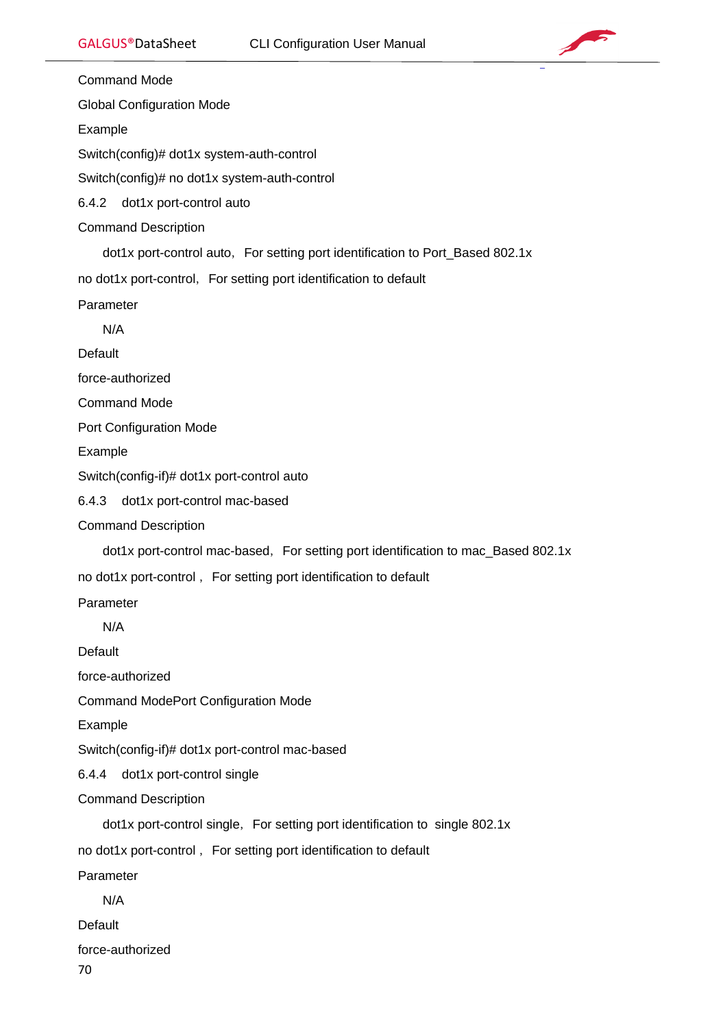Command Mode

Global Configuration Mode

Example

Switch(config)# dot1x system-auth-control

Switch(config)# no dot1x system-auth-control

### 6.4.2 dot1x port-control auto

Command Description

dot1x port-control auto，For setting port identification to Port_Based 802.1x

no dot1x port-control，For setting port identification to default

Parameter

N/A

Default

force-authorized

Command Mode

Port Configuration Mode

Example

Switch(config-if)# dot1x port-control auto

### 6.4.3 dot1x port-control mac-based

Command Description

dot1x port-control mac-based，For setting port identification to mac_Based 802.1x

no dot1x port-control，For setting port identification to default

Parameter

N/A

Default

force-authorized

Command ModePort Configuration Mode

Example

Switch(config-if)# dot1x port-control mac-based

### 6.4.4 dot1x port-control single

Command Description

dot1x port-control single，For setting port identification to single 802.1x

no dot1x port-control，For setting port identification to default

Parameter

N/A

Default

force-authorized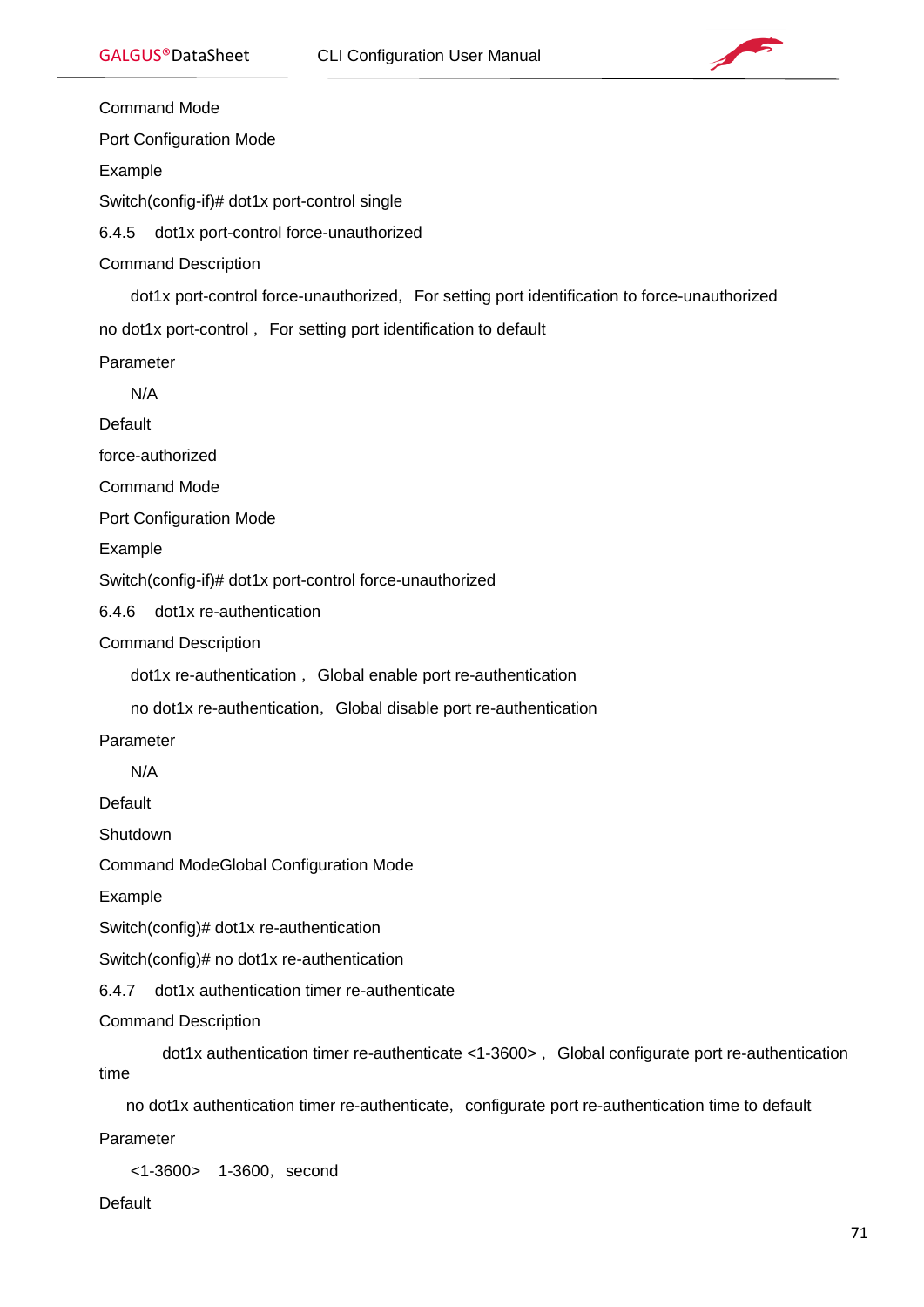Command Mode

Port Configuration Mode

Example

Switch(config-if)# dot1x port-control single

### 6.4.5 dot1x port-control force-unauthorized

Command Description

dot1x port-control force-unauthorized，For setting port identification to force-unauthorized

no dot1x port-control，For setting port identification to default

Parameter

N/A

Default

force-authorized

Command Mode

Port Configuration Mode

Example

Switch(config-if)# dot1x port-control force-unauthorized

### 6.4.6 dot1x re-authentication

Command Description

dot1x re-authentication，Global enable port re-authentication

no dot1x re-authentication，Global disable port re-authentication

Parameter

N/A

Default

Shutdown

Command ModeGlobal Configuration Mode

Example

Switch(config)# dot1x re-authentication

Switch(config)# no dot1x re-authentication

### 6.4.7 dot1x authentication timer re-authenticate

Command Description

dot1x authentication timer re-authenticate <1-3600>，Global configurate port re-authentication time

no dot1x authentication timer re-authenticate，configurate port re-authentication time to default

Parameter

<1-3600> 1-3600，second

Default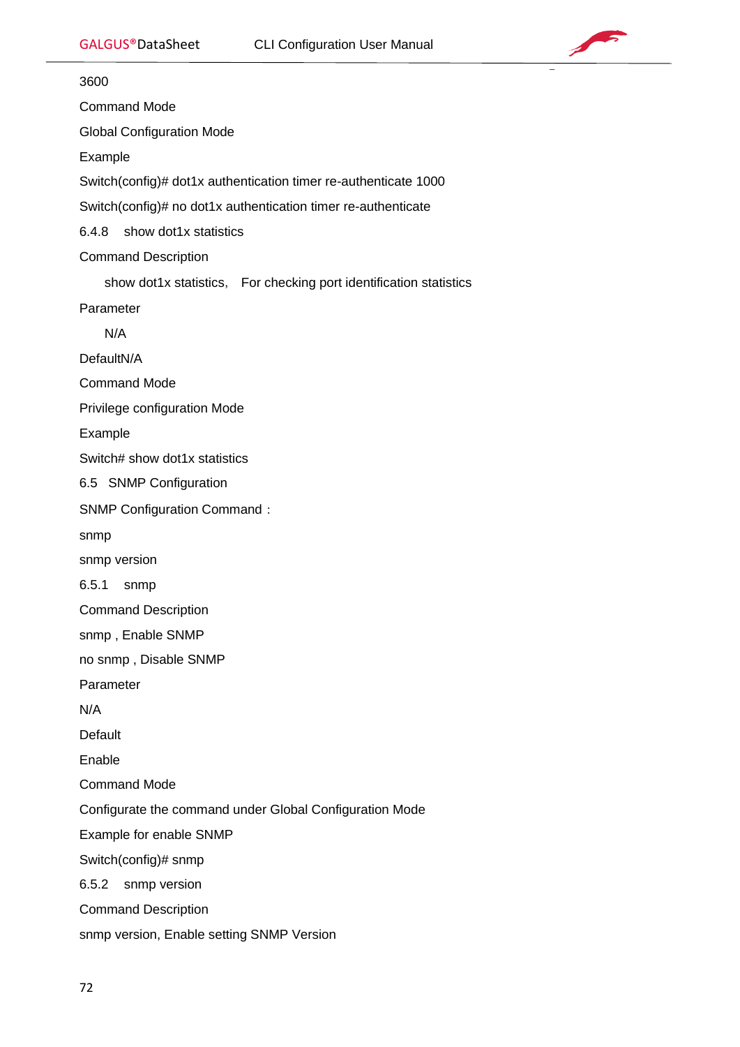3600

Command Mode

Global Configuration Mode

Example

Switch(config)# dot1x authentication timer re-authenticate 1000

Switch(config)# no dot1x authentication timer re-authenticate

### 6.4.8 show dot1x statistics

Command Description

show dot1x statistics, For checking port identification statistics

Parameter

N/A

DefaultN/A

Command Mode

Privilege configuration Mode

Example

Switch# show dot1x statistics

## 6.5 SNMP Configuration

SNMP Configuration Command：

snmp

snmp version

### 6.5.1 snmp

Command Description

snmp , Enable SNMP

no snmp , Disable SNMP

Parameter

N/A

Default

Enable

Command Mode

Configurate the command under Global Configuration Mode

Example for enable SNMP

Switch(config)# snmp

### 6.5.2 snmp version

Command Description

snmp version, Enable setting SNMP Version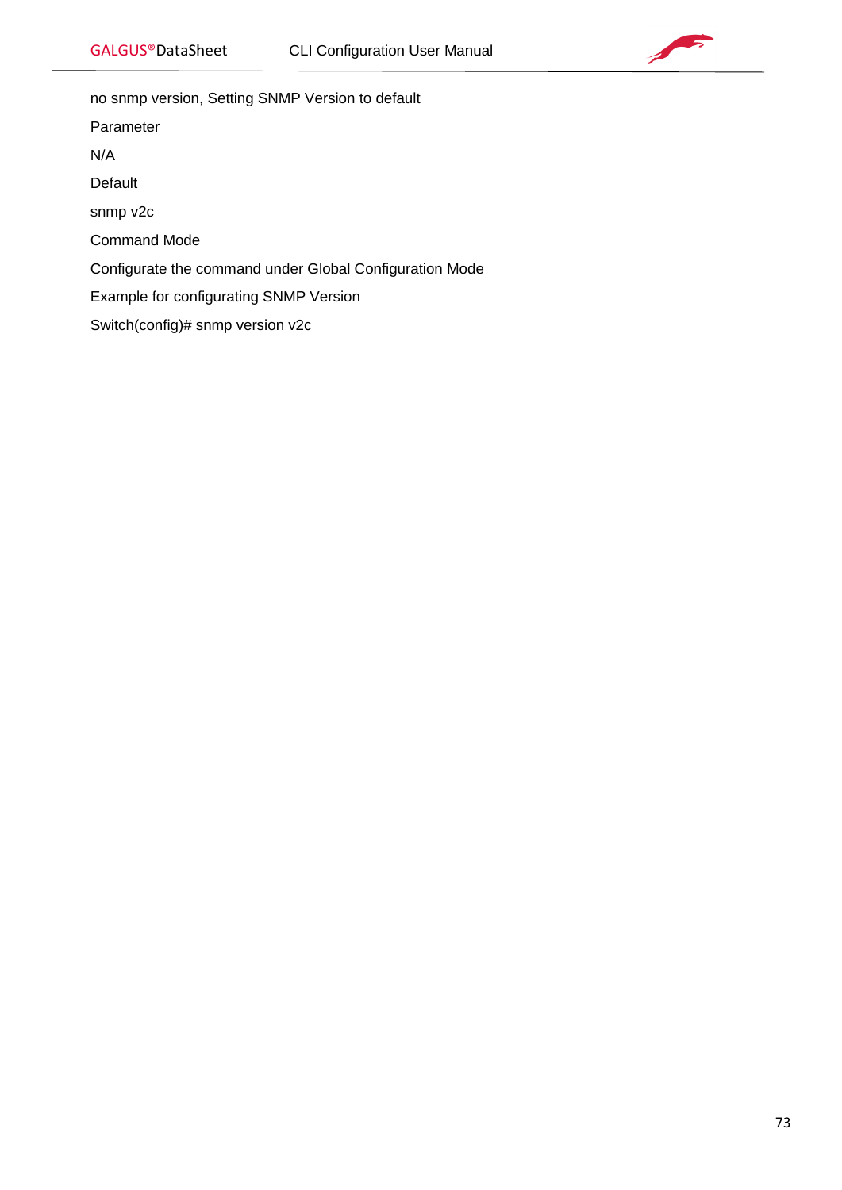no snmp version, Setting SNMP Version to default

Parameter

N/A

Default

snmp v2c

Command Mode

Configurate the command under Global Configuration Mode

Example for configurating SNMP Version

Switch(config)# snmp version v2c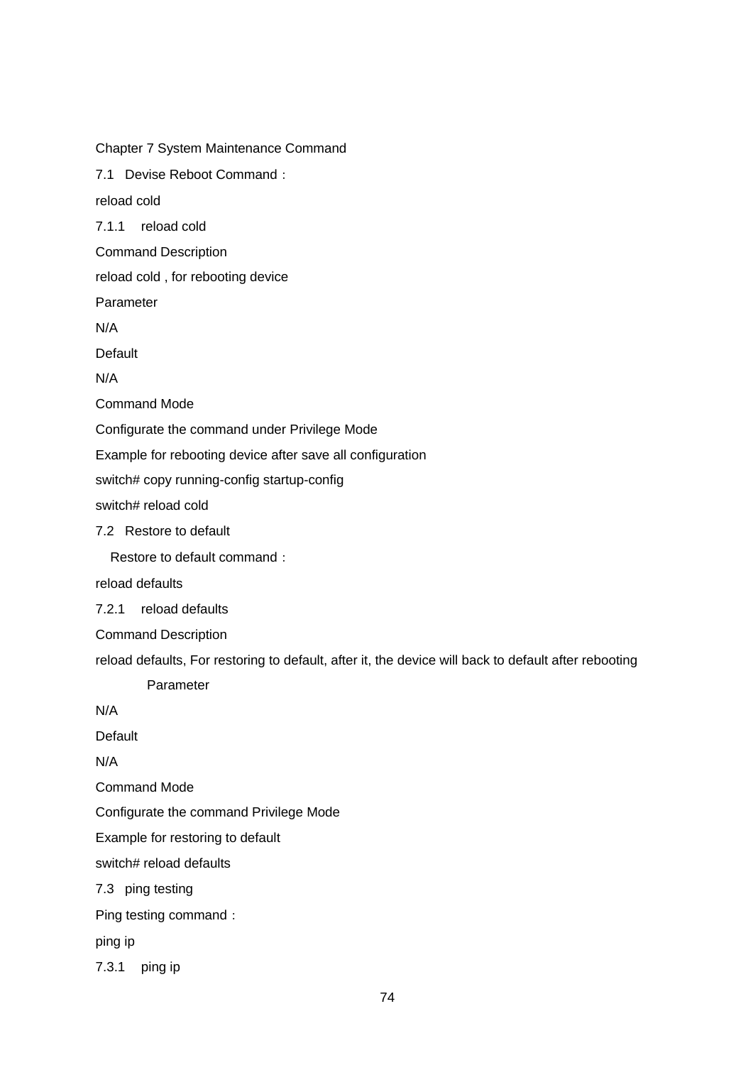# Chapter 7 System Maintenance Command

## 7.1 Devise Reboot Command：

reload cold

### 7.1.1 reload cold

Command Description

reload cold , for rebooting device

Parameter

N/A

Default

N/A

Command Mode

Configurate the command under Privilege Mode

Example for rebooting device after save all configuration

```
switch# copy running-config startup-config
switch# reload cold
```

## 7.2 Restore to default

Restore to default command：

reload defaults

### 7.2.1 reload defaults

Command Description

reload defaults, For restoring to default, after it, the device will back to default after rebooting

Parameter

N/A

Default

N/A

Command Mode

Configurate the command Privilege Mode

Example for restoring to default

```
switch# reload defaults
```

## 7.3 ping testing

Ping testing command：

ping ip

### 7.3.1 ping ip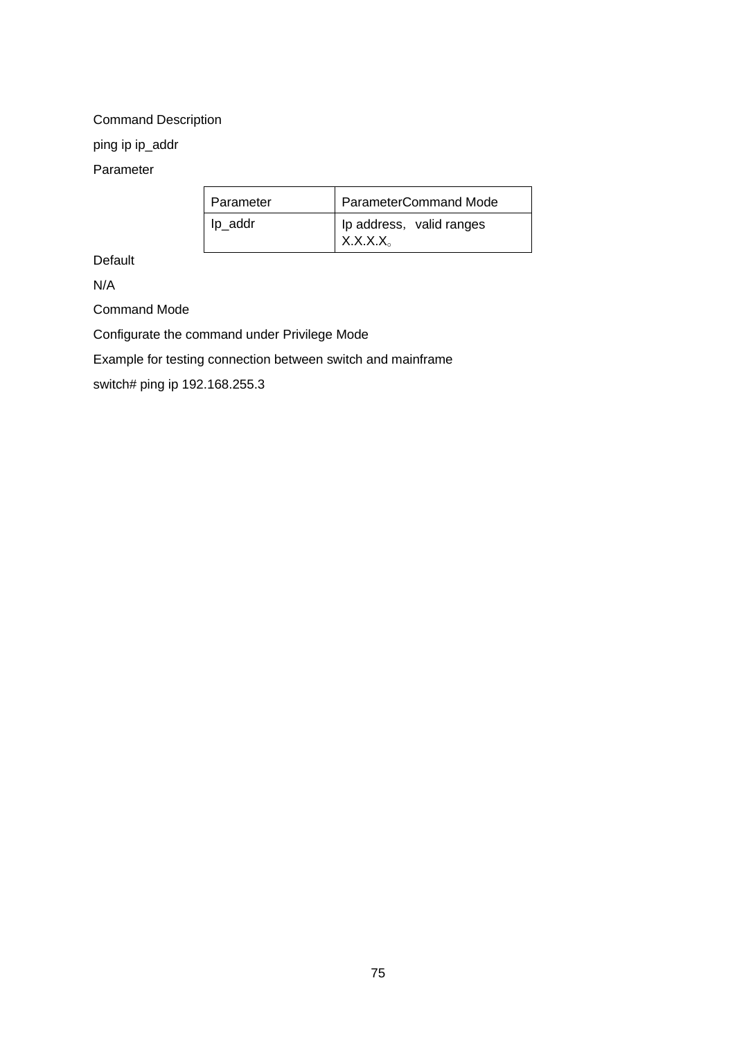Command Description

ping ip ip_addr

Parameter

| Parameter | ParameterCommand Mode |
|---|---|
| Ip_addr | Ip address，valid ranges X.X.X.X。 |

Default

N/A

Command Mode

Configurate the command under Privilege Mode

Example for testing connection between switch and mainframe

switch# ping ip 192.168.255.3